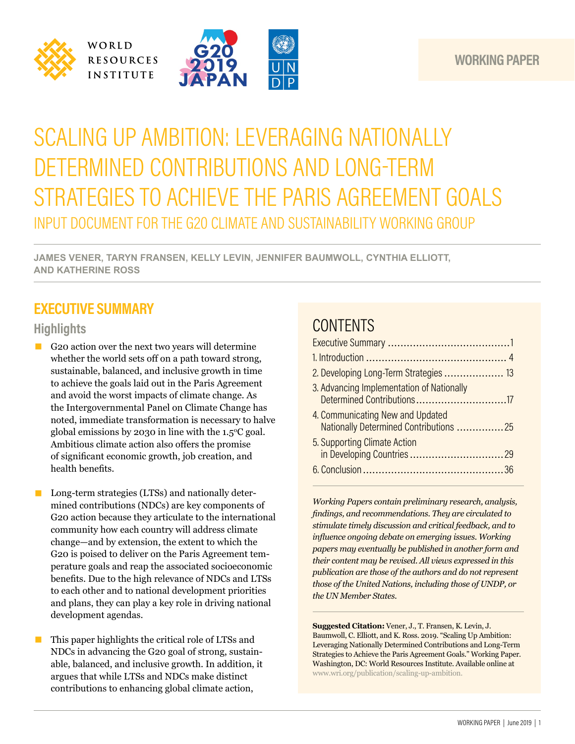WORLD RESOURCES INSTITUTE

WORKING PAPER

# SCALING UP AMBITION: LEVERAGING NATIONALLY DETERMINED CONTRIBUTIONS AND LONG-TERM STRATEGIES TO ACHIEVE THE PARIS AGREEMENT GOALS

## INPUT DOCUMENT FOR THE G20 CLIMATE AND SUSTAINABILITY WORKING GROUP

**JAMES VENER, TARYN FRANSEN, KELLY LEVIN, JENNIFER BAUMWOLL, CYNTHIA ELLIOTT, AND KATHERINE ROSS**

## EXECUTIVE SUMMARY

### Highlights

- G20 action over the next two years will determine whether the world sets off on a path toward strong, sustainable, balanced, and inclusive growth in time to achieve the goals laid out in the Paris Agreement and avoid the worst impacts of climate change. As the Intergovernmental Panel on Climate Change has noted, immediate transformation is necessary to halve global emissions by 2030 in line with the 1.5°C goal. Ambitious climate action also offers the promise of significant economic growth, job creation, and health benefits.

- Long-term strategies (LTSs) and nationally determined contributions (NDCs) are key components of G20 action because they articulate to the international community how each country will address climate change—and by extension, the extent to which the G20 is poised to deliver on the Paris Agreement temperature goals and reap the associated socioeconomic benefits. Due to the high relevance of NDCs and LTSs to each other and to national development priorities and plans, they can play a key role in driving national development agendas.

- This paper highlights the critical role of LTSs and NDCs in advancing the G20 goal of strong, sustainable, balanced, and inclusive growth. In addition, it argues that while LTSs and NDCs make distinct contributions to enhancing global climate action,

## CONTENTS

- Executive Summary ....................................... 1
- 1. Introduction ............................................ 4
- 2. Developing Long-Term Strategies ................... 13
- 3. Advancing Implementation of Nationally Determined Contributions ............................. 17
- 4. Communicating New and Updated Nationally Determined Contributions ............... 25
- 5. Supporting Climate Action in Developing Countries .............................. 29
- 6. Conclusion ............................................. 36

*Working Papers contain preliminary research, analysis, findings, and recommendations. They are circulated to stimulate timely discussion and critical feedback, and to influence ongoing debate on emerging issues. Working papers may eventually be published in another form and their content may be revised. All views expressed in this publication are those of the authors and do not represent those of the United Nations, including those of UNDP, or the UN Member States.*

**Suggested Citation:** Vener, J., T. Fransen, K. Levin, J. Baumwoll, C. Elliott, and K. Ross. 2019. "Scaling Up Ambition: Leveraging Nationally Determined Contributions and Long-Term Strategies to Achieve the Paris Agreement Goals." Working Paper. Washington, DC: World Resources Institute. Available online at www.wri.org/publication/scaling-up-ambition.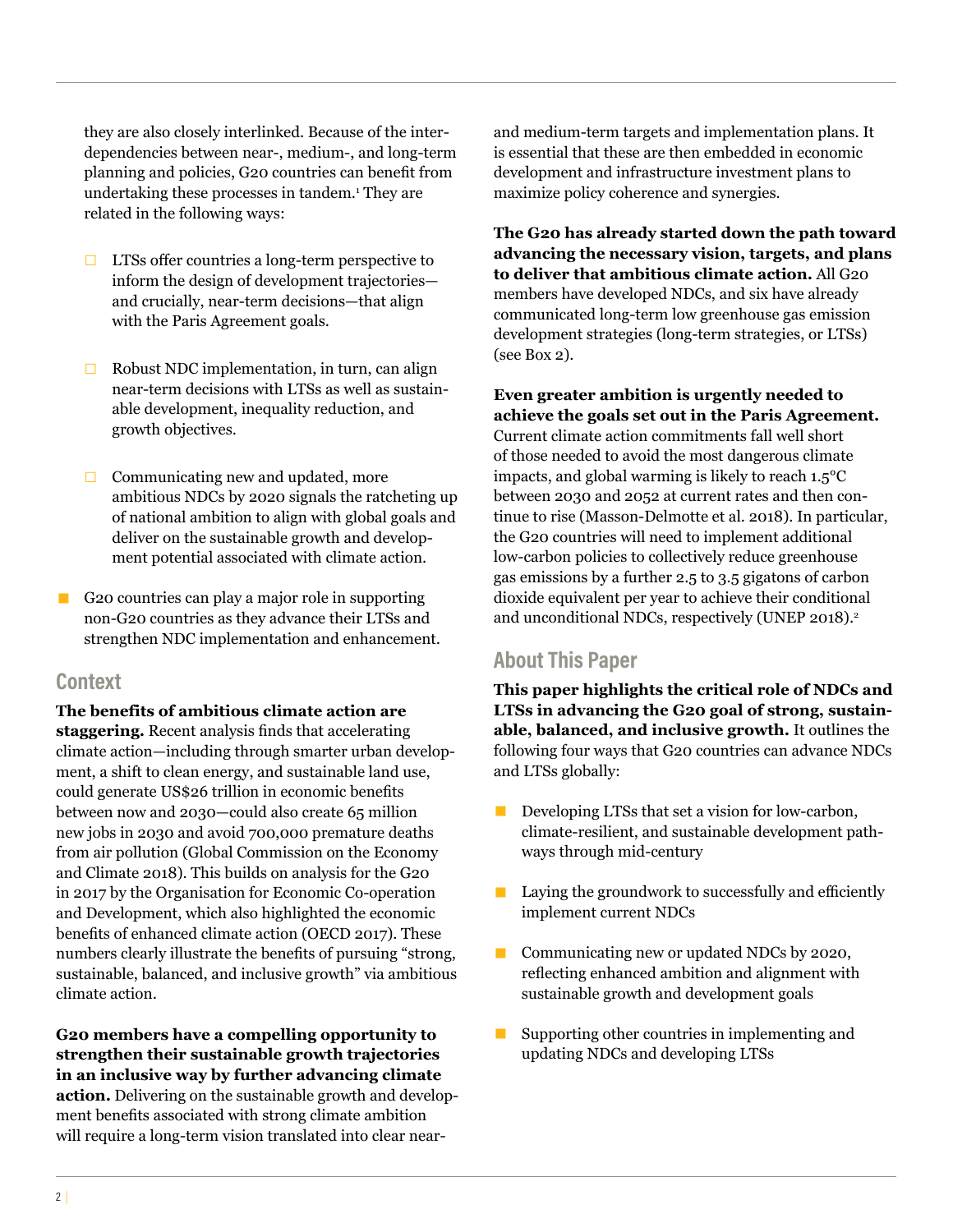they are also closely interlinked. Because of the interdependencies between near-, medium-, and long-term planning and policies, G20 countries can benefit from undertaking these processes in tandem.[1] They are related in the following ways:

- LTSs offer countries a long-term perspective to inform the design of development trajectories—and crucially, near-term decisions—that align with the Paris Agreement goals.
- Robust NDC implementation, in turn, can align near-term decisions with LTSs as well as sustainable development, inequality reduction, and growth objectives.
- Communicating new and updated, more ambitious NDCs by 2020 signals the ratcheting up of national ambition to align with global goals and deliver on the sustainable growth and development potential associated with climate action.

- G20 countries can play a major role in supporting non-G20 countries as they advance their LTSs and strengthen NDC implementation and enhancement.

## Context

**The benefits of ambitious climate action are staggering.** Recent analysis finds that accelerating climate action—including through smarter urban development, a shift to clean energy, and sustainable land use, could generate US$26 trillion in economic benefits between now and 2030—could also create 65 million new jobs in 2030 and avoid 700,000 premature deaths from air pollution (Global Commission on the Economy and Climate 2018). This builds on analysis for the G20 in 2017 by the Organisation for Economic Co-operation and Development, which also highlighted the economic benefits of enhanced climate action (OECD 2017). These numbers clearly illustrate the benefits of pursuing "strong, sustainable, balanced, and inclusive growth" via ambitious climate action.

**G20 members have a compelling opportunity to strengthen their sustainable growth trajectories in an inclusive way by further advancing climate action.** Delivering on the sustainable growth and development benefits associated with strong climate ambition will require a long-term vision translated into clear near- and medium-term targets and implementation plans. It is essential that these are then embedded in economic development and infrastructure investment plans to maximize policy coherence and synergies.

**The G20 has already started down the path toward advancing the necessary vision, targets, and plans to deliver that ambitious climate action.** All G20 members have developed NDCs, and six have already communicated long-term low greenhouse gas emission development strategies (long-term strategies, or LTSs) (see Box 2).

**Even greater ambition is urgently needed to achieve the goals set out in the Paris Agreement.** Current climate action commitments fall well short of those needed to avoid the most dangerous climate impacts, and global warming is likely to reach 1.5°C between 2030 and 2052 at current rates and then continue to rise (Masson-Delmotte et al. 2018). In particular, the G20 countries will need to implement additional low-carbon policies to collectively reduce greenhouse gas emissions by a further 2.5 to 3.5 gigatons of carbon dioxide equivalent per year to achieve their conditional and unconditional NDCs, respectively (UNEP 2018).[2]

## About This Paper

**This paper highlights the critical role of NDCs and LTSs in advancing the G20 goal of strong, sustainable, balanced, and inclusive growth.** It outlines the following four ways that G20 countries can advance NDCs and LTSs globally:

- Developing LTSs that set a vision for low-carbon, climate-resilient, and sustainable development pathways through mid-century
- Laying the groundwork to successfully and efficiently implement current NDCs
- Communicating new or updated NDCs by 2020, reflecting enhanced ambition and alignment with sustainable growth and development goals
- Supporting other countries in implementing and updating NDCs and developing LTSs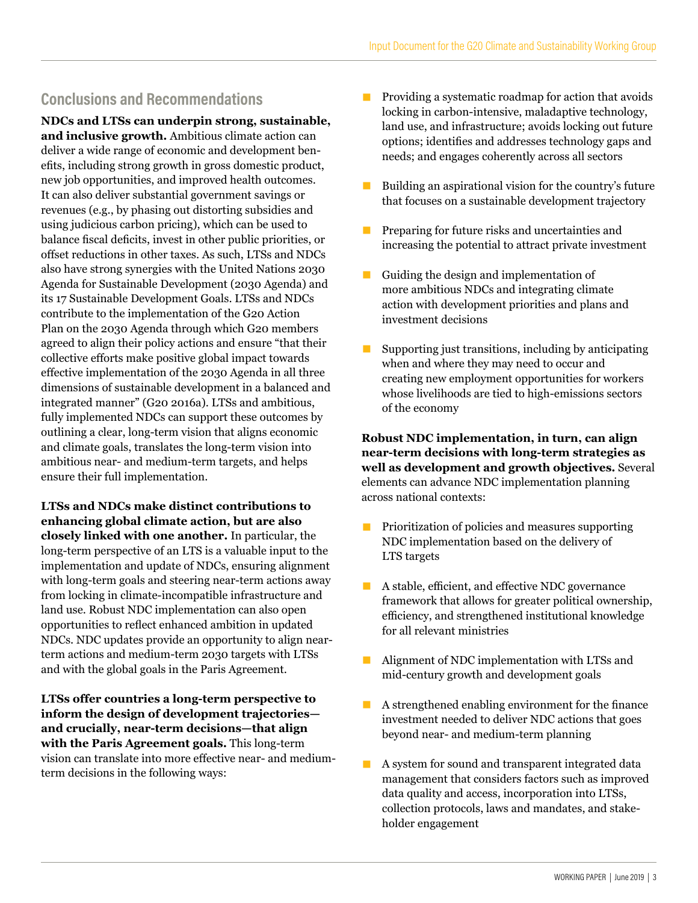## Conclusions and Recommendations

**NDCs and LTSs can underpin strong, sustainable, and inclusive growth.** Ambitious climate action can deliver a wide range of economic and development benefits, including strong growth in gross domestic product, new job opportunities, and improved health outcomes. It can also deliver substantial government savings or revenues (e.g., by phasing out distorting subsidies and using judicious carbon pricing), which can be used to balance fiscal deficits, invest in other public priorities, or offset reductions in other taxes. As such, LTSs and NDCs also have strong synergies with the United Nations 2030 Agenda for Sustainable Development (2030 Agenda) and its 17 Sustainable Development Goals. LTSs and NDCs contribute to the implementation of the G20 Action Plan on the 2030 Agenda through which G20 members agreed to align their policy actions and ensure "that their collective efforts make positive global impact towards effective implementation of the 2030 Agenda in all three dimensions of sustainable development in a balanced and integrated manner" (G20 2016a). LTSs and ambitious, fully implemented NDCs can support these outcomes by outlining a clear, long-term vision that aligns economic and climate goals, translates the long-term vision into ambitious near- and medium-term targets, and helps ensure their full implementation.

**LTSs and NDCs make distinct contributions to enhancing global climate action, but are also closely linked with one another.** In particular, the long-term perspective of an LTS is a valuable input to the implementation and update of NDCs, ensuring alignment with long-term goals and steering near-term actions away from locking in climate-incompatible infrastructure and land use. Robust NDC implementation can also open opportunities to reflect enhanced ambition in updated NDCs. NDC updates provide an opportunity to align near-term actions and medium-term 2030 targets with LTSs and with the global goals in the Paris Agreement.

**LTSs offer countries a long-term perspective to inform the design of development trajectories—and crucially, near-term decisions—that align with the Paris Agreement goals.** This long-term vision can translate into more effective near- and medium-term decisions in the following ways:

- Providing a systematic roadmap for action that avoids locking in carbon-intensive, maladaptive technology, land use, and infrastructure; avoids locking out future options; identifies and addresses technology gaps and needs; and engages coherently across all sectors
- Building an aspirational vision for the country's future that focuses on a sustainable development trajectory
- Preparing for future risks and uncertainties and increasing the potential to attract private investment
- Guiding the design and implementation of more ambitious NDCs and integrating climate action with development priorities and plans and investment decisions
- Supporting just transitions, including by anticipating when and where they may need to occur and creating new employment opportunities for workers whose livelihoods are tied to high-emissions sectors of the economy

**Robust NDC implementation, in turn, can align near-term decisions with long-term strategies as well as development and growth objectives.** Several elements can advance NDC implementation planning across national contexts:

- Prioritization of policies and measures supporting NDC implementation based on the delivery of LTS targets
- A stable, efficient, and effective NDC governance framework that allows for greater political ownership, efficiency, and strengthened institutional knowledge for all relevant ministries
- Alignment of NDC implementation with LTSs and mid-century growth and development goals
- A strengthened enabling environment for the finance investment needed to deliver NDC actions that goes beyond near- and medium-term planning
- A system for sound and transparent integrated data management that considers factors such as improved data quality and access, incorporation into LTSs, collection protocols, laws and mandates, and stakeholder engagement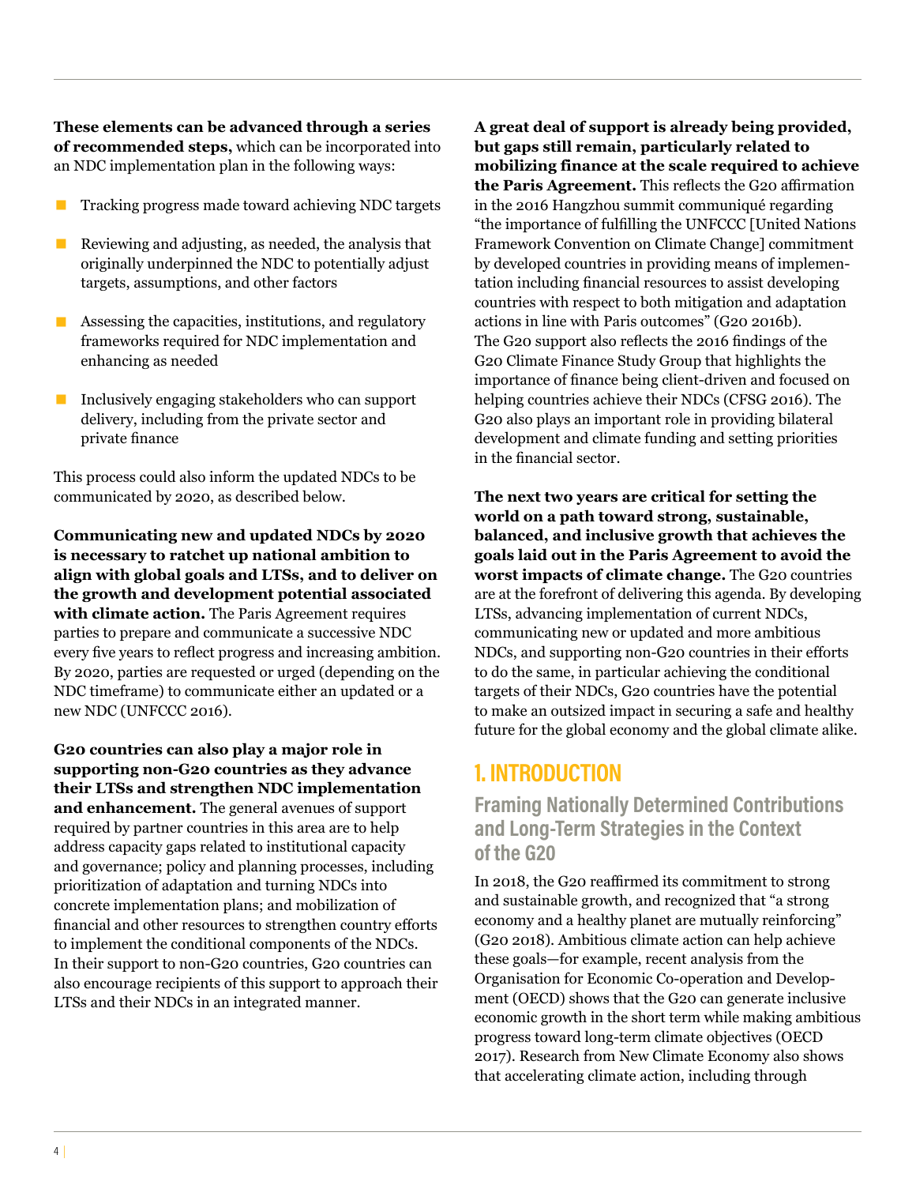**These elements can be advanced through a series of recommended steps,** which can be incorporated into an NDC implementation plan in the following ways:

- Tracking progress made toward achieving NDC targets
- Reviewing and adjusting, as needed, the analysis that originally underpinned the NDC to potentially adjust targets, assumptions, and other factors
- Assessing the capacities, institutions, and regulatory frameworks required for NDC implementation and enhancing as needed
- Inclusively engaging stakeholders who can support delivery, including from the private sector and private finance

This process could also inform the updated NDCs to be communicated by 2020, as described below.

**Communicating new and updated NDCs by 2020 is necessary to ratchet up national ambition to align with global goals and LTSs, and to deliver on the growth and development potential associated with climate action.** The Paris Agreement requires parties to prepare and communicate a successive NDC every five years to reflect progress and increasing ambition. By 2020, parties are requested or urged (depending on the NDC timeframe) to communicate either an updated or a new NDC (UNFCCC 2016).

**G20 countries can also play a major role in supporting non-G20 countries as they advance their LTSs and strengthen NDC implementation and enhancement.** The general avenues of support required by partner countries in this area are to help address capacity gaps related to institutional capacity and governance; policy and planning processes, including prioritization of adaptation and turning NDCs into concrete implementation plans; and mobilization of financial and other resources to strengthen country efforts to implement the conditional components of the NDCs. In their support to non-G20 countries, G20 countries can also encourage recipients of this support to approach their LTSs and their NDCs in an integrated manner.

**A great deal of support is already being provided, but gaps still remain, particularly related to mobilizing finance at the scale required to achieve the Paris Agreement.** This reflects the G20 affirmation in the 2016 Hangzhou summit communiqué regarding "the importance of fulfilling the UNFCCC [United Nations Framework Convention on Climate Change] commitment by developed countries in providing means of implementation including financial resources to assist developing countries with respect to both mitigation and adaptation actions in line with Paris outcomes" (G20 2016b). The G20 support also reflects the 2016 findings of the G20 Climate Finance Study Group that highlights the importance of finance being client-driven and focused on helping countries achieve their NDCs (CFSG 2016). The G20 also plays an important role in providing bilateral development and climate funding and setting priorities in the financial sector.

**The next two years are critical for setting the world on a path toward strong, sustainable, balanced, and inclusive growth that achieves the goals laid out in the Paris Agreement to avoid the worst impacts of climate change.** The G20 countries are at the forefront of delivering this agenda. By developing LTSs, advancing implementation of current NDCs, communicating new or updated and more ambitious NDCs, and supporting non-G20 countries in their efforts to do the same, in particular achieving the conditional targets of their NDCs, G20 countries have the potential to make an outsized impact in securing a safe and healthy future for the global economy and the global climate alike.

# 1. INTRODUCTION

## Framing Nationally Determined Contributions and Long-Term Strategies in the Context of the G20

In 2018, the G20 reaffirmed its commitment to strong and sustainable growth, and recognized that "a strong economy and a healthy planet are mutually reinforcing" (G20 2018). Ambitious climate action can help achieve these goals—for example, recent analysis from the Organisation for Economic Co-operation and Development (OECD) shows that the G20 can generate inclusive economic growth in the short term while making ambitious progress toward long-term climate objectives (OECD 2017). Research from New Climate Economy also shows that accelerating climate action, including through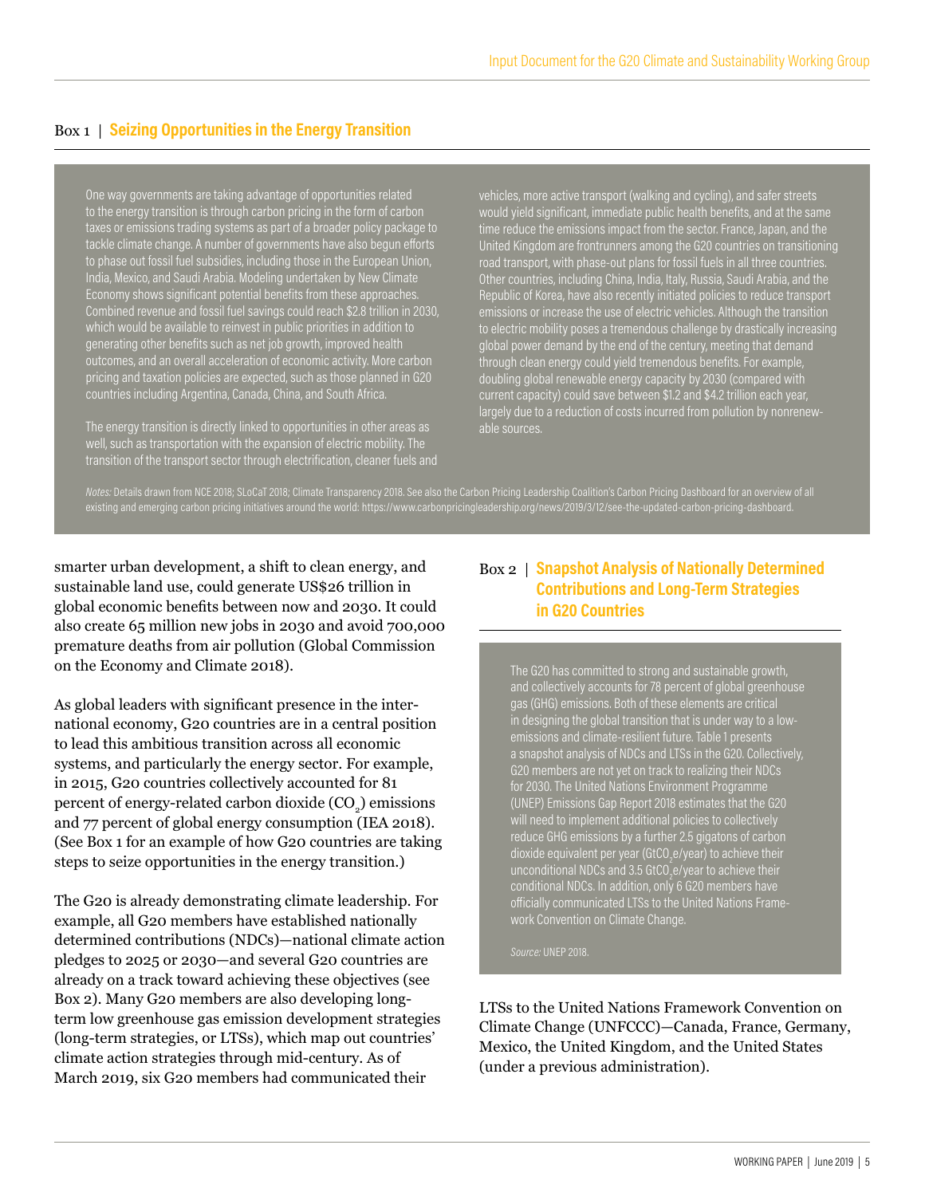## Box 1 | Seizing Opportunities in the Energy Transition

One way governments are taking advantage of opportunities related to the energy transition is through carbon pricing in the form of carbon taxes or emissions trading systems as part of a broader policy package to tackle climate change. A number of governments have also begun efforts to phase out fossil fuel subsidies, including those in the European Union, India, Mexico, and Saudi Arabia. Modeling undertaken by New Climate Economy shows significant potential benefits from these approaches. Combined revenue and fossil fuel savings could reach $2.8 trillion in 2030, which would be available to reinvest in public priorities in addition to generating other benefits such as net job growth, improved health outcomes, and an overall acceleration of economic activity. More carbon pricing and taxation policies are expected, such as those planned in G20 countries including Argentina, Canada, China, and South Africa.

The energy transition is directly linked to opportunities in other areas as well, such as transportation with the expansion of electric mobility. The transition of the transport sector through electrification, cleaner fuels and vehicles, more active transport (walking and cycling), and safer streets would yield significant, immediate public health benefits, and at the same time reduce the emissions impact from the sector. France, Japan, and the United Kingdom are frontrunners among the G20 countries on transitioning road transport, with phase-out plans for fossil fuels in all three countries. Other countries, including China, India, Italy, Russia, Saudi Arabia, and the Republic of Korea, have also recently initiated policies to reduce transport emissions or increase the use of electric vehicles. Although the transition to electric mobility poses a tremendous challenge by drastically increasing global power demand by the end of the century, meeting that demand through clean energy could yield tremendous benefits. For example, doubling global renewable energy capacity by 2030 (compared with current capacity) could save between $1.2 and $4.2 trillion each year, largely due to a reduction of costs incurred from pollution by nonrenewable sources.

*Notes:* Details drawn from NCE 2018; SLoCaT 2018; Climate Transparency 2018. See also the Carbon Pricing Leadership Coalition's Carbon Pricing Dashboard for an overview of all existing and emerging carbon pricing initiatives around the world: https://www.carbonpricingleadership.org/news/2019/3/12/see-the-updated-carbon-pricing-dashboard.

smarter urban development, a shift to clean energy, and sustainable land use, could generate US$26 trillion in global economic benefits between now and 2030. It could also create 65 million new jobs in 2030 and avoid 700,000 premature deaths from air pollution (Global Commission on the Economy and Climate 2018).

As global leaders with significant presence in the international economy, G20 countries are in a central position to lead this ambitious transition across all economic systems, and particularly the energy sector. For example, in 2015, G20 countries collectively accounted for 81 percent of energy-related carbon dioxide ($CO_2$) emissions and 77 percent of global energy consumption (IEA 2018). (See Box 1 for an example of how G20 countries are taking steps to seize opportunities in the energy transition.)

The G20 is already demonstrating climate leadership. For example, all G20 members have established nationally determined contributions (NDCs)—national climate action pledges to 2025 or 2030—and several G20 countries are already on a track toward achieving these objectives (see Box 2). Many G20 members are also developing long-term low greenhouse gas emission development strategies (long-term strategies, or LTSs), which map out countries' climate action strategies through mid-century. As of March 2019, six G20 members had communicated their LTSs to the United Nations Framework Convention on Climate Change (UNFCCC)—Canada, France, Germany, Mexico, the United Kingdom, and the United States (under a previous administration).

## Box 2 | Snapshot Analysis of Nationally Determined Contributions and Long-Term Strategies in G20 Countries

The G20 has committed to strong and sustainable growth, and collectively accounts for 78 percent of global greenhouse gas (GHG) emissions. Both of these elements are critical in designing the global transition that is under way to a low-emissions and climate-resilient future. Table 1 presents a snapshot analysis of NDCs and LTSs in the G20. Collectively, G20 members are not yet on track to realizing their NDCs for 2030. The United Nations Environment Programme (UNEP) Emissions Gap Report 2018 estimates that the G20 will need to implement additional policies to collectively reduce GHG emissions by a further 2.5 gigatons of carbon dioxide equivalent per year ($GtCO_2e$/year) to achieve their unconditional NDCs and 3.5 $GtCO_2e$/year to achieve their conditional NDCs. In addition, only 6 G20 members have officially communicated LTSs to the United Nations Framework Convention on Climate Change.

*Source:* UNEP 2018.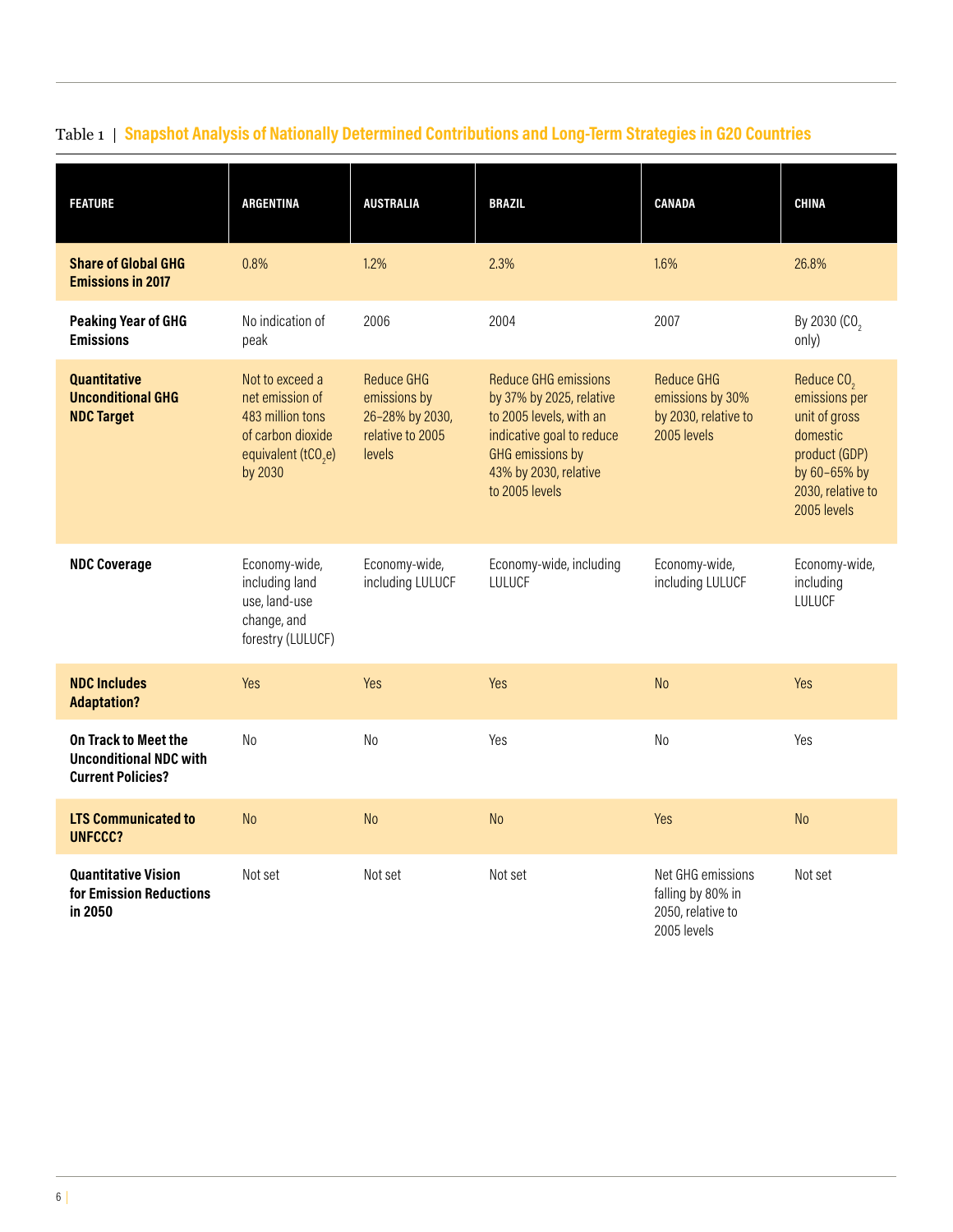Table 1 | **Snapshot Analysis of Nationally Determined Contributions and Long-Term Strategies in G20 Countries**

| FEATURE | ARGENTINA | AUSTRALIA | BRAZIL | CANADA | CHINA |
|---|---|---|---|---|---|
| **Share of Global GHG Emissions in 2017** | 0.8% | 1.2% | 2.3% | 1.6% | 26.8% |
| **Peaking Year of GHG Emissions** | No indication of peak | 2006 | 2004 | 2007 | By 2030 ($CO_2$ only) |
| **Quantitative Unconditional GHG NDC Target** | Not to exceed a net emission of 483 million tons of carbon dioxide equivalent ($tCO_2e$) by 2030 | Reduce GHG emissions by 26–28% by 2030, relative to 2005 levels | Reduce GHG emissions by 37% by 2025, relative to 2005 levels, with an indicative goal to reduce GHG emissions by 43% by 2030, relative to 2005 levels | Reduce GHG emissions by 30% by 2030, relative to 2005 levels | Reduce $CO_2$ emissions per unit of gross domestic product (GDP) by 60–65% by 2030, relative to 2005 levels |
| **NDC Coverage** | Economy-wide, including land use, land-use change, and forestry (LULUCF) | Economy-wide, including LULUCF | Economy-wide, including LULUCF | Economy-wide, including LULUCF | Economy-wide, including LULUCF |
| **NDC Includes Adaptation?** | Yes | Yes | Yes | No | Yes |
| **On Track to Meet the Unconditional NDC with Current Policies?** | No | No | Yes | No | Yes |
| **LTS Communicated to UNFCCC?** | No | No | No | Yes | No |
| **Quantitative Vision for Emission Reductions in 2050** | Not set | Not set | Not set | Net GHG emissions falling by 80% in 2050, relative to 2005 levels | Not set |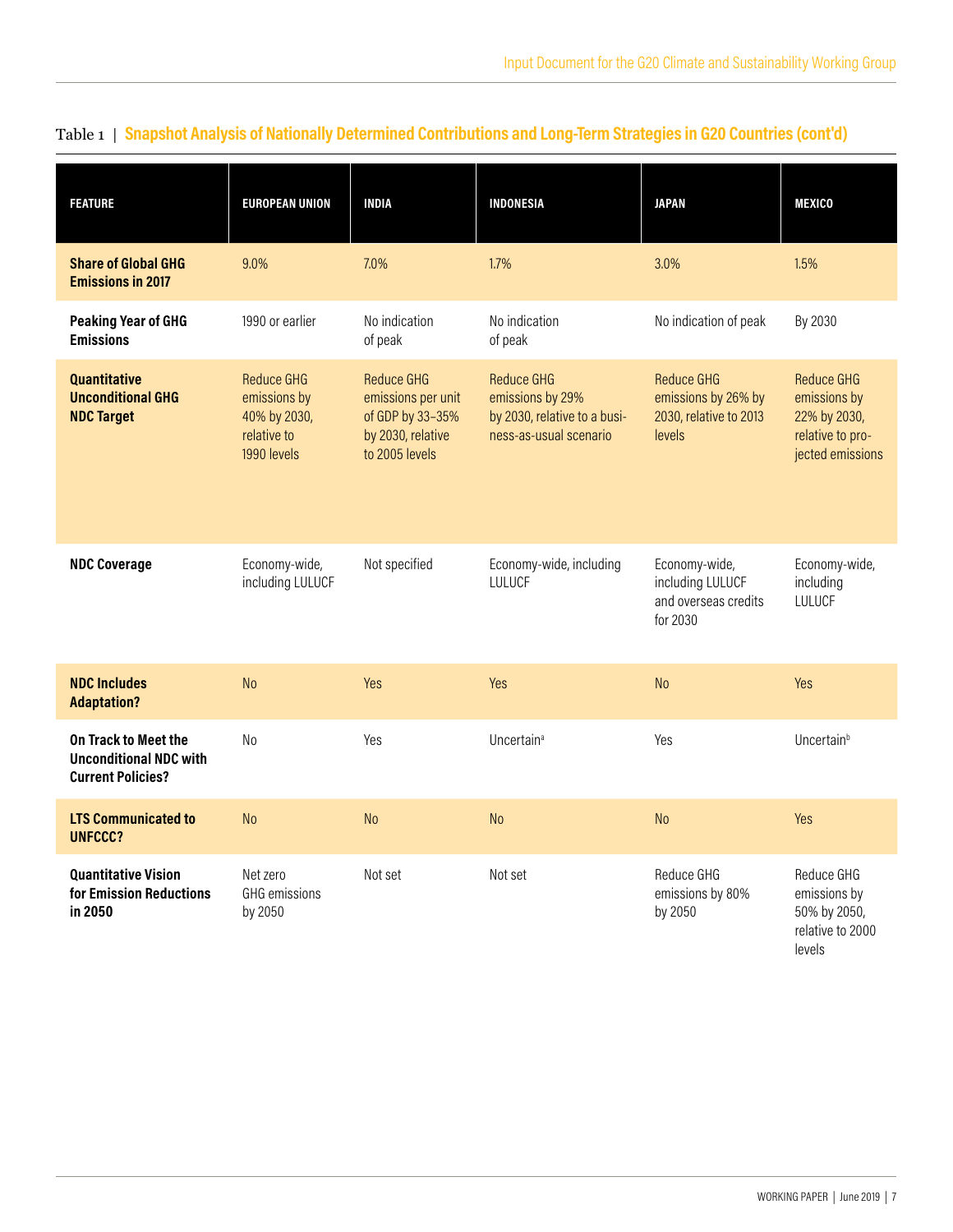Table 1 | **Snapshot Analysis of Nationally Determined Contributions and Long-Term Strategies in G20 Countries (cont'd)**

| FEATURE | EUROPEAN UNION | INDIA | INDONESIA | JAPAN | MEXICO |
|---|---|---|---|---|---|
| **Share of Global GHG Emissions in 2017** | 9.0% | 7.0% | 1.7% | 3.0% | 1.5% |
| **Peaking Year of GHG Emissions** | 1990 or earlier | No indication of peak | No indication of peak | No indication of peak | By 2030 |
| **Quantitative Unconditional GHG NDC Target** | Reduce GHG emissions by 40% by 2030, relative to 1990 levels | Reduce GHG emissions per unit of GDP by 33–35% by 2030, relative to 2005 levels | Reduce GHG emissions by 29% by 2030, relative to a business-as-usual scenario | Reduce GHG emissions by 26% by 2030, relative to 2013 levels | Reduce GHG emissions by 22% by 2030, relative to projected emissions |
| **NDC Coverage** | Economy-wide, including LULUCF | Not specified | Economy-wide, including LULUCF | Economy-wide, including LULUCF and overseas credits for 2030 | Economy-wide, including LULUCF |
| **NDC Includes Adaptation?** | No | Yes | Yes | No | Yes |
| **On Track to Meet the Unconditional NDC with Current Policies?** | No | Yes | Uncertain[a] | Yes | Uncertain[b] |
| **LTS Communicated to UNFCCC?** | No | No | No | No | Yes |
| **Quantitative Vision for Emission Reductions in 2050** | Net zero GHG emissions by 2050 | Not set | Not set | Reduce GHG emissions by 80% by 2050 | Reduce GHG emissions by 50% by 2050, relative to 2000 levels |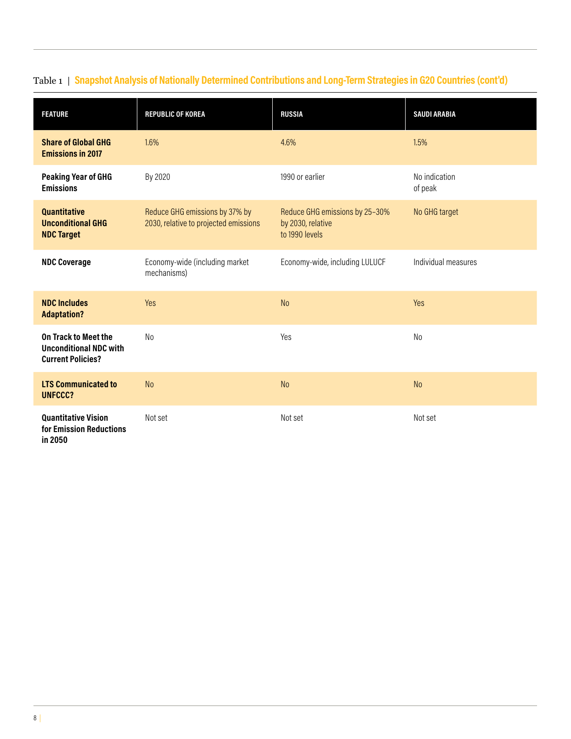Table 1 | **Snapshot Analysis of Nationally Determined Contributions and Long-Term Strategies in G20 Countries (cont'd)**

| FEATURE | REPUBLIC OF KOREA | RUSSIA | SAUDI ARABIA |
|---|---|---|---|
| **Share of Global GHG Emissions in 2017** | 1.6% | 4.6% | 1.5% |
| **Peaking Year of GHG Emissions** | By 2020 | 1990 or earlier | No indication of peak |
| **Quantitative Unconditional GHG NDC Target** | Reduce GHG emissions by 37% by 2030, relative to projected emissions | Reduce GHG emissions by 25–30% by 2030, relative to 1990 levels | No GHG target |
| **NDC Coverage** | Economy-wide (including market mechanisms) | Economy-wide, including LULUCF | Individual measures |
| **NDC Includes Adaptation?** | Yes | No | Yes |
| **On Track to Meet the Unconditional NDC with Current Policies?** | No | Yes | No |
| **LTS Communicated to UNFCCC?** | No | No | No |
| **Quantitative Vision for Emission Reductions in 2050** | Not set | Not set | Not set |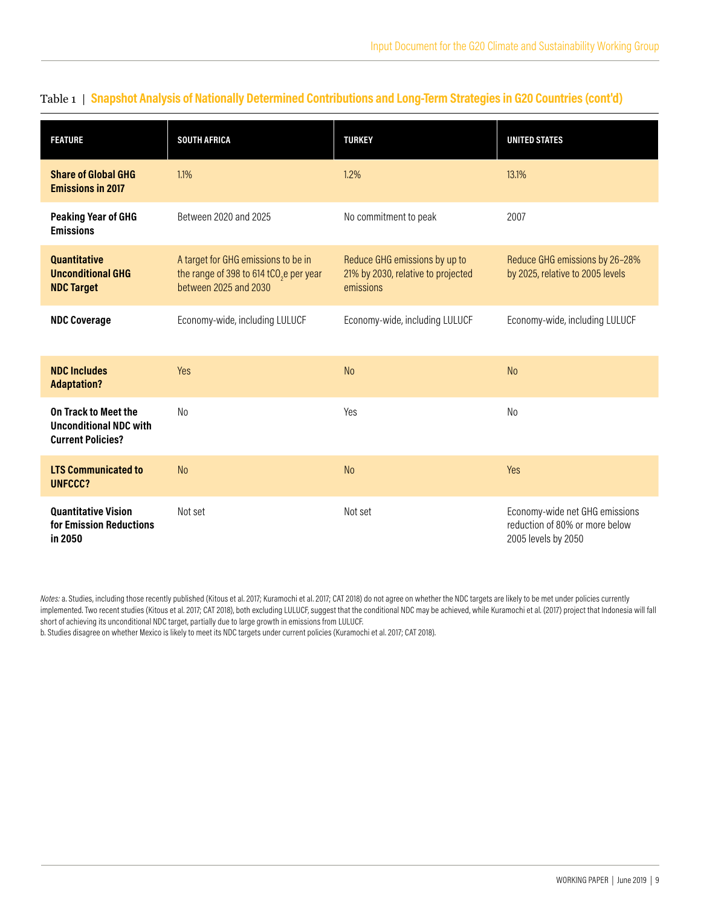Table 1 | **Snapshot Analysis of Nationally Determined Contributions and Long-Term Strategies in G20 Countries (cont'd)**

| FEATURE | SOUTH AFRICA | TURKEY | UNITED STATES |
|---|---|---|---|
| **Share of Global GHG Emissions in 2017** | 1.1% | 1.2% | 13.1% |
| **Peaking Year of GHG Emissions** | Between 2020 and 2025 | No commitment to peak | 2007 |
| **Quantitative Unconditional GHG NDC Target** | A target for GHG emissions to be in the range of 398 to 614 $tCO_2e$ per year between 2025 and 2030 | Reduce GHG emissions by up to 21% by 2030, relative to projected emissions | Reduce GHG emissions by 26–28% by 2025, relative to 2005 levels |
| **NDC Coverage** | Economy-wide, including LULUCF | Economy-wide, including LULUCF | Economy-wide, including LULUCF |
| **NDC Includes Adaptation?** | Yes | No | No |
| **On Track to Meet the Unconditional NDC with Current Policies?** | No | Yes | No |
| **LTS Communicated to UNFCCC?** | No | No | Yes |
| **Quantitative Vision for Emission Reductions in 2050** | Not set | Not set | Economy-wide net GHG emissions reduction of 80% or more below 2005 levels by 2050 |

*Notes:* a. Studies, including those recently published (Kitous et al. 2017; Kuramochi et al. 2017; CAT 2018) do not agree on whether the NDC targets are likely to be met under policies currently implemented. Two recent studies (Kitous et al. 2017; CAT 2018), both excluding LULUCF, suggest that the conditional NDC may be achieved, while Kuramochi et al. (2017) project that Indonesia will fall short of achieving its unconditional NDC target, partially due to large growth in emissions from LULUCF.

b. Studies disagree on whether Mexico is likely to meet its NDC targets under current policies (Kuramochi et al. 2017; CAT 2018).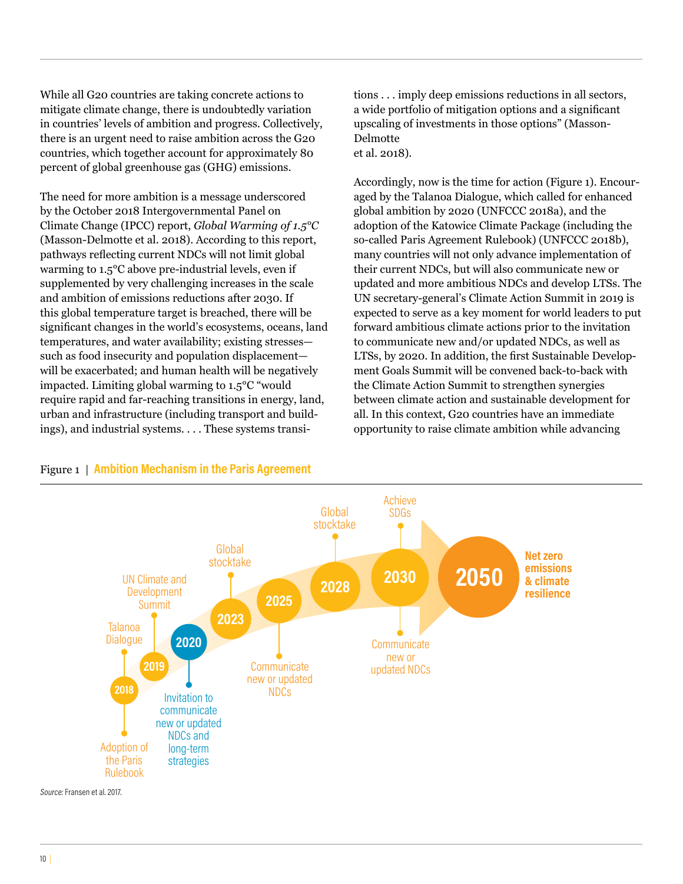While all G20 countries are taking concrete actions to mitigate climate change, there is undoubtedly variation in countries' levels of ambition and progress. Collectively, there is an urgent need to raise ambition across the G20 countries, which together account for approximately 80 percent of global greenhouse gas (GHG) emissions.

The need for more ambition is a message underscored by the October 2018 Intergovernmental Panel on Climate Change (IPCC) report, *Global Warming of 1.5°C* (Masson-Delmotte et al. 2018). According to this report, pathways reflecting current NDCs will not limit global warming to 1.5°C above pre-industrial levels, even if supplemented by very challenging increases in the scale and ambition of emissions reductions after 2030. If this global temperature target is breached, there will be significant changes in the world's ecosystems, oceans, land temperatures, and water availability; existing stresses—such as food insecurity and population displacement—will be exacerbated; and human health will be negatively impacted. Limiting global warming to 1.5°C "would require rapid and far-reaching transitions in energy, land, urban and infrastructure (including transport and buildings), and industrial systems. . . . These systems transitions . . . imply deep emissions reductions in all sectors, a wide portfolio of mitigation options and a significant upscaling of investments in those options" (Masson-Delmotte et al. 2018).

Accordingly, now is the time for action (Figure 1). Encouraged by the Talanoa Dialogue, which called for enhanced global ambition by 2020 (UNFCCC 2018a), and the adoption of the Katowice Climate Package (including the so-called Paris Agreement Rulebook) (UNFCCC 2018b), many countries will not only advance implementation of their current NDCs, but will also communicate new or updated and more ambitious NDCs and develop LTSs. The UN secretary-general's Climate Action Summit in 2019 is expected to serve as a key moment for world leaders to put forward ambitious climate actions prior to the invitation to communicate new and/or updated NDCs, as well as LTSs, by 2020. In addition, the first Sustainable Development Goals Summit will be convened back-to-back with the Climate Action Summit to strengthen synergies between climate action and sustainable development for all. In this context, G20 countries have an immediate opportunity to raise climate ambition while advancing

Figure 1 | **Ambition Mechanism in the Paris Agreement**

- 2018: Talanoa Dialogue; Adoption of the Paris Rulebook
- 2019: UN Climate and Development Summit
- 2020: Invitation to communicate new or updated NDCs and long-term strategies
- 2023: Global stocktake
- 2025: Communicate new or updated NDCs
- 2028: Global stocktake
- 2030: Achieve SDGs; Communicate new or updated NDCs
- 2050: Net zero emissions & climate resilience

*Source:* Fransen et al. 2017.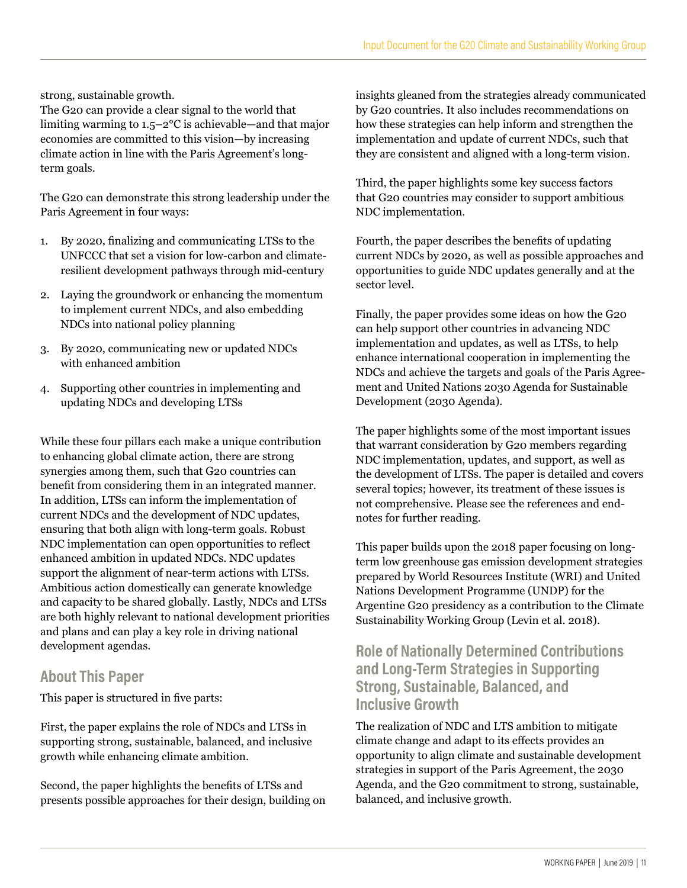strong, sustainable growth.

The G20 can provide a clear signal to the world that limiting warming to 1.5–2°C is achievable—and that major economies are committed to this vision—by increasing climate action in line with the Paris Agreement's long-term goals.

The G20 can demonstrate this strong leadership under the Paris Agreement in four ways:

1. By 2020, finalizing and communicating LTSs to the UNFCCC that set a vision for low-carbon and climate-resilient development pathways through mid-century
2. Laying the groundwork or enhancing the momentum to implement current NDCs, and also embedding NDCs into national policy planning
3. By 2020, communicating new or updated NDCs with enhanced ambition
4. Supporting other countries in implementing and updating NDCs and developing LTSs

While these four pillars each make a unique contribution to enhancing global climate action, there are strong synergies among them, such that G20 countries can benefit from considering them in an integrated manner. In addition, LTSs can inform the implementation of current NDCs and the development of NDC updates, ensuring that both align with long-term goals. Robust NDC implementation can open opportunities to reflect enhanced ambition in updated NDCs. NDC updates support the alignment of near-term actions with LTSs. Ambitious action domestically can generate knowledge and capacity to be shared globally. Lastly, NDCs and LTSs are both highly relevant to national development priorities and plans and can play a key role in driving national development agendas.

## About This Paper

This paper is structured in five parts:

First, the paper explains the role of NDCs and LTSs in supporting strong, sustainable, balanced, and inclusive growth while enhancing climate ambition.

Second, the paper highlights the benefits of LTSs and presents possible approaches for their design, building on insights gleaned from the strategies already communicated by G20 countries. It also includes recommendations on how these strategies can help inform and strengthen the implementation and update of current NDCs, such that they are consistent and aligned with a long-term vision.

Third, the paper highlights some key success factors that G20 countries may consider to support ambitious NDC implementation.

Fourth, the paper describes the benefits of updating current NDCs by 2020, as well as possible approaches and opportunities to guide NDC updates generally and at the sector level.

Finally, the paper provides some ideas on how the G20 can help support other countries in advancing NDC implementation and updates, as well as LTSs, to help enhance international cooperation in implementing the NDCs and achieve the targets and goals of the Paris Agreement and United Nations 2030 Agenda for Sustainable Development (2030 Agenda).

The paper highlights some of the most important issues that warrant consideration by G20 members regarding NDC implementation, updates, and support, as well as the development of LTSs. The paper is detailed and covers several topics; however, its treatment of these issues is not comprehensive. Please see the references and endnotes for further reading.

This paper builds upon the 2018 paper focusing on long-term low greenhouse gas emission development strategies prepared by World Resources Institute (WRI) and United Nations Development Programme (UNDP) for the Argentine G20 presidency as a contribution to the Climate Sustainability Working Group (Levin et al. 2018).

## Role of Nationally Determined Contributions and Long-Term Strategies in Supporting Strong, Sustainable, Balanced, and Inclusive Growth

The realization of NDC and LTS ambition to mitigate climate change and adapt to its effects provides an opportunity to align climate and sustainable development strategies in support of the Paris Agreement, the 2030 Agenda, and the G20 commitment to strong, sustainable, balanced, and inclusive growth.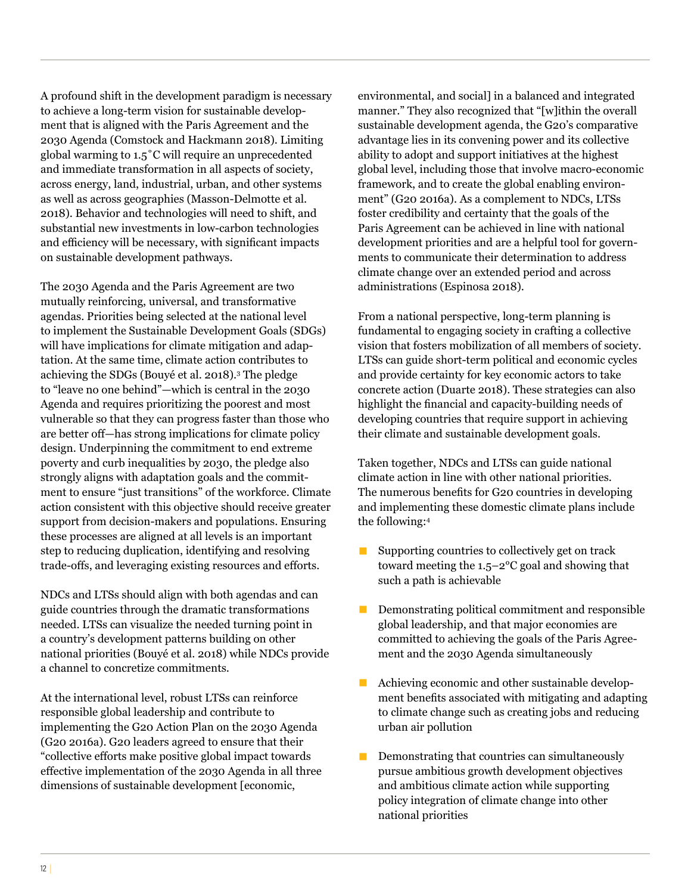A profound shift in the development paradigm is necessary to achieve a long-term vision for sustainable development that is aligned with the Paris Agreement and the 2030 Agenda (Comstock and Hackmann 2018). Limiting global warming to 1.5˚C will require an unprecedented and immediate transformation in all aspects of society, across energy, land, industrial, urban, and other systems as well as across geographies (Masson-Delmotte et al. 2018). Behavior and technologies will need to shift, and substantial new investments in low-carbon technologies and efficiency will be necessary, with significant impacts on sustainable development pathways.

The 2030 Agenda and the Paris Agreement are two mutually reinforcing, universal, and transformative agendas. Priorities being selected at the national level to implement the Sustainable Development Goals (SDGs) will have implications for climate mitigation and adaptation. At the same time, climate action contributes to achieving the SDGs (Bouyé et al. 2018).[3] The pledge to "leave no one behind"—which is central in the 2030 Agenda and requires prioritizing the poorest and most vulnerable so that they can progress faster than those who are better off—has strong implications for climate policy design. Underpinning the commitment to end extreme poverty and curb inequalities by 2030, the pledge also strongly aligns with adaptation goals and the commitment to ensure "just transitions" of the workforce. Climate action consistent with this objective should receive greater support from decision-makers and populations. Ensuring these processes are aligned at all levels is an important step to reducing duplication, identifying and resolving trade-offs, and leveraging existing resources and efforts.

NDCs and LTSs should align with both agendas and can guide countries through the dramatic transformations needed. LTSs can visualize the needed turning point in a country's development patterns building on other national priorities (Bouyé et al. 2018) while NDCs provide a channel to concretize commitments.

At the international level, robust LTSs can reinforce responsible global leadership and contribute to implementing the G20 Action Plan on the 2030 Agenda (G20 2016a). G20 leaders agreed to ensure that their "collective efforts make positive global impact towards effective implementation of the 2030 Agenda in all three dimensions of sustainable development [economic, environmental, and social] in a balanced and integrated manner." They also recognized that "[w]ithin the overall sustainable development agenda, the G20's comparative advantage lies in its convening power and its collective ability to adopt and support initiatives at the highest global level, including those that involve macro-economic framework, and to create the global enabling environment" (G20 2016a). As a complement to NDCs, LTSs foster credibility and certainty that the goals of the Paris Agreement can be achieved in line with national development priorities and are a helpful tool for governments to communicate their determination to address climate change over an extended period and across administrations (Espinosa 2018).

From a national perspective, long-term planning is fundamental to engaging society in crafting a collective vision that fosters mobilization of all members of society. LTSs can guide short-term political and economic cycles and provide certainty for key economic actors to take concrete action (Duarte 2018). These strategies can also highlight the financial and capacity-building needs of developing countries that require support in achieving their climate and sustainable development goals.

Taken together, NDCs and LTSs can guide national climate action in line with other national priorities. The numerous benefits for G20 countries in developing and implementing these domestic climate plans include the following:[4]

- Supporting countries to collectively get on track toward meeting the 1.5–2°C goal and showing that such a path is achievable
- Demonstrating political commitment and responsible global leadership, and that major economies are committed to achieving the goals of the Paris Agreement and the 2030 Agenda simultaneously
- Achieving economic and other sustainable development benefits associated with mitigating and adapting to climate change such as creating jobs and reducing urban air pollution
- Demonstrating that countries can simultaneously pursue ambitious growth development objectives and ambitious climate action while supporting policy integration of climate change into other national priorities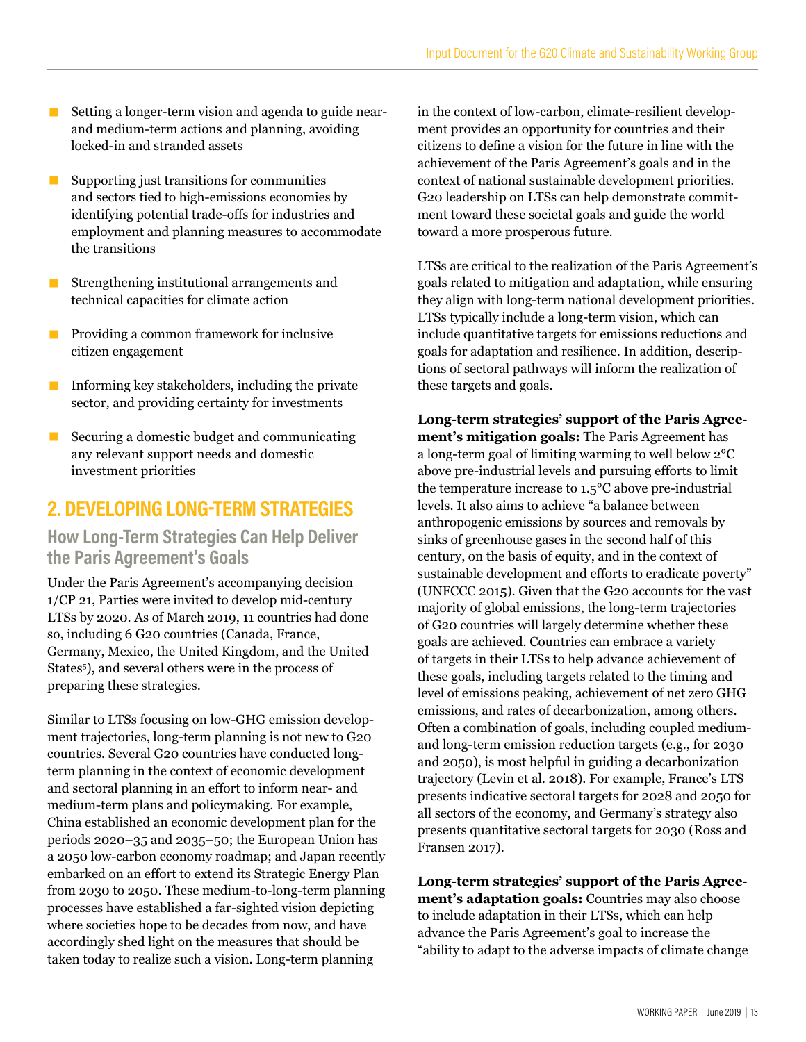- Setting a longer-term vision and agenda to guide near- and medium-term actions and planning, avoiding locked-in and stranded assets
- Supporting just transitions for communities and sectors tied to high-emissions economies by identifying potential trade-offs for industries and employment and planning measures to accommodate the transitions
- Strengthening institutional arrangements and technical capacities for climate action
- Providing a common framework for inclusive citizen engagement
- Informing key stakeholders, including the private sector, and providing certainty for investments
- Securing a domestic budget and communicating any relevant support needs and domestic investment priorities

## 2. DEVELOPING LONG-TERM STRATEGIES

### How Long-Term Strategies Can Help Deliver the Paris Agreement's Goals

Under the Paris Agreement's accompanying decision 1/CP 21, Parties were invited to develop mid-century LTSs by 2020. As of March 2019, 11 countries had done so, including 6 G20 countries (Canada, France, Germany, Mexico, the United Kingdom, and the United States[5]), and several others were in the process of preparing these strategies.

Similar to LTSs focusing on low-GHG emission development trajectories, long-term planning is not new to G20 countries. Several G20 countries have conducted long-term planning in the context of economic development and sectoral planning in an effort to inform near- and medium-term plans and policymaking. For example, China established an economic development plan for the periods 2020–35 and 2035–50; the European Union has a 2050 low-carbon economy roadmap; and Japan recently embarked on an effort to extend its Strategic Energy Plan from 2030 to 2050. These medium-to-long-term planning processes have established a far-sighted vision depicting where societies hope to be decades from now, and have accordingly shed light on the measures that should be taken today to realize such a vision. Long-term planning in the context of low-carbon, climate-resilient development provides an opportunity for countries and their citizens to define a vision for the future in line with the achievement of the Paris Agreement's goals and in the context of national sustainable development priorities. G20 leadership on LTSs can help demonstrate commitment toward these societal goals and guide the world toward a more prosperous future.

LTSs are critical to the realization of the Paris Agreement's goals related to mitigation and adaptation, while ensuring they align with long-term national development priorities. LTSs typically include a long-term vision, which can include quantitative targets for emissions reductions and goals for adaptation and resilience. In addition, descriptions of sectoral pathways will inform the realization of these targets and goals.

**Long-term strategies' support of the Paris Agreement's mitigation goals:** The Paris Agreement has a long-term goal of limiting warming to well below 2°C above pre-industrial levels and pursuing efforts to limit the temperature increase to 1.5°C above pre-industrial levels. It also aims to achieve "a balance between anthropogenic emissions by sources and removals by sinks of greenhouse gases in the second half of this century, on the basis of equity, and in the context of sustainable development and efforts to eradicate poverty" (UNFCCC 2015). Given that the G20 accounts for the vast majority of global emissions, the long-term trajectories of G20 countries will largely determine whether these goals are achieved. Countries can embrace a variety of targets in their LTSs to help advance achievement of these goals, including targets related to the timing and level of emissions peaking, achievement of net zero GHG emissions, and rates of decarbonization, among others. Often a combination of goals, including coupled medium- and long-term emission reduction targets (e.g., for 2030 and 2050), is most helpful in guiding a decarbonization trajectory (Levin et al. 2018). For example, France's LTS presents indicative sectoral targets for 2028 and 2050 for all sectors of the economy, and Germany's strategy also presents quantitative sectoral targets for 2030 (Ross and Fransen 2017).

**Long-term strategies' support of the Paris Agreement's adaptation goals:** Countries may also choose to include adaptation in their LTSs, which can help advance the Paris Agreement's goal to increase the "ability to adapt to the adverse impacts of climate change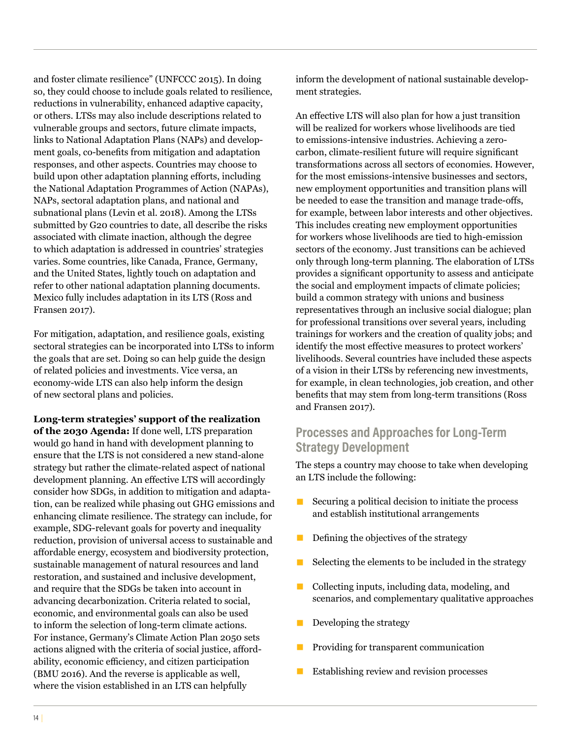and foster climate resilience" (UNFCCC 2015). In doing so, they could choose to include goals related to resilience, reductions in vulnerability, enhanced adaptive capacity, or others. LTSs may also include descriptions related to vulnerable groups and sectors, future climate impacts, links to National Adaptation Plans (NAPs) and development goals, co-benefits from mitigation and adaptation responses, and other aspects. Countries may choose to build upon other adaptation planning efforts, including the National Adaptation Programmes of Action (NAPAs), NAPs, sectoral adaptation plans, and national and subnational plans (Levin et al. 2018). Among the LTSs submitted by G20 countries to date, all describe the risks associated with climate inaction, although the degree to which adaptation is addressed in countries' strategies varies. Some countries, like Canada, France, Germany, and the United States, lightly touch on adaptation and refer to other national adaptation planning documents. Mexico fully includes adaptation in its LTS (Ross and Fransen 2017).

For mitigation, adaptation, and resilience goals, existing sectoral strategies can be incorporated into LTSs to inform the goals that are set. Doing so can help guide the design of related policies and investments. Vice versa, an economy-wide LTS can also help inform the design of new sectoral plans and policies.

**Long-term strategies' support of the realization of the 2030 Agenda:** If done well, LTS preparation would go hand in hand with development planning to ensure that the LTS is not considered a new stand-alone strategy but rather the climate-related aspect of national development planning. An effective LTS will accordingly consider how SDGs, in addition to mitigation and adaptation, can be realized while phasing out GHG emissions and enhancing climate resilience. The strategy can include, for example, SDG-relevant goals for poverty and inequality reduction, provision of universal access to sustainable and affordable energy, ecosystem and biodiversity protection, sustainable management of natural resources and land restoration, and sustained and inclusive development, and require that the SDGs be taken into account in advancing decarbonization. Criteria related to social, economic, and environmental goals can also be used to inform the selection of long-term climate actions. For instance, Germany's Climate Action Plan 2050 sets actions aligned with the criteria of social justice, affordability, economic efficiency, and citizen participation (BMU 2016). And the reverse is applicable as well, where the vision established in an LTS can helpfully inform the development of national sustainable development strategies.

An effective LTS will also plan for how a just transition will be realized for workers whose livelihoods are tied to emissions-intensive industries. Achieving a zero-carbon, climate-resilient future will require significant transformations across all sectors of economies. However, for the most emissions-intensive businesses and sectors, new employment opportunities and transition plans will be needed to ease the transition and manage trade-offs, for example, between labor interests and other objectives. This includes creating new employment opportunities for workers whose livelihoods are tied to high-emission sectors of the economy. Just transitions can be achieved only through long-term planning. The elaboration of LTSs provides a significant opportunity to assess and anticipate the social and employment impacts of climate policies; build a common strategy with unions and business representatives through an inclusive social dialogue; plan for professional transitions over several years, including trainings for workers and the creation of quality jobs; and identify the most effective measures to protect workers' livelihoods. Several countries have included these aspects of a vision in their LTSs by referencing new investments, for example, in clean technologies, job creation, and other benefits that may stem from long-term transitions (Ross and Fransen 2017).

## Processes and Approaches for Long-Term Strategy Development

The steps a country may choose to take when developing an LTS include the following:

- Securing a political decision to initiate the process and establish institutional arrangements
- Defining the objectives of the strategy
- Selecting the elements to be included in the strategy
- Collecting inputs, including data, modeling, and scenarios, and complementary qualitative approaches
- Developing the strategy
- Providing for transparent communication
- Establishing review and revision processes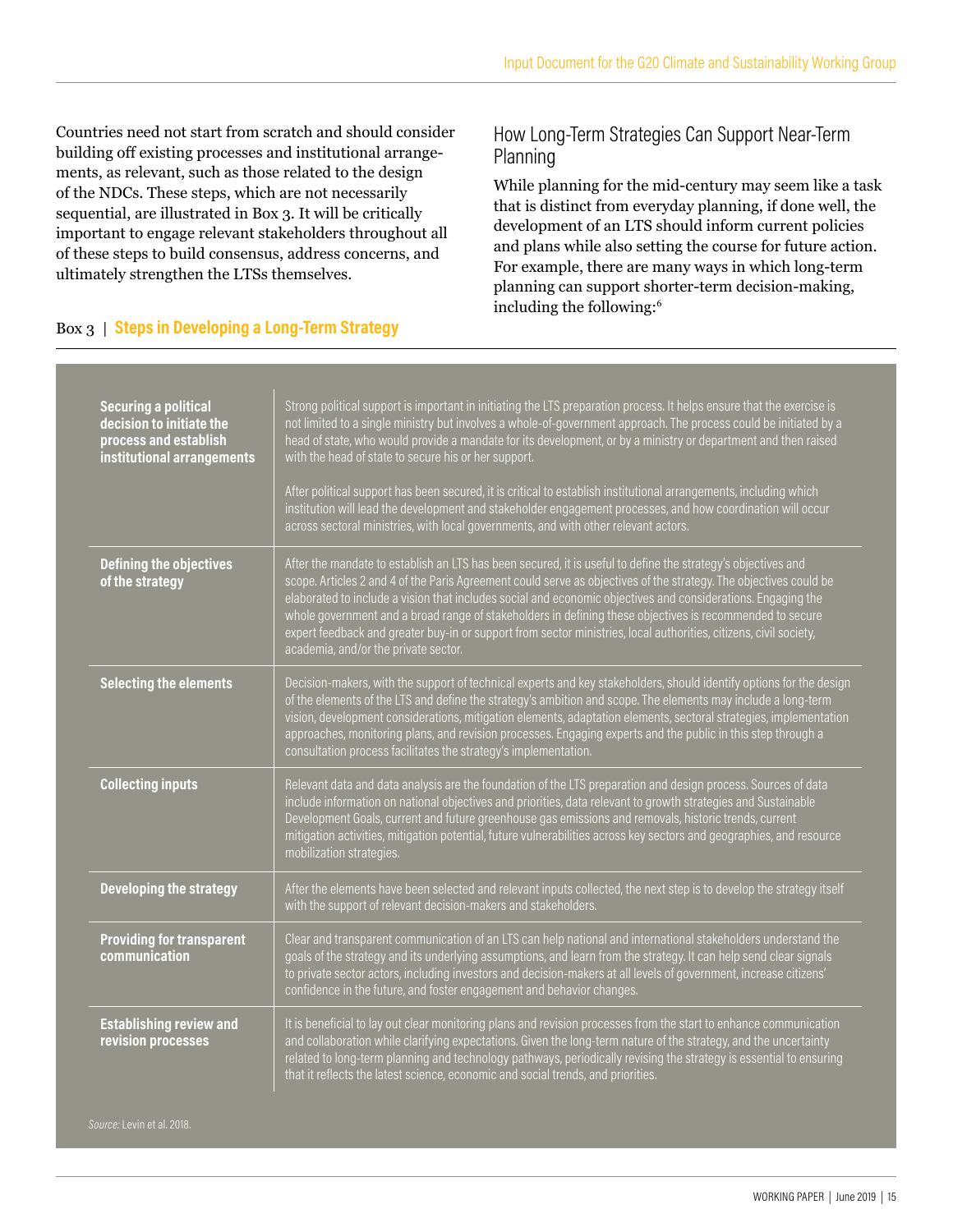Countries need not start from scratch and should consider building off existing processes and institutional arrangements, as relevant, such as those related to the design of the NDCs. These steps, which are not necessarily sequential, are illustrated in Box 3. It will be critically important to engage relevant stakeholders throughout all of these steps to build consensus, address concerns, and ultimately strengthen the LTSs themselves.

Box 3 | **Steps in Developing a Long-Term Strategy**

| | |
|---|---|
| **Securing a political decision to initiate the process and establish institutional arrangements** | Strong political support is important in initiating the LTS preparation process. It helps ensure that the exercise is not limited to a single ministry but involves a whole-of-government approach. The process could be initiated by a head of state, who would provide a mandate for its development, or by a ministry or department and then raised with the head of state to secure his or her support.<br><br>After political support has been secured, it is critical to establish institutional arrangements, including which institution will lead the development and stakeholder engagement processes, and how coordination will occur across sectoral ministries, with local governments, and with other relevant actors. |
| **Defining the objectives of the strategy** | After the mandate to establish an LTS has been secured, it is useful to define the strategy's objectives and scope. Articles 2 and 4 of the Paris Agreement could serve as objectives of the strategy. The objectives could be elaborated to include a vision that includes social and economic objectives and considerations. Engaging the whole government and a broad range of stakeholders in defining these objectives is recommended to secure expert feedback and greater buy-in or support from sector ministries, local authorities, citizens, civil society, academia, and/or the private sector. |
| **Selecting the elements** | Decision-makers, with the support of technical experts and key stakeholders, should identify options for the design of the elements of the LTS and define the strategy's ambition and scope. The elements may include a long-term vision, development considerations, mitigation elements, adaptation elements, sectoral strategies, implementation approaches, monitoring plans, and revision processes. Engaging experts and the public in this step through a consultation process facilitates the strategy's implementation. |
| **Collecting inputs** | Relevant data and data analysis are the foundation of the LTS preparation and design process. Sources of data include information on national objectives and priorities, data relevant to growth strategies and Sustainable Development Goals, current and future greenhouse gas emissions and removals, historic trends, current mitigation activities, mitigation potential, future vulnerabilities across key sectors and geographies, and resource mobilization strategies. |
| **Developing the strategy** | After the elements have been selected and relevant inputs collected, the next step is to develop the strategy itself with the support of relevant decision-makers and stakeholders. |
| **Providing for transparent communication** | Clear and transparent communication of an LTS can help national and international stakeholders understand the goals of the strategy and its underlying assumptions, and learn from the strategy. It can help send clear signals to private sector actors, including investors and decision-makers at all levels of government, increase citizens' confidence in the future, and foster engagement and behavior changes. |
| **Establishing review and revision processes** | It is beneficial to lay out clear monitoring plans and revision processes from the start to enhance communication and collaboration while clarifying expectations. Given the long-term nature of the strategy, and the uncertainty related to long-term planning and technology pathways, periodically revising the strategy is essential to ensuring that it reflects the latest science, economic and social trends, and priorities. |

*Source:* Levin et al. 2018.

## How Long-Term Strategies Can Support Near-Term Planning

While planning for the mid-century may seem like a task that is distinct from everyday planning, if done well, the development of an LTS should inform current policies and plans while also setting the course for future action. For example, there are many ways in which long-term planning can support shorter-term decision-making, including the following:[6]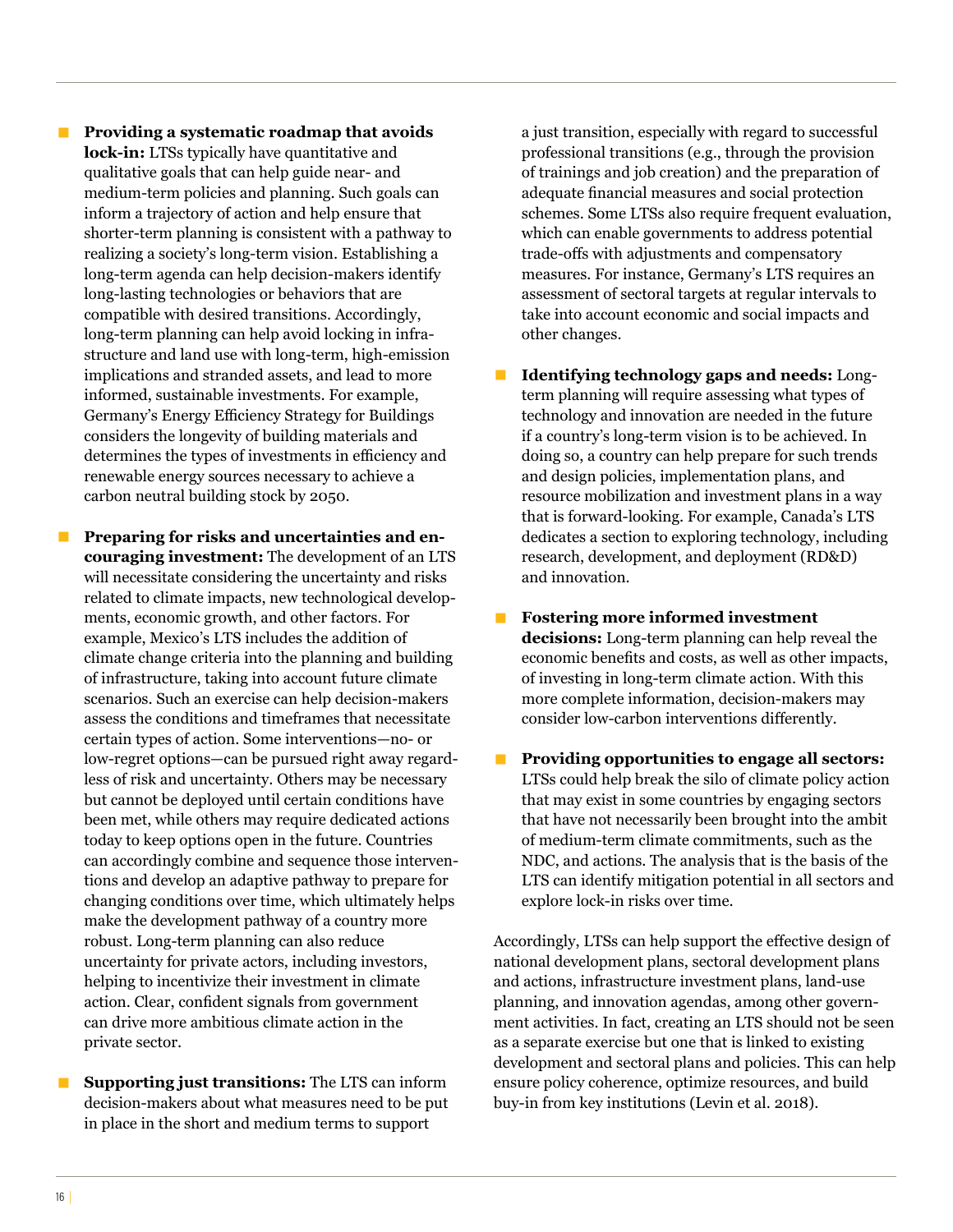- **Providing a systematic roadmap that avoids lock-in:** LTSs typically have quantitative and qualitative goals that can help guide near- and medium-term policies and planning. Such goals can inform a trajectory of action and help ensure that shorter-term planning is consistent with a pathway to realizing a society's long-term vision. Establishing a long-term agenda can help decision-makers identify long-lasting technologies or behaviors that are compatible with desired transitions. Accordingly, long-term planning can help avoid locking in infrastructure and land use with long-term, high-emission implications and stranded assets, and lead to more informed, sustainable investments. For example, Germany's Energy Efficiency Strategy for Buildings considers the longevity of building materials and determines the types of investments in efficiency and renewable energy sources necessary to achieve a carbon neutral building stock by 2050.

- **Preparing for risks and uncertainties and encouraging investment:** The development of an LTS will necessitate considering the uncertainty and risks related to climate impacts, new technological developments, economic growth, and other factors. For example, Mexico's LTS includes the addition of climate change criteria into the planning and building of infrastructure, taking into account future climate scenarios. Such an exercise can help decision-makers assess the conditions and timeframes that necessitate certain types of action. Some interventions—no- or low-regret options—can be pursued right away regardless of risk and uncertainty. Others may be necessary but cannot be deployed until certain conditions have been met, while others may require dedicated actions today to keep options open in the future. Countries can accordingly combine and sequence those interventions and develop an adaptive pathway to prepare for changing conditions over time, which ultimately helps make the development pathway of a country more robust. Long-term planning can also reduce uncertainty for private actors, including investors, helping to incentivize their investment in climate action. Clear, confident signals from government can drive more ambitious climate action in the private sector.

- **Supporting just transitions:** The LTS can inform decision-makers about what measures need to be put in place in the short and medium terms to support a just transition, especially with regard to successful professional transitions (e.g., through the provision of trainings and job creation) and the preparation of adequate financial measures and social protection schemes. Some LTSs also require frequent evaluation, which can enable governments to address potential trade-offs with adjustments and compensatory measures. For instance, Germany's LTS requires an assessment of sectoral targets at regular intervals to take into account economic and social impacts and other changes.

- **Identifying technology gaps and needs:** Long-term planning will require assessing what types of technology and innovation are needed in the future if a country's long-term vision is to be achieved. In doing so, a country can help prepare for such trends and design policies, implementation plans, and resource mobilization and investment plans in a way that is forward-looking. For example, Canada's LTS dedicates a section to exploring technology, including research, development, and deployment (RD&D) and innovation.

- **Fostering more informed investment decisions:** Long-term planning can help reveal the economic benefits and costs, as well as other impacts, of investing in long-term climate action. With this more complete information, decision-makers may consider low-carbon interventions differently.

- **Providing opportunities to engage all sectors:** LTSs could help break the silo of climate policy action that may exist in some countries by engaging sectors that have not necessarily been brought into the ambit of medium-term climate commitments, such as the NDC, and actions. The analysis that is the basis of the LTS can identify mitigation potential in all sectors and explore lock-in risks over time.

Accordingly, LTSs can help support the effective design of national development plans, sectoral development plans and actions, infrastructure investment plans, land-use planning, and innovation agendas, among other government activities. In fact, creating an LTS should not be seen as a separate exercise but one that is linked to existing development and sectoral plans and policies. This can help ensure policy coherence, optimize resources, and build buy-in from key institutions (Levin et al. 2018).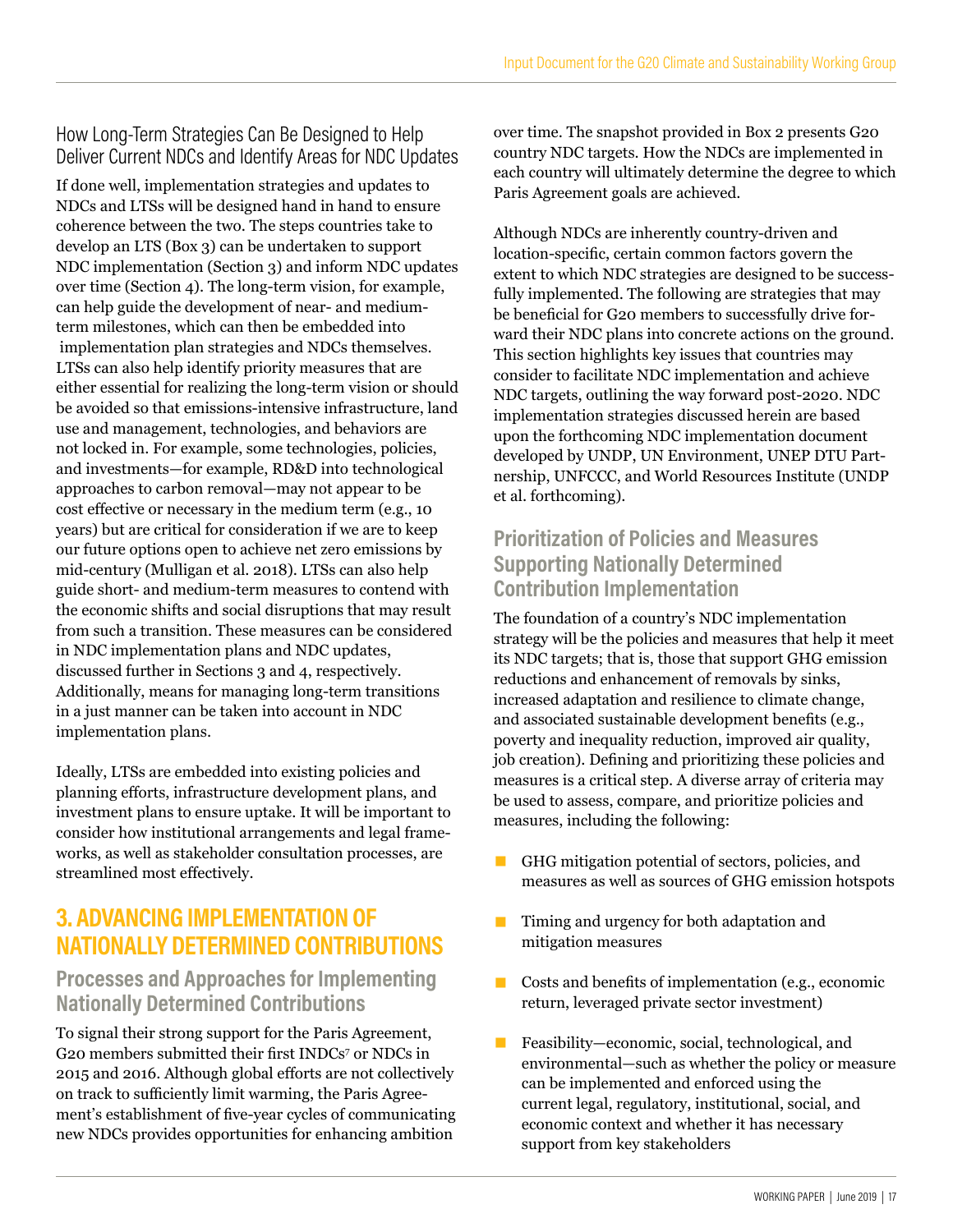### How Long-Term Strategies Can Be Designed to Help Deliver Current NDCs and Identify Areas for NDC Updates

If done well, implementation strategies and updates to NDCs and LTSs will be designed hand in hand to ensure coherence between the two. The steps countries take to develop an LTS (Box 3) can be undertaken to support NDC implementation (Section 3) and inform NDC updates over time (Section 4). The long-term vision, for example, can help guide the development of near- and medium-term milestones, which can then be embedded into implementation plan strategies and NDCs themselves. LTSs can also help identify priority measures that are either essential for realizing the long-term vision or should be avoided so that emissions-intensive infrastructure, land use and management, technologies, and behaviors are not locked in. For example, some technologies, policies, and investments—for example, RD&D into technological approaches to carbon removal—may not appear to be cost effective or necessary in the medium term (e.g., 10 years) but are critical for consideration if we are to keep our future options open to achieve net zero emissions by mid-century (Mulligan et al. 2018). LTSs can also help guide short- and medium-term measures to contend with the economic shifts and social disruptions that may result from such a transition. These measures can be considered in NDC implementation plans and NDC updates, discussed further in Sections 3 and 4, respectively. Additionally, means for managing long-term transitions in a just manner can be taken into account in NDC implementation plans.

Ideally, LTSs are embedded into existing policies and planning efforts, infrastructure development plans, and investment plans to ensure uptake. It will be important to consider how institutional arrangements and legal frameworks, as well as stakeholder consultation processes, are streamlined most effectively.

# 3. ADVANCING IMPLEMENTATION OF NATIONALLY DETERMINED CONTRIBUTIONS

## Processes and Approaches for Implementing Nationally Determined Contributions

To signal their strong support for the Paris Agreement, G20 members submitted their first INDCs[7] or NDCs in 2015 and 2016. Although global efforts are not collectively on track to sufficiently limit warming, the Paris Agreement's establishment of five-year cycles of communicating new NDCs provides opportunities for enhancing ambition over time. The snapshot provided in Box 2 presents G20 country NDC targets. How the NDCs are implemented in each country will ultimately determine the degree to which Paris Agreement goals are achieved.

Although NDCs are inherently country-driven and location-specific, certain common factors govern the extent to which NDC strategies are designed to be successfully implemented. The following are strategies that may be beneficial for G20 members to successfully drive forward their NDC plans into concrete actions on the ground. This section highlights key issues that countries may consider to facilitate NDC implementation and achieve NDC targets, outlining the way forward post-2020. NDC implementation strategies discussed herein are based upon the forthcoming NDC implementation document developed by UNDP, UN Environment, UNEP DTU Partnership, UNFCCC, and World Resources Institute (UNDP et al. forthcoming).

## Prioritization of Policies and Measures Supporting Nationally Determined Contribution Implementation

The foundation of a country's NDC implementation strategy will be the policies and measures that help it meet its NDC targets; that is, those that support GHG emission reductions and enhancement of removals by sinks, increased adaptation and resilience to climate change, and associated sustainable development benefits (e.g., poverty and inequality reduction, improved air quality, job creation). Defining and prioritizing these policies and measures is a critical step. A diverse array of criteria may be used to assess, compare, and prioritize policies and measures, including the following:

- GHG mitigation potential of sectors, policies, and measures as well as sources of GHG emission hotspots
- Timing and urgency for both adaptation and mitigation measures
- Costs and benefits of implementation (e.g., economic return, leveraged private sector investment)
- Feasibility—economic, social, technological, and environmental—such as whether the policy or measure can be implemented and enforced using the current legal, regulatory, institutional, social, and economic context and whether it has necessary support from key stakeholders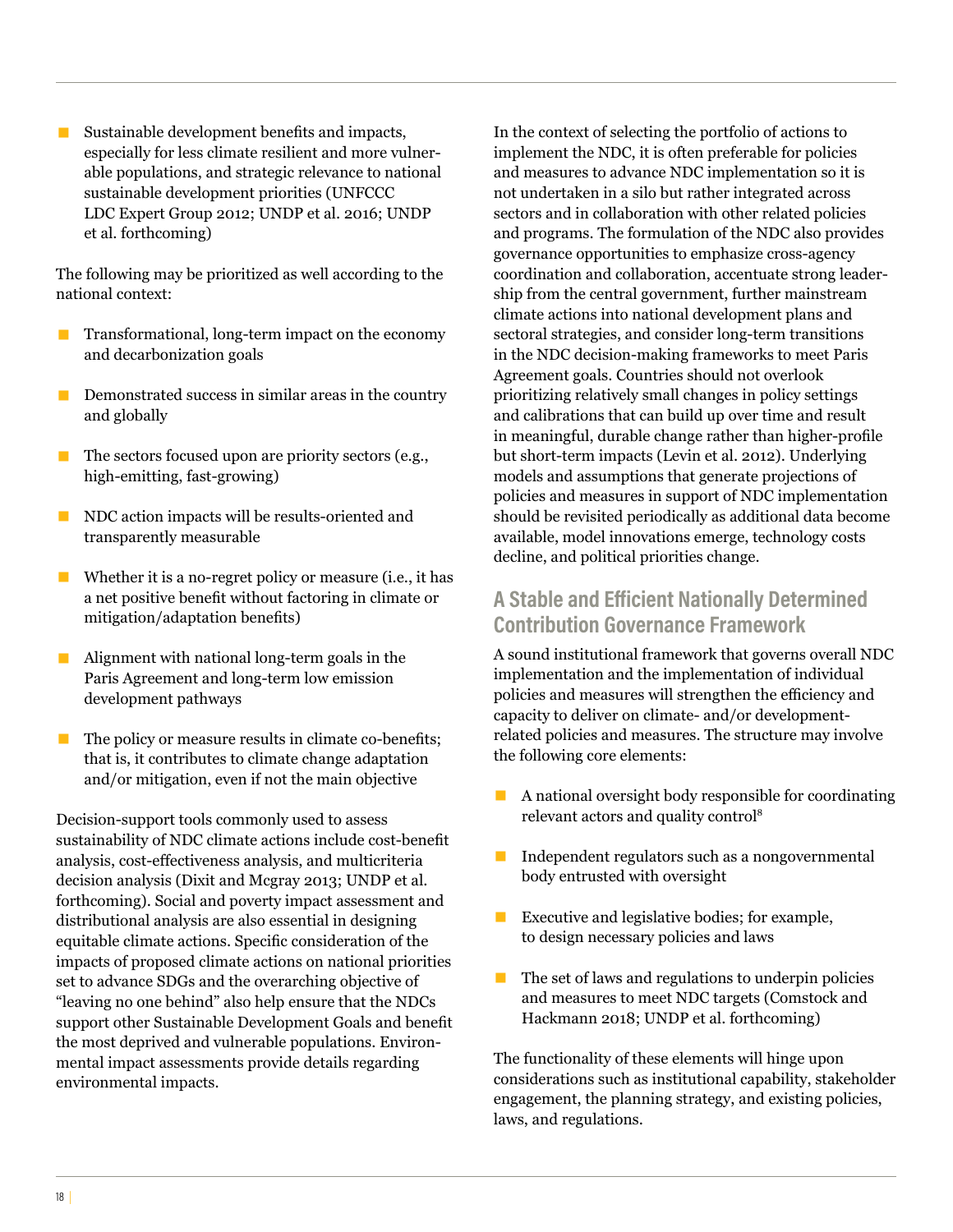- Sustainable development benefits and impacts, especially for less climate resilient and more vulnerable populations, and strategic relevance to national sustainable development priorities (UNFCCC LDC Expert Group 2012; UNDP et al. 2016; UNDP et al. forthcoming)

The following may be prioritized as well according to the national context:

- Transformational, long-term impact on the economy and decarbonization goals
- Demonstrated success in similar areas in the country and globally
- The sectors focused upon are priority sectors (e.g., high-emitting, fast-growing)
- NDC action impacts will be results-oriented and transparently measurable
- Whether it is a no-regret policy or measure (i.e., it has a net positive benefit without factoring in climate or mitigation/adaptation benefits)
- Alignment with national long-term goals in the Paris Agreement and long-term low emission development pathways
- The policy or measure results in climate co-benefits; that is, it contributes to climate change adaptation and/or mitigation, even if not the main objective

Decision-support tools commonly used to assess sustainability of NDC climate actions include cost-benefit analysis, cost-effectiveness analysis, and multicriteria decision analysis (Dixit and Mcgray 2013; UNDP et al. forthcoming). Social and poverty impact assessment and distributional analysis are also essential in designing equitable climate actions. Specific consideration of the impacts of proposed climate actions on national priorities set to advance SDGs and the overarching objective of "leaving no one behind" also help ensure that the NDCs support other Sustainable Development Goals and benefit the most deprived and vulnerable populations. Environmental impact assessments provide details regarding environmental impacts.

In the context of selecting the portfolio of actions to implement the NDC, it is often preferable for policies and measures to advance NDC implementation so it is not undertaken in a silo but rather integrated across sectors and in collaboration with other related policies and programs. The formulation of the NDC also provides governance opportunities to emphasize cross-agency coordination and collaboration, accentuate strong leadership from the central government, further mainstream climate actions into national development plans and sectoral strategies, and consider long-term transitions in the NDC decision-making frameworks to meet Paris Agreement goals. Countries should not overlook prioritizing relatively small changes in policy settings and calibrations that can build up over time and result in meaningful, durable change rather than higher-profile but short-term impacts (Levin et al. 2012). Underlying models and assumptions that generate projections of policies and measures in support of NDC implementation should be revisited periodically as additional data become available, model innovations emerge, technology costs decline, and political priorities change.

## A Stable and Efficient Nationally Determined Contribution Governance Framework

A sound institutional framework that governs overall NDC implementation and the implementation of individual policies and measures will strengthen the efficiency and capacity to deliver on climate- and/or development-related policies and measures. The structure may involve the following core elements:

- A national oversight body responsible for coordinating relevant actors and quality control[8]
- Independent regulators such as a nongovernmental body entrusted with oversight
- Executive and legislative bodies; for example, to design necessary policies and laws
- The set of laws and regulations to underpin policies and measures to meet NDC targets (Comstock and Hackmann 2018; UNDP et al. forthcoming)

The functionality of these elements will hinge upon considerations such as institutional capability, stakeholder engagement, the planning strategy, and existing policies, laws, and regulations.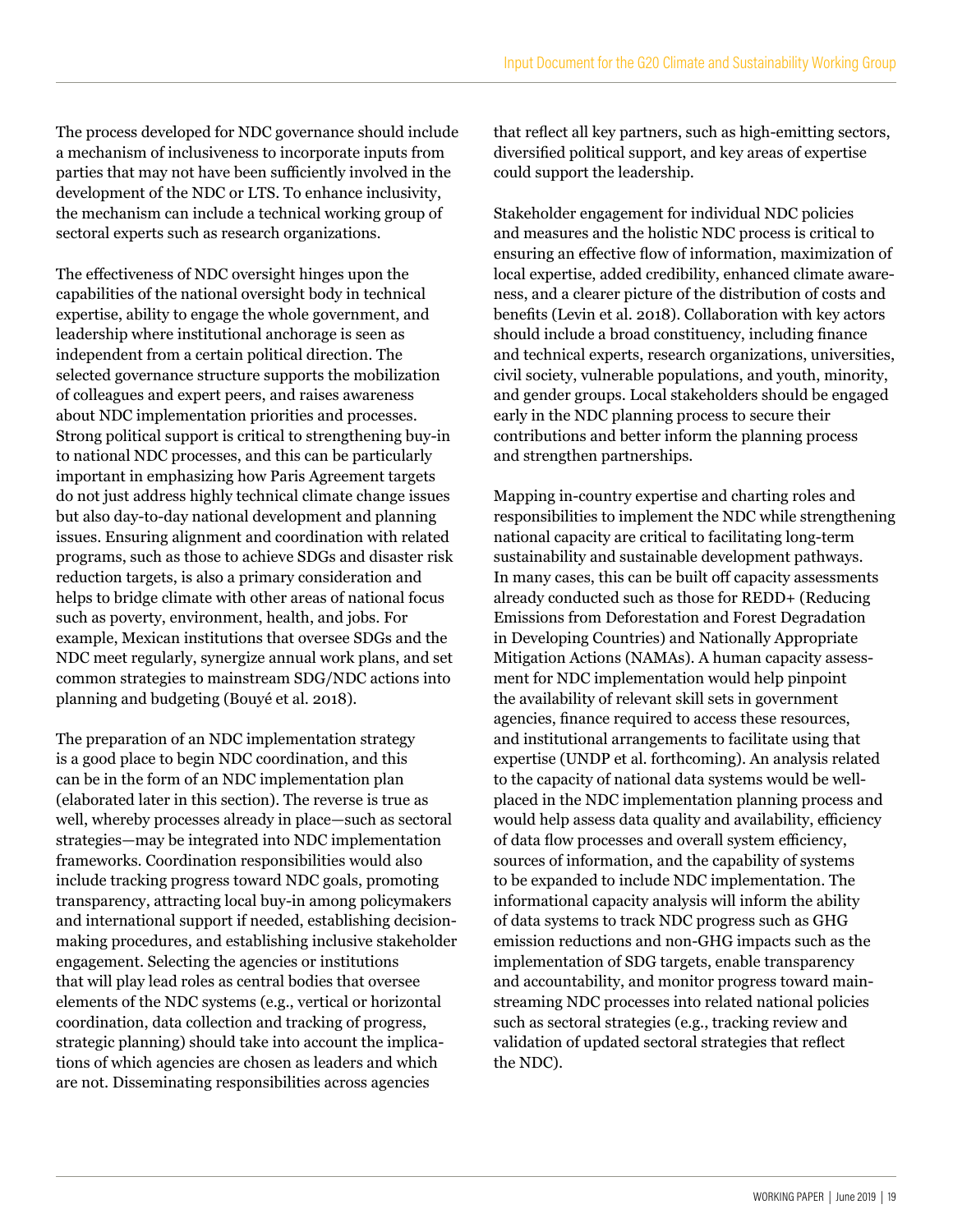The process developed for NDC governance should include a mechanism of inclusiveness to incorporate inputs from parties that may not have been sufficiently involved in the development of the NDC or LTS. To enhance inclusivity, the mechanism can include a technical working group of sectoral experts such as research organizations.

The effectiveness of NDC oversight hinges upon the capabilities of the national oversight body in technical expertise, ability to engage the whole government, and leadership where institutional anchorage is seen as independent from a certain political direction. The selected governance structure supports the mobilization of colleagues and expert peers, and raises awareness about NDC implementation priorities and processes. Strong political support is critical to strengthening buy-in to national NDC processes, and this can be particularly important in emphasizing how Paris Agreement targets do not just address highly technical climate change issues but also day-to-day national development and planning issues. Ensuring alignment and coordination with related programs, such as those to achieve SDGs and disaster risk reduction targets, is also a primary consideration and helps to bridge climate with other areas of national focus such as poverty, environment, health, and jobs. For example, Mexican institutions that oversee SDGs and the NDC meet regularly, synergize annual work plans, and set common strategies to mainstream SDG/NDC actions into planning and budgeting (Bouyé et al. 2018).

The preparation of an NDC implementation strategy is a good place to begin NDC coordination, and this can be in the form of an NDC implementation plan (elaborated later in this section). The reverse is true as well, whereby processes already in place—such as sectoral strategies—may be integrated into NDC implementation frameworks. Coordination responsibilities would also include tracking progress toward NDC goals, promoting transparency, attracting local buy-in among policymakers and international support if needed, establishing decision-making procedures, and establishing inclusive stakeholder engagement. Selecting the agencies or institutions that will play lead roles as central bodies that oversee elements of the NDC systems (e.g., vertical or horizontal coordination, data collection and tracking of progress, strategic planning) should take into account the implications of which agencies are chosen as leaders and which are not. Disseminating responsibilities across agencies that reflect all key partners, such as high-emitting sectors, diversified political support, and key areas of expertise could support the leadership.

Stakeholder engagement for individual NDC policies and measures and the holistic NDC process is critical to ensuring an effective flow of information, maximization of local expertise, added credibility, enhanced climate awareness, and a clearer picture of the distribution of costs and benefits (Levin et al. 2018). Collaboration with key actors should include a broad constituency, including finance and technical experts, research organizations, universities, civil society, vulnerable populations, and youth, minority, and gender groups. Local stakeholders should be engaged early in the NDC planning process to secure their contributions and better inform the planning process and strengthen partnerships.

Mapping in-country expertise and charting roles and responsibilities to implement the NDC while strengthening national capacity are critical to facilitating long-term sustainability and sustainable development pathways. In many cases, this can be built off capacity assessments already conducted such as those for REDD+ (Reducing Emissions from Deforestation and Forest Degradation in Developing Countries) and Nationally Appropriate Mitigation Actions (NAMAs). A human capacity assessment for NDC implementation would help pinpoint the availability of relevant skill sets in government agencies, finance required to access these resources, and institutional arrangements to facilitate using that expertise (UNDP et al. forthcoming). An analysis related to the capacity of national data systems would be well-placed in the NDC implementation planning process and would help assess data quality and availability, efficiency of data flow processes and overall system efficiency, sources of information, and the capability of systems to be expanded to include NDC implementation. The informational capacity analysis will inform the ability of data systems to track NDC progress such as GHG emission reductions and non-GHG impacts such as the implementation of SDG targets, enable transparency and accountability, and monitor progress toward mainstreaming NDC processes into related national policies such as sectoral strategies (e.g., tracking review and validation of updated sectoral strategies that reflect the NDC).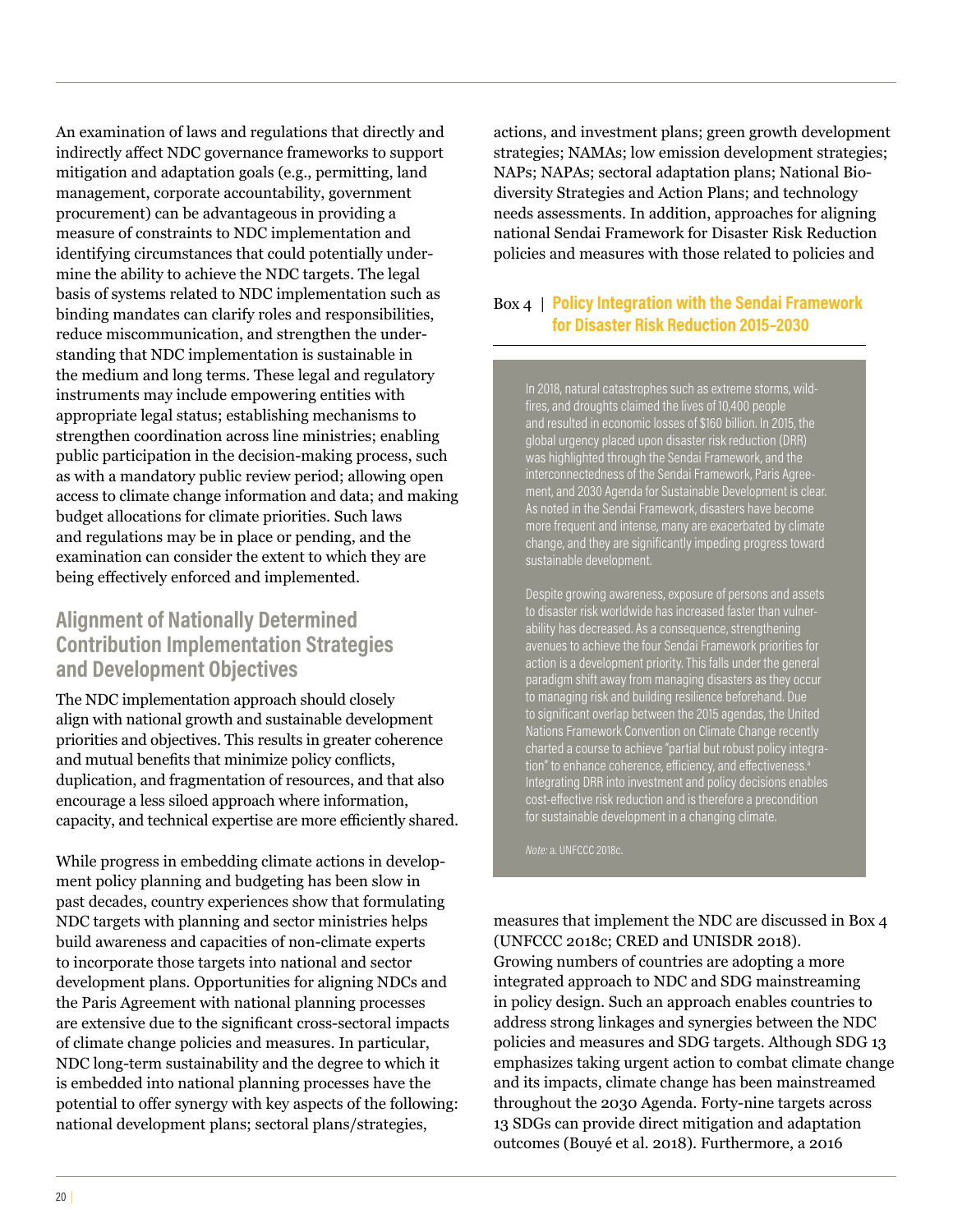An examination of laws and regulations that directly and indirectly affect NDC governance frameworks to support mitigation and adaptation goals (e.g., permitting, land management, corporate accountability, government procurement) can be advantageous in providing a measure of constraints to NDC implementation and identifying circumstances that could potentially undermine the ability to achieve the NDC targets. The legal basis of systems related to NDC implementation such as binding mandates can clarify roles and responsibilities, reduce miscommunication, and strengthen the understanding that NDC implementation is sustainable in the medium and long terms. These legal and regulatory instruments may include empowering entities with appropriate legal status; establishing mechanisms to strengthen coordination across line ministries; enabling public participation in the decision-making process, such as with a mandatory public review period; allowing open access to climate change information and data; and making budget allocations for climate priorities. Such laws and regulations may be in place or pending, and the examination can consider the extent to which they are being effectively enforced and implemented.

## Alignment of Nationally Determined Contribution Implementation Strategies and Development Objectives

The NDC implementation approach should closely align with national growth and sustainable development priorities and objectives. This results in greater coherence and mutual benefits that minimize policy conflicts, duplication, and fragmentation of resources, and that also encourage a less siloed approach where information, capacity, and technical expertise are more efficiently shared.

While progress in embedding climate actions in development policy planning and budgeting has been slow in past decades, country experiences show that formulating NDC targets with planning and sector ministries helps build awareness and capacities of non-climate experts to incorporate those targets into national and sector development plans. Opportunities for aligning NDCs and the Paris Agreement with national planning processes are extensive due to the significant cross-sectoral impacts of climate change policies and measures. In particular, NDC long-term sustainability and the degree to which it is embedded into national planning processes have the potential to offer synergy with key aspects of the following: national development plans; sectoral plans/strategies, actions, and investment plans; green growth development strategies; NAMAs; low emission development strategies; NAPs; NAPAs; sectoral adaptation plans; National Biodiversity Strategies and Action Plans; and technology needs assessments. In addition, approaches for aligning national Sendai Framework for Disaster Risk Reduction policies and measures with those related to policies and measures that implement the NDC are discussed in Box 4 (UNFCCC 2018c; CRED and UNISDR 2018). Growing numbers of countries are adopting a more integrated approach to NDC and SDG mainstreaming in policy design. Such an approach enables countries to address strong linkages and synergies between the NDC policies and measures and SDG targets. Although SDG 13 emphasizes taking urgent action to combat climate change and its impacts, climate change has been mainstreamed throughout the 2030 Agenda. Forty-nine targets across 13 SDGs can provide direct mitigation and adaptation outcomes (Bouyé et al. 2018). Furthermore, a 2016

### Box 4 | Policy Integration with the Sendai Framework for Disaster Risk Reduction 2015–2030

In 2018, natural catastrophes such as extreme storms, wildfires, and droughts claimed the lives of 10,400 people and resulted in economic losses of $160 billion. In 2015, the global urgency placed upon disaster risk reduction (DRR) was highlighted through the Sendai Framework, and the interconnectedness of the Sendai Framework, Paris Agreement, and 2030 Agenda for Sustainable Development is clear. As noted in the Sendai Framework, disasters have become more frequent and intense, many are exacerbated by climate change, and they are significantly impeding progress toward sustainable development.

Despite growing awareness, exposure of persons and assets to disaster risk worldwide has increased faster than vulnerability has decreased. As a consequence, strengthening avenues to achieve the four Sendai Framework priorities for action is a development priority. This falls under the general paradigm shift away from managing disasters as they occur to managing risk and building resilience beforehand. Due to significant overlap between the 2015 agendas, the United Nations Framework Convention on Climate Change recently charted a course to achieve "partial but robust policy integration" to enhance coherence, efficiency, and effectiveness.[a] Integrating DRR into investment and policy decisions enables cost-effective risk reduction and is therefore a precondition for sustainable development in a changing climate.

*Note:* a. UNFCCC 2018c.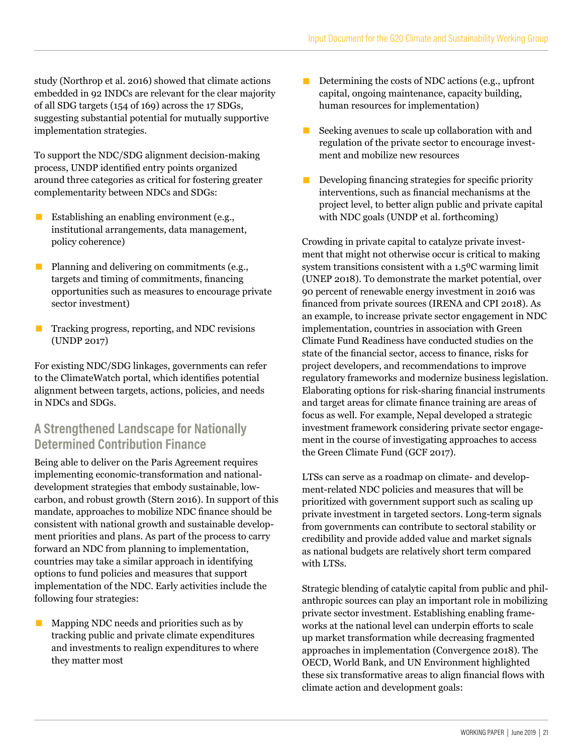study (Northrop et al. 2016) showed that climate actions embedded in 92 INDCs are relevant for the clear majority of all SDG targets (154 of 169) across the 17 SDGs, suggesting substantial potential for mutually supportive implementation strategies.

To support the NDC/SDG alignment decision-making process, UNDP identified entry points organized around three categories as critical for fostering greater complementarity between NDCs and SDGs:

- Establishing an enabling environment (e.g., institutional arrangements, data management, policy coherence)
- Planning and delivering on commitments (e.g., targets and timing of commitments, financing opportunities such as measures to encourage private sector investment)
- Tracking progress, reporting, and NDC revisions (UNDP 2017)

For existing NDC/SDG linkages, governments can refer to the ClimateWatch portal, which identifies potential alignment between targets, actions, policies, and needs in NDCs and SDGs.

## A Strengthened Landscape for Nationally Determined Contribution Finance

Being able to deliver on the Paris Agreement requires implementing economic-transformation and national-development strategies that embody sustainable, low-carbon, and robust growth (Stern 2016). In support of this mandate, approaches to mobilize NDC finance should be consistent with national growth and sustainable development priorities and plans. As part of the process to carry forward an NDC from planning to implementation, countries may take a similar approach in identifying options to fund policies and measures that support implementation of the NDC. Early activities include the following four strategies:

- Mapping NDC needs and priorities such as by tracking public and private climate expenditures and investments to realign expenditures to where they matter most
- Determining the costs of NDC actions (e.g., upfront capital, ongoing maintenance, capacity building, human resources for implementation)
- Seeking avenues to scale up collaboration with and regulation of the private sector to encourage investment and mobilize new resources
- Developing financing strategies for specific priority interventions, such as financial mechanisms at the project level, to better align public and private capital with NDC goals (UNDP et al. forthcoming)

Crowding in private capital to catalyze private investment that might not otherwise occur is critical to making system transitions consistent with a 1.5°C warming limit (UNEP 2018). To demonstrate the market potential, over 90 percent of renewable energy investment in 2016 was financed from private sources (IRENA and CPI 2018). As an example, to increase private sector engagement in NDC implementation, countries in association with Green Climate Fund Readiness have conducted studies on the state of the financial sector, access to finance, risks for project developers, and recommendations to improve regulatory frameworks and modernize business legislation. Elaborating options for risk-sharing financial instruments and target areas for climate finance training are areas of focus as well. For example, Nepal developed a strategic investment framework considering private sector engagement in the course of investigating approaches to access the Green Climate Fund (GCF 2017).

LTSs can serve as a roadmap on climate- and development-related NDC policies and measures that will be prioritized with government support such as scaling up private investment in targeted sectors. Long-term signals from governments can contribute to sectoral stability or credibility and provide added value and market signals as national budgets are relatively short term compared with LTSs.

Strategic blending of catalytic capital from public and philanthropic sources can play an important role in mobilizing private sector investment. Establishing enabling frameworks at the national level can underpin efforts to scale up market transformation while decreasing fragmented approaches in implementation (Convergence 2018). The OECD, World Bank, and UN Environment highlighted these six transformative areas to align financial flows with climate action and development goals: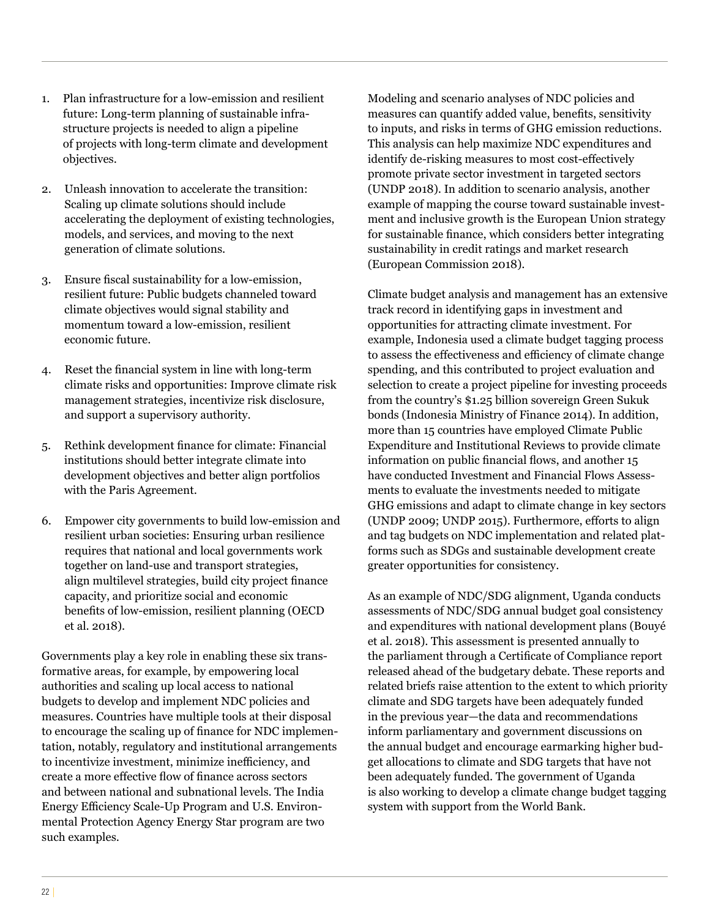1. Plan infrastructure for a low-emission and resilient future: Long-term planning of sustainable infrastructure projects is needed to align a pipeline of projects with long-term climate and development objectives.

2. Unleash innovation to accelerate the transition: Scaling up climate solutions should include accelerating the deployment of existing technologies, models, and services, and moving to the next generation of climate solutions.

3. Ensure fiscal sustainability for a low-emission, resilient future: Public budgets channeled toward climate objectives would signal stability and momentum toward a low-emission, resilient economic future.

4. Reset the financial system in line with long-term climate risks and opportunities: Improve climate risk management strategies, incentivize risk disclosure, and support a supervisory authority.

5. Rethink development finance for climate: Financial institutions should better integrate climate into development objectives and better align portfolios with the Paris Agreement.

6. Empower city governments to build low-emission and resilient urban societies: Ensuring urban resilience requires that national and local governments work together on land-use and transport strategies, align multilevel strategies, build city project finance capacity, and prioritize social and economic benefits of low-emission, resilient planning (OECD et al. 2018).

Governments play a key role in enabling these six transformative areas, for example, by empowering local authorities and scaling up local access to national budgets to develop and implement NDC policies and measures. Countries have multiple tools at their disposal to encourage the scaling up of finance for NDC implementation, notably, regulatory and institutional arrangements to incentivize investment, minimize inefficiency, and create a more effective flow of finance across sectors and between national and subnational levels. The India Energy Efficiency Scale-Up Program and U.S. Environmental Protection Agency Energy Star program are two such examples.

Modeling and scenario analyses of NDC policies and measures can quantify added value, benefits, sensitivity to inputs, and risks in terms of GHG emission reductions. This analysis can help maximize NDC expenditures and identify de-risking measures to most cost-effectively promote private sector investment in targeted sectors (UNDP 2018). In addition to scenario analysis, another example of mapping the course toward sustainable investment and inclusive growth is the European Union strategy for sustainable finance, which considers better integrating sustainability in credit ratings and market research (European Commission 2018).

Climate budget analysis and management has an extensive track record in identifying gaps in investment and opportunities for attracting climate investment. For example, Indonesia used a climate budget tagging process to assess the effectiveness and efficiency of climate change spending, and this contributed to project evaluation and selection to create a project pipeline for investing proceeds from the country's $1.25 billion sovereign Green Sukuk bonds (Indonesia Ministry of Finance 2014). In addition, more than 15 countries have employed Climate Public Expenditure and Institutional Reviews to provide climate information on public financial flows, and another 15 have conducted Investment and Financial Flows Assessments to evaluate the investments needed to mitigate GHG emissions and adapt to climate change in key sectors (UNDP 2009; UNDP 2015). Furthermore, efforts to align and tag budgets on NDC implementation and related platforms such as SDGs and sustainable development create greater opportunities for consistency.

As an example of NDC/SDG alignment, Uganda conducts assessments of NDC/SDG annual budget goal consistency and expenditures with national development plans (Bouyé et al. 2018). This assessment is presented annually to the parliament through a Certificate of Compliance report released ahead of the budgetary debate. These reports and related briefs raise attention to the extent to which priority climate and SDG targets have been adequately funded in the previous year—the data and recommendations inform parliamentary and government discussions on the annual budget and encourage earmarking higher budget allocations to climate and SDG targets that have not been adequately funded. The government of Uganda is also working to develop a climate change budget tagging system with support from the World Bank.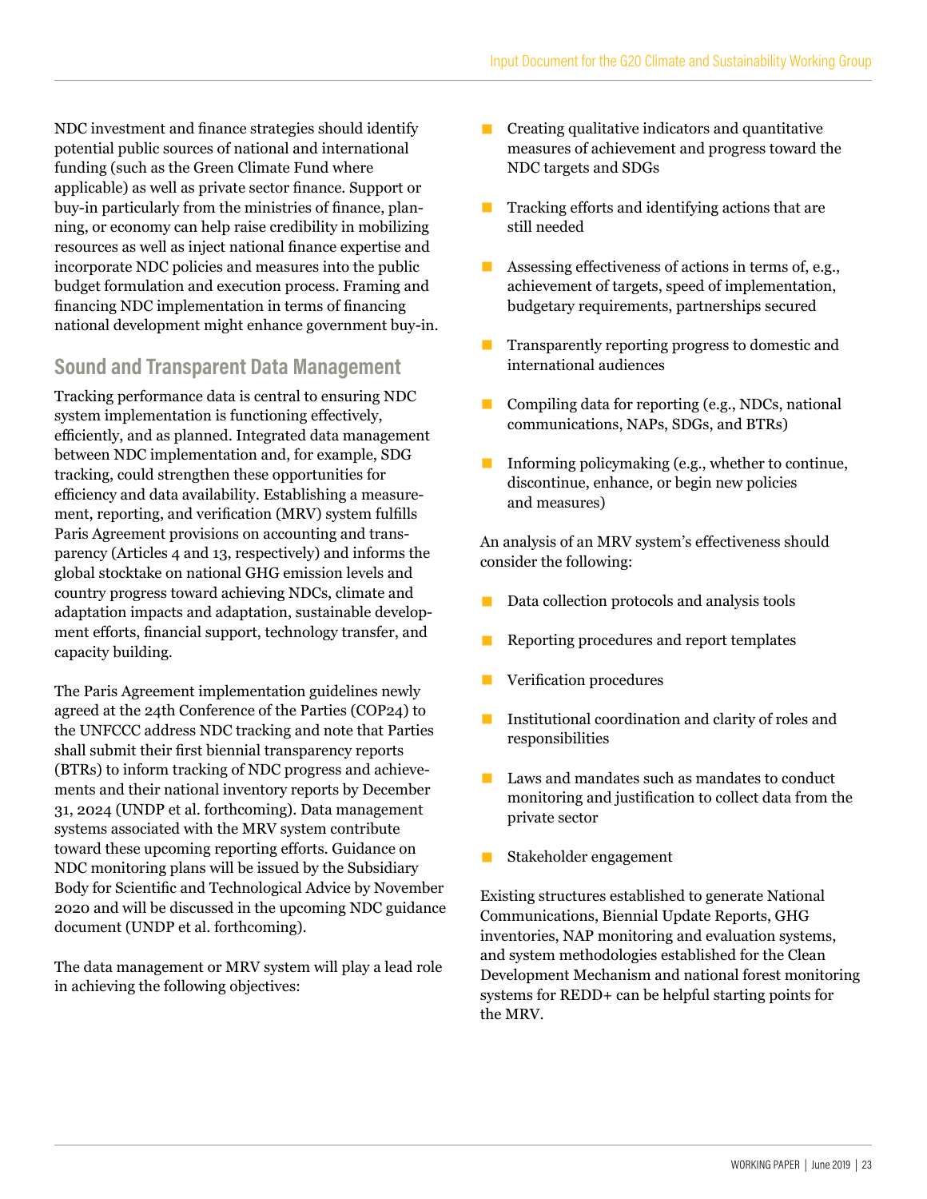NDC investment and finance strategies should identify potential public sources of national and international funding (such as the Green Climate Fund where applicable) as well as private sector finance. Support or buy-in particularly from the ministries of finance, planning, or economy can help raise credibility in mobilizing resources as well as inject national finance expertise and incorporate NDC policies and measures into the public budget formulation and execution process. Framing and financing NDC implementation in terms of financing national development might enhance government buy-in.

## Sound and Transparent Data Management

Tracking performance data is central to ensuring NDC system implementation is functioning effectively, efficiently, and as planned. Integrated data management between NDC implementation and, for example, SDG tracking, could strengthen these opportunities for efficiency and data availability. Establishing a measurement, reporting, and verification (MRV) system fulfills Paris Agreement provisions on accounting and transparency (Articles 4 and 13, respectively) and informs the global stocktake on national GHG emission levels and country progress toward achieving NDCs, climate and adaptation impacts and adaptation, sustainable development efforts, financial support, technology transfer, and capacity building.

The Paris Agreement implementation guidelines newly agreed at the 24th Conference of the Parties (COP24) to the UNFCCC address NDC tracking and note that Parties shall submit their first biennial transparency reports (BTRs) to inform tracking of NDC progress and achievements and their national inventory reports by December 31, 2024 (UNDP et al. forthcoming). Data management systems associated with the MRV system contribute toward these upcoming reporting efforts. Guidance on NDC monitoring plans will be issued by the Subsidiary Body for Scientific and Technological Advice by November 2020 and will be discussed in the upcoming NDC guidance document (UNDP et al. forthcoming).

The data management or MRV system will play a lead role in achieving the following objectives:

- Creating qualitative indicators and quantitative measures of achievement and progress toward the NDC targets and SDGs
- Tracking efforts and identifying actions that are still needed
- Assessing effectiveness of actions in terms of, e.g., achievement of targets, speed of implementation, budgetary requirements, partnerships secured
- Transparently reporting progress to domestic and international audiences
- Compiling data for reporting (e.g., NDCs, national communications, NAPs, SDGs, and BTRs)
- Informing policymaking (e.g., whether to continue, discontinue, enhance, or begin new policies and measures)

An analysis of an MRV system's effectiveness should consider the following:

- Data collection protocols and analysis tools
- Reporting procedures and report templates
- Verification procedures
- Institutional coordination and clarity of roles and responsibilities
- Laws and mandates such as mandates to conduct monitoring and justification to collect data from the private sector
- Stakeholder engagement

Existing structures established to generate National Communications, Biennial Update Reports, GHG inventories, NAP monitoring and evaluation systems, and system methodologies established for the Clean Development Mechanism and national forest monitoring systems for REDD+ can be helpful starting points for the MRV.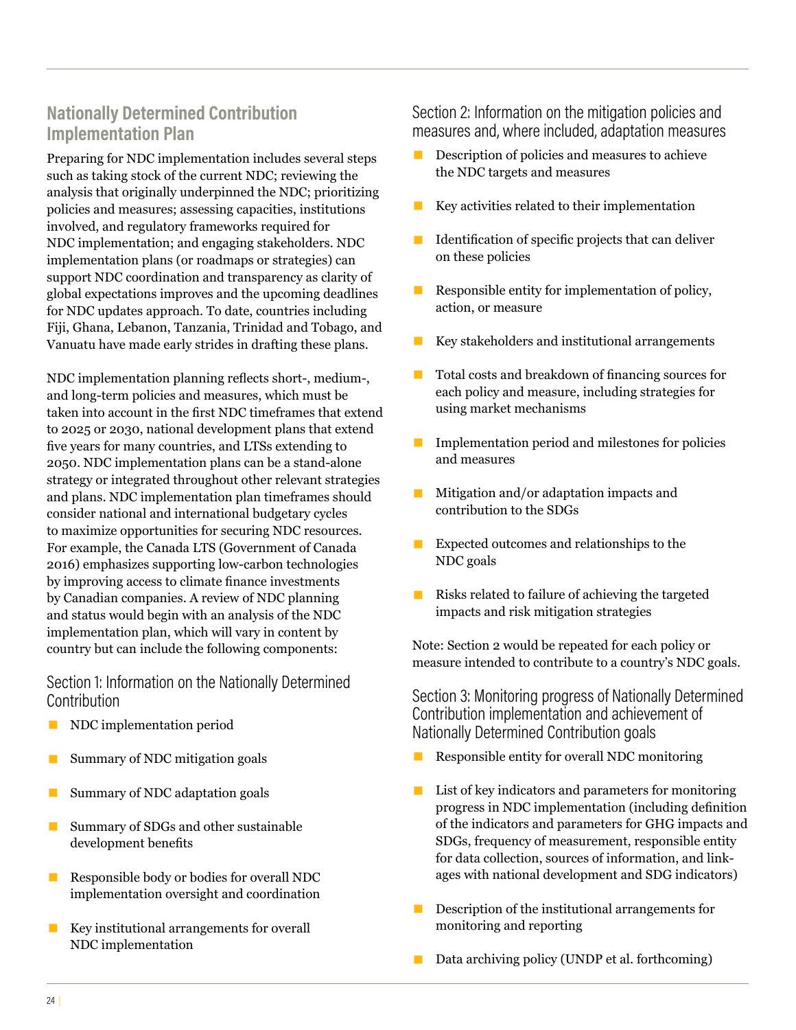## Nationally Determined Contribution Implementation Plan

Preparing for NDC implementation includes several steps such as taking stock of the current NDC; reviewing the analysis that originally underpinned the NDC; prioritizing policies and measures; assessing capacities, institutions involved, and regulatory frameworks required for NDC implementation; and engaging stakeholders. NDC implementation plans (or roadmaps or strategies) can support NDC coordination and transparency as clarity of global expectations improves and the upcoming deadlines for NDC updates approach. To date, countries including Fiji, Ghana, Lebanon, Tanzania, Trinidad and Tobago, and Vanuatu have made early strides in drafting these plans.

NDC implementation planning reflects short-, medium-, and long-term policies and measures, which must be taken into account in the first NDC timeframes that extend to 2025 or 2030, national development plans that extend five years for many countries, and LTSs extending to 2050. NDC implementation plans can be a stand-alone strategy or integrated throughout other relevant strategies and plans. NDC implementation plan timeframes should consider national and international budgetary cycles to maximize opportunities for securing NDC resources. For example, the Canada LTS (Government of Canada 2016) emphasizes supporting low-carbon technologies by improving access to climate finance investments by Canadian companies. A review of NDC planning and status would begin with an analysis of the NDC implementation plan, which will vary in content by country but can include the following components:

### Section 1: Information on the Nationally Determined Contribution

- NDC implementation period
- Summary of NDC mitigation goals
- Summary of NDC adaptation goals
- Summary of SDGs and other sustainable development benefits
- Responsible body or bodies for overall NDC implementation oversight and coordination
- Key institutional arrangements for overall NDC implementation

### Section 2: Information on the mitigation policies and measures and, where included, adaptation measures

- Description of policies and measures to achieve the NDC targets and measures
- Key activities related to their implementation
- Identification of specific projects that can deliver on these policies
- Responsible entity for implementation of policy, action, or measure
- Key stakeholders and institutional arrangements
- Total costs and breakdown of financing sources for each policy and measure, including strategies for using market mechanisms
- Implementation period and milestones for policies and measures
- Mitigation and/or adaptation impacts and contribution to the SDGs
- Expected outcomes and relationships to the NDC goals
- Risks related to failure of achieving the targeted impacts and risk mitigation strategies

Note: Section 2 would be repeated for each policy or measure intended to contribute to a country's NDC goals.

### Section 3: Monitoring progress of Nationally Determined Contribution implementation and achievement of Nationally Determined Contribution goals

- Responsible entity for overall NDC monitoring
- List of key indicators and parameters for monitoring progress in NDC implementation (including definition of the indicators and parameters for GHG impacts and SDGs, frequency of measurement, responsible entity for data collection, sources of information, and linkages with national development and SDG indicators)
- Description of the institutional arrangements for monitoring and reporting
- Data archiving policy (UNDP et al. forthcoming)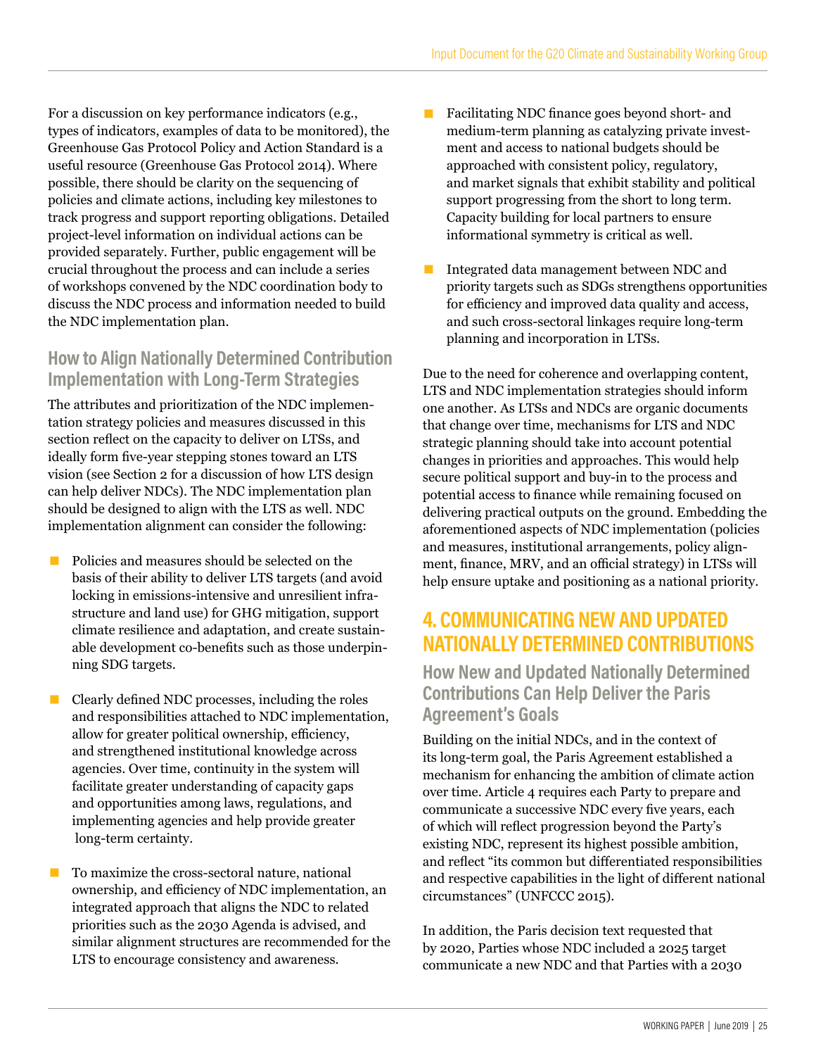For a discussion on key performance indicators (e.g., types of indicators, examples of data to be monitored), the Greenhouse Gas Protocol Policy and Action Standard is a useful resource (Greenhouse Gas Protocol 2014). Where possible, there should be clarity on the sequencing of policies and climate actions, including key milestones to track progress and support reporting obligations. Detailed project-level information on individual actions can be provided separately. Further, public engagement will be crucial throughout the process and can include a series of workshops convened by the NDC coordination body to discuss the NDC process and information needed to build the NDC implementation plan.

### How to Align Nationally Determined Contribution Implementation with Long-Term Strategies

The attributes and prioritization of the NDC implementation strategy policies and measures discussed in this section reflect on the capacity to deliver on LTSs, and ideally form five-year stepping stones toward an LTS vision (see Section 2 for a discussion of how LTS design can help deliver NDCs). The NDC implementation plan should be designed to align with the LTS as well. NDC implementation alignment can consider the following:

- Policies and measures should be selected on the basis of their ability to deliver LTS targets (and avoid locking in emissions-intensive and unresilient infrastructure and land use) for GHG mitigation, support climate resilience and adaptation, and create sustainable development co-benefits such as those underpinning SDG targets.
- Clearly defined NDC processes, including the roles and responsibilities attached to NDC implementation, allow for greater political ownership, efficiency, and strengthened institutional knowledge across agencies. Over time, continuity in the system will facilitate greater understanding of capacity gaps and opportunities among laws, regulations, and implementing agencies and help provide greater long-term certainty.
- To maximize the cross-sectoral nature, national ownership, and efficiency of NDC implementation, an integrated approach that aligns the NDC to related priorities such as the 2030 Agenda is advised, and similar alignment structures are recommended for the LTS to encourage consistency and awareness.
- Facilitating NDC finance goes beyond short- and medium-term planning as catalyzing private investment and access to national budgets should be approached with consistent policy, regulatory, and market signals that exhibit stability and political support progressing from the short to long term. Capacity building for local partners to ensure informational symmetry is critical as well.
- Integrated data management between NDC and priority targets such as SDGs strengthens opportunities for efficiency and improved data quality and access, and such cross-sectoral linkages require long-term planning and incorporation in LTSs.

Due to the need for coherence and overlapping content, LTS and NDC implementation strategies should inform one another. As LTSs and NDCs are organic documents that change over time, mechanisms for LTS and NDC strategic planning should take into account potential changes in priorities and approaches. This would help secure political support and buy-in to the process and potential access to finance while remaining focused on delivering practical outputs on the ground. Embedding the aforementioned aspects of NDC implementation (policies and measures, institutional arrangements, policy alignment, finance, MRV, and an official strategy) in LTSs will help ensure uptake and positioning as a national priority.

## 4. COMMUNICATING NEW AND UPDATED NATIONALLY DETERMINED CONTRIBUTIONS

### How New and Updated Nationally Determined Contributions Can Help Deliver the Paris Agreement's Goals

Building on the initial NDCs, and in the context of its long-term goal, the Paris Agreement established a mechanism for enhancing the ambition of climate action over time. Article 4 requires each Party to prepare and communicate a successive NDC every five years, each of which will reflect progression beyond the Party's existing NDC, represent its highest possible ambition, and reflect "its common but differentiated responsibilities and respective capabilities in the light of different national circumstances" (UNFCCC 2015).

In addition, the Paris decision text requested that by 2020, Parties whose NDC included a 2025 target communicate a new NDC and that Parties with a 2030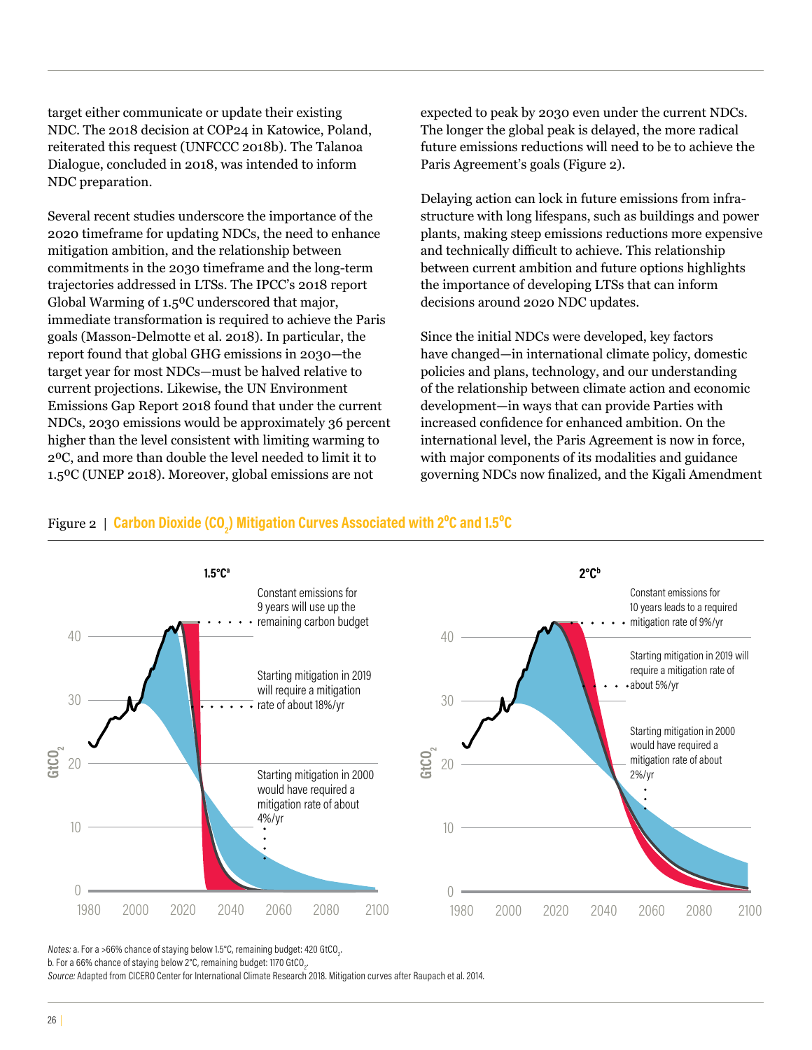target either communicate or update their existing NDC. The 2018 decision at COP24 in Katowice, Poland, reiterated this request (UNFCCC 2018b). The Talanoa Dialogue, concluded in 2018, was intended to inform NDC preparation.

Several recent studies underscore the importance of the 2020 timeframe for updating NDCs, the need to enhance mitigation ambition, and the relationship between commitments in the 2030 timeframe and the long-term trajectories addressed in LTSs. The IPCC's 2018 report Global Warming of 1.5ºC underscored that major, immediate transformation is required to achieve the Paris goals (Masson-Delmotte et al. 2018). In particular, the report found that global GHG emissions in 2030—the target year for most NDCs—must be halved relative to current projections. Likewise, the UN Environment Emissions Gap Report 2018 found that under the current NDCs, 2030 emissions would be approximately 36 percent higher than the level consistent with limiting warming to 2ºC, and more than double the level needed to limit it to 1.5ºC (UNEP 2018). Moreover, global emissions are not expected to peak by 2030 even under the current NDCs. The longer the global peak is delayed, the more radical future emissions reductions will need to be to achieve the Paris Agreement's goals (Figure 2).

Delaying action can lock in future emissions from infrastructure with long lifespans, such as buildings and power plants, making steep emissions reductions more expensive and technically difficult to achieve. This relationship between current ambition and future options highlights the importance of developing LTSs that can inform decisions around 2020 NDC updates.

Since the initial NDCs were developed, key factors have changed—in international climate policy, domestic policies and plans, technology, and our understanding of the relationship between climate action and economic development—in ways that can provide Parties with increased confidence for enhanced ambition. On the international level, the Paris Agreement is now in force, with major components of its modalities and guidance governing NDCs now finalized, and the Kigali Amendment

Figure 2 | **Carbon Dioxide ($CO_2$) Mitigation Curves Associated with 2ºC and 1.5ºC**

*Notes:* a. For a >66% chance of staying below 1.5°C, remaining budget: 420 $GtCO_2$.
b. For a 66% chance of staying below 2°C, remaining budget: 1170 $GtCO_2$.
*Source:* Adapted from CICERO Center for International Climate Research 2018. Mitigation curves after Raupach et al. 2014.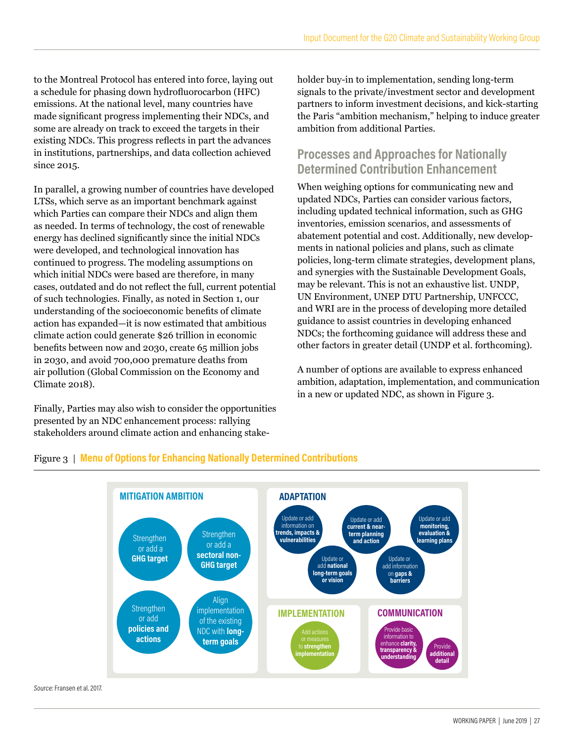to the Montreal Protocol has entered into force, laying out a schedule for phasing down hydrofluorocarbon (HFC) emissions. At the national level, many countries have made significant progress implementing their NDCs, and some are already on track to exceed the targets in their existing NDCs. This progress reflects in part the advances in institutions, partnerships, and data collection achieved since 2015.

In parallel, a growing number of countries have developed LTSs, which serve as an important benchmark against which Parties can compare their NDCs and align them as needed. In terms of technology, the cost of renewable energy has declined significantly since the initial NDCs were developed, and technological innovation has continued to progress. The modeling assumptions on which initial NDCs were based are therefore, in many cases, outdated and do not reflect the full, current potential of such technologies. Finally, as noted in Section 1, our understanding of the socioeconomic benefits of climate action has expanded—it is now estimated that ambitious climate action could generate $26 trillion in economic benefits between now and 2030, create 65 million jobs in 2030, and avoid 700,000 premature deaths from air pollution (Global Commission on the Economy and Climate 2018).

Finally, Parties may also wish to consider the opportunities presented by an NDC enhancement process: rallying stakeholders around climate action and enhancing stakeholder buy-in to implementation, sending long-term signals to the private/investment sector and development partners to inform investment decisions, and kick-starting the Paris "ambition mechanism," helping to induce greater ambition from additional Parties.

## Processes and Approaches for Nationally Determined Contribution Enhancement

When weighing options for communicating new and updated NDCs, Parties can consider various factors, including updated technical information, such as GHG inventories, emission scenarios, and assessments of abatement potential and cost. Additionally, new developments in national policies and plans, such as climate policies, long-term climate strategies, development plans, and synergies with the Sustainable Development Goals, may be relevant. This is not an exhaustive list. UNDP, UN Environment, UNEP DTU Partnership, UNFCCC, and WRI are in the process of developing more detailed guidance to assist countries in developing enhanced NDCs; the forthcoming guidance will address these and other factors in greater detail (UNDP et al. forthcoming).

A number of options are available to express enhanced ambition, adaptation, implementation, and communication in a new or updated NDC, as shown in Figure 3.

Figure 3 | **Menu of Options for Enhancing Nationally Determined Contributions**

**MITIGATION AMBITION**
- Strengthen or add a **GHG target**
- Strengthen or add a **sectoral non-GHG target**
- Strengthen or add **policies and actions**
- Align implementation of the existing NDC with **long-term goals**

**ADAPTATION**
- Update or add information on **trends, impacts & vulnerabilities**
- Update or add **current & near-term planning and action**
- Update or add **monitoring, evaluation & learning plans**
- Update or add **national long-term goals or vision**
- Update or add information on **gaps & barriers**

**IMPLEMENTATION**
- Add actions or measures to **strengthen implementation**

**COMMUNICATION**
- Provide basic information to enhance **clarity, transparency & understanding**
- Provide **additional detail**

*Source:* Fransen et al. 2017.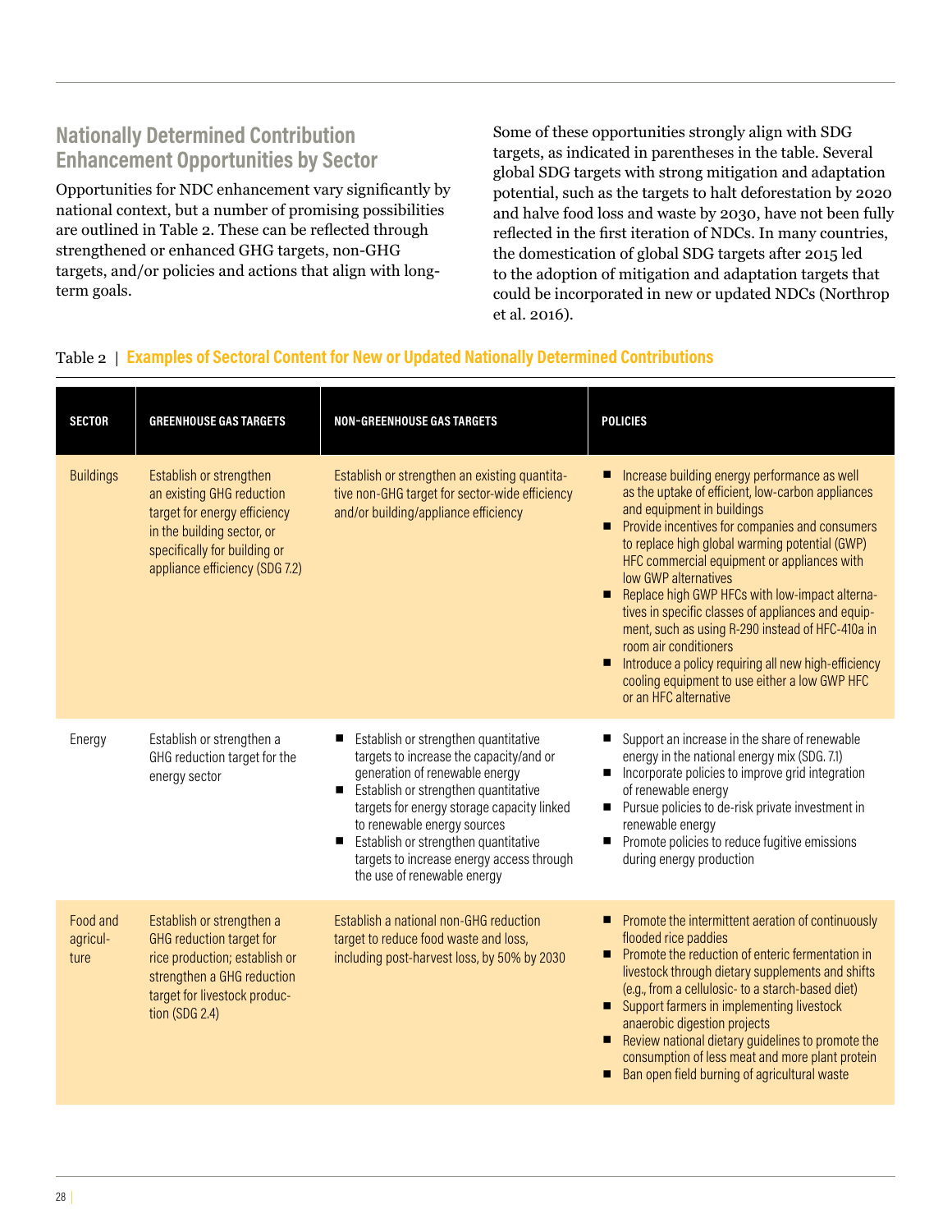## Nationally Determined Contribution Enhancement Opportunities by Sector

Opportunities for NDC enhancement vary significantly by national context, but a number of promising possibilities are outlined in Table 2. These can be reflected through strengthened or enhanced GHG targets, non-GHG targets, and/or policies and actions that align with long-term goals.

Some of these opportunities strongly align with SDG targets, as indicated in parentheses in the table. Several global SDG targets with strong mitigation and adaptation potential, such as the targets to halt deforestation by 2020 and halve food loss and waste by 2030, have not been fully reflected in the first iteration of NDCs. In many countries, the domestication of global SDG targets after 2015 led to the adoption of mitigation and adaptation targets that could be incorporated in new or updated NDCs (Northrop et al. 2016).

Table 2 | **Examples of Sectoral Content for New or Updated Nationally Determined Contributions**

| SECTOR | GREENHOUSE GAS TARGETS | NON-GREENHOUSE GAS TARGETS | POLICIES |
|---|---|---|---|
| Buildings | Establish or strengthen an existing GHG reduction target for energy efficiency in the building sector, or specifically for building or appliance efficiency (SDG 7.2) | Establish or strengthen an existing quantitative non-GHG target for sector-wide efficiency and/or building/appliance efficiency | ■ Increase building energy performance as well as the uptake of efficient, low-carbon appliances and equipment in buildings<br>■ Provide incentives for companies and consumers to replace high global warming potential (GWP) HFC commercial equipment or appliances with low GWP alternatives<br>■ Replace high GWP HFCs with low-impact alternatives in specific classes of appliances and equipment, such as using R-290 instead of HFC-410a in room air conditioners<br>■ Introduce a policy requiring all new high-efficiency cooling equipment to use either a low GWP HFC or an HFC alternative |
| Energy | Establish or strengthen a GHG reduction target for the energy sector | ■ Establish or strengthen quantitative targets to increase the capacity/and or generation of renewable energy<br>■ Establish or strengthen quantitative targets for energy storage capacity linked to renewable energy sources<br>■ Establish or strengthen quantitative targets to increase energy access through the use of renewable energy | ■ Support an increase in the share of renewable energy in the national energy mix (SDG. 7.1)<br>■ Incorporate policies to improve grid integration of renewable energy<br>■ Pursue policies to de-risk private investment in renewable energy<br>■ Promote policies to reduce fugitive emissions during energy production |
| Food and agriculture | Establish or strengthen a GHG reduction target for rice production; establish or strengthen a GHG reduction target for livestock production (SDG 2.4) | Establish a national non-GHG reduction target to reduce food waste and loss, including post-harvest loss, by 50% by 2030 | ■ Promote the intermittent aeration of continuously flooded rice paddies<br>■ Promote the reduction of enteric fermentation in livestock through dietary supplements and shifts (e.g., from a cellulosic- to a starch-based diet)<br>■ Support farmers in implementing livestock anaerobic digestion projects<br>■ Review national dietary guidelines to promote the consumption of less meat and more plant protein<br>■ Ban open field burning of agricultural waste |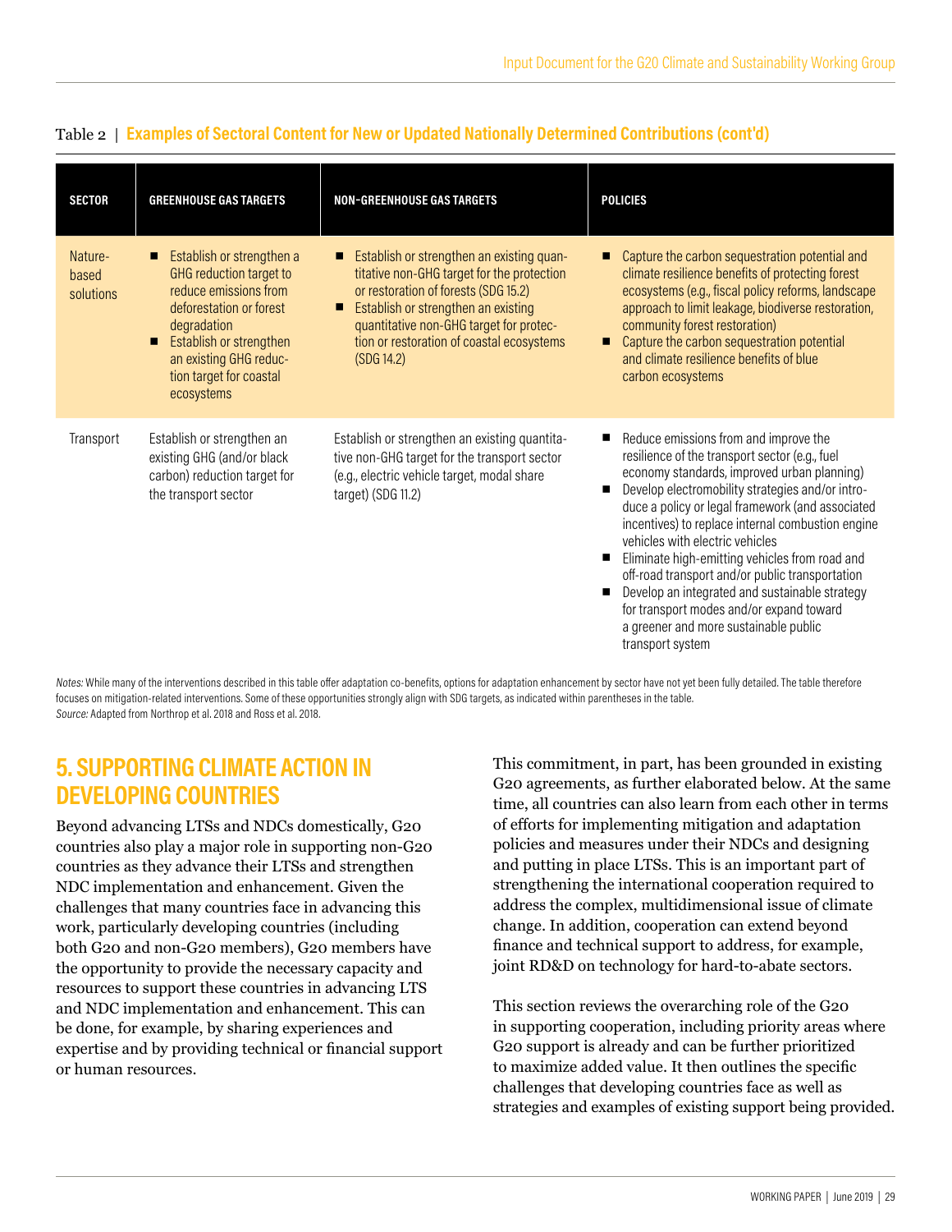Table 2 | **Examples of Sectoral Content for New or Updated Nationally Determined Contributions (cont'd)**

| SECTOR | GREENHOUSE GAS TARGETS | NON-GREENHOUSE GAS TARGETS | POLICIES |
|---|---|---|---|
| Nature-based solutions | ■ Establish or strengthen a GHG reduction target to reduce emissions from deforestation or forest degradation<br>■ Establish or strengthen an existing GHG reduction target for coastal ecosystems | ■ Establish or strengthen an existing quantitative non-GHG target for the protection or restoration of forests (SDG 15.2)<br>■ Establish or strengthen an existing quantitative non-GHG target for protection or restoration of coastal ecosystems (SDG 14.2) | ■ Capture the carbon sequestration potential and climate resilience benefits of protecting forest ecosystems (e.g., fiscal policy reforms, landscape approach to limit leakage, biodiverse restoration, community forest restoration)<br>■ Capture the carbon sequestration potential and climate resilience benefits of blue carbon ecosystems |
| Transport | Establish or strengthen an existing GHG (and/or black carbon) reduction target for the transport sector | Establish or strengthen an existing quantitative non-GHG target for the transport sector (e.g., electric vehicle target, modal share target) (SDG 11.2) | ■ Reduce emissions from and improve the resilience of the transport sector (e.g., fuel economy standards, improved urban planning)<br>■ Develop electromobility strategies and/or introduce a policy or legal framework (and associated incentives) to replace internal combustion engine vehicles with electric vehicles<br>■ Eliminate high-emitting vehicles from road and off-road transport and/or public transportation<br>■ Develop an integrated and sustainable strategy for transport modes and/or expand toward a greener and more sustainable public transport system |

*Notes:* While many of the interventions described in this table offer adaptation co-benefits, options for adaptation enhancement by sector have not yet been fully detailed. The table therefore focuses on mitigation-related interventions. Some of these opportunities strongly align with SDG targets, as indicated within parentheses in the table.
*Source:* Adapted from Northrop et al. 2018 and Ross et al. 2018.

## 5. SUPPORTING CLIMATE ACTION IN DEVELOPING COUNTRIES

Beyond advancing LTSs and NDCs domestically, G20 countries also play a major role in supporting non-G20 countries as they advance their LTSs and strengthen NDC implementation and enhancement. Given the challenges that many countries face in advancing this work, particularly developing countries (including both G20 and non-G20 members), G20 members have the opportunity to provide the necessary capacity and resources to support these countries in advancing LTS and NDC implementation and enhancement. This can be done, for example, by sharing experiences and expertise and by providing technical or financial support or human resources.

This commitment, in part, has been grounded in existing G20 agreements, as further elaborated below. At the same time, all countries can also learn from each other in terms of efforts for implementing mitigation and adaptation policies and measures under their NDCs and designing and putting in place LTSs. This is an important part of strengthening the international cooperation required to address the complex, multidimensional issue of climate change. In addition, cooperation can extend beyond finance and technical support to address, for example, joint RD&D on technology for hard-to-abate sectors.

This section reviews the overarching role of the G20 in supporting cooperation, including priority areas where G20 support is already and can be further prioritized to maximize added value. It then outlines the specific challenges that developing countries face as well as strategies and examples of existing support being provided.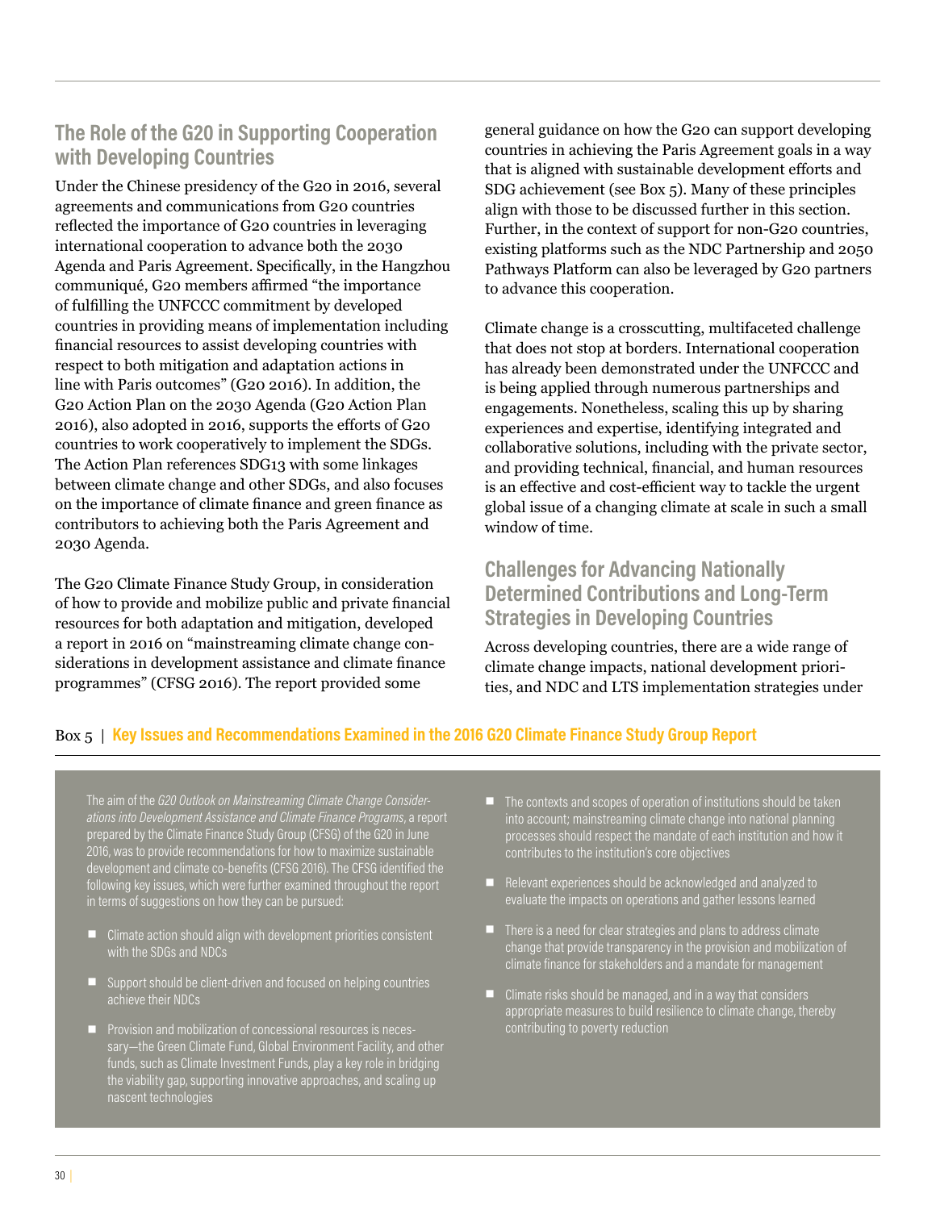## The Role of the G20 in Supporting Cooperation with Developing Countries

Under the Chinese presidency of the G20 in 2016, several agreements and communications from G20 countries reflected the importance of G20 countries in leveraging international cooperation to advance both the 2030 Agenda and Paris Agreement. Specifically, in the Hangzhou communiqué, G20 members affirmed "the importance of fulfilling the UNFCCC commitment by developed countries in providing means of implementation including financial resources to assist developing countries with respect to both mitigation and adaptation actions in line with Paris outcomes" (G20 2016). In addition, the G20 Action Plan on the 2030 Agenda (G20 Action Plan 2016), also adopted in 2016, supports the efforts of G20 countries to work cooperatively to implement the SDGs. The Action Plan references SDG13 with some linkages between climate change and other SDGs, and also focuses on the importance of climate finance and green finance as contributors to achieving both the Paris Agreement and 2030 Agenda.

The G20 Climate Finance Study Group, in consideration of how to provide and mobilize public and private financial resources for both adaptation and mitigation, developed a report in 2016 on "mainstreaming climate change considerations in development assistance and climate finance programmes" (CFSG 2016). The report provided some general guidance on how the G20 can support developing countries in achieving the Paris Agreement goals in a way that is aligned with sustainable development efforts and SDG achievement (see Box 5). Many of these principles align with those to be discussed further in this section. Further, in the context of support for non-G20 countries, existing platforms such as the NDC Partnership and 2050 Pathways Platform can also be leveraged by G20 partners to advance this cooperation.

Climate change is a crosscutting, multifaceted challenge that does not stop at borders. International cooperation has already been demonstrated under the UNFCCC and is being applied through numerous partnerships and engagements. Nonetheless, scaling this up by sharing experiences and expertise, identifying integrated and collaborative solutions, including with the private sector, and providing technical, financial, and human resources is an effective and cost-efficient way to tackle the urgent global issue of a changing climate at scale in such a small window of time.

## Challenges for Advancing Nationally Determined Contributions and Long-Term Strategies in Developing Countries

Across developing countries, there are a wide range of climate change impacts, national development priorities, and NDC and LTS implementation strategies under

### Box 5 | Key Issues and Recommendations Examined in the 2016 G20 Climate Finance Study Group Report

The aim of the *G20 Outlook on Mainstreaming Climate Change Considerations into Development Assistance and Climate Finance Programs*, a report prepared by the Climate Finance Study Group (CFSG) of the G20 in June 2016, was to provide recommendations for how to maximize sustainable development and climate co-benefits (CFSG 2016). The CFSG identified the following key issues, which were further examined throughout the report in terms of suggestions on how they can be pursued:

- Climate action should align with development priorities consistent with the SDGs and NDCs
- Support should be client-driven and focused on helping countries achieve their NDCs
- Provision and mobilization of concessional resources is necessary—the Green Climate Fund, Global Environment Facility, and other funds, such as Climate Investment Funds, play a key role in bridging the viability gap, supporting innovative approaches, and scaling up nascent technologies
- The contexts and scopes of operation of institutions should be taken into account; mainstreaming climate change into national planning processes should respect the mandate of each institution and how it contributes to the institution's core objectives
- Relevant experiences should be acknowledged and analyzed to evaluate the impacts on operations and gather lessons learned
- There is a need for clear strategies and plans to address climate change that provide transparency in the provision and mobilization of climate finance for stakeholders and a mandate for management
- Climate risks should be managed, and in a way that considers appropriate measures to build resilience to climate change, thereby contributing to poverty reduction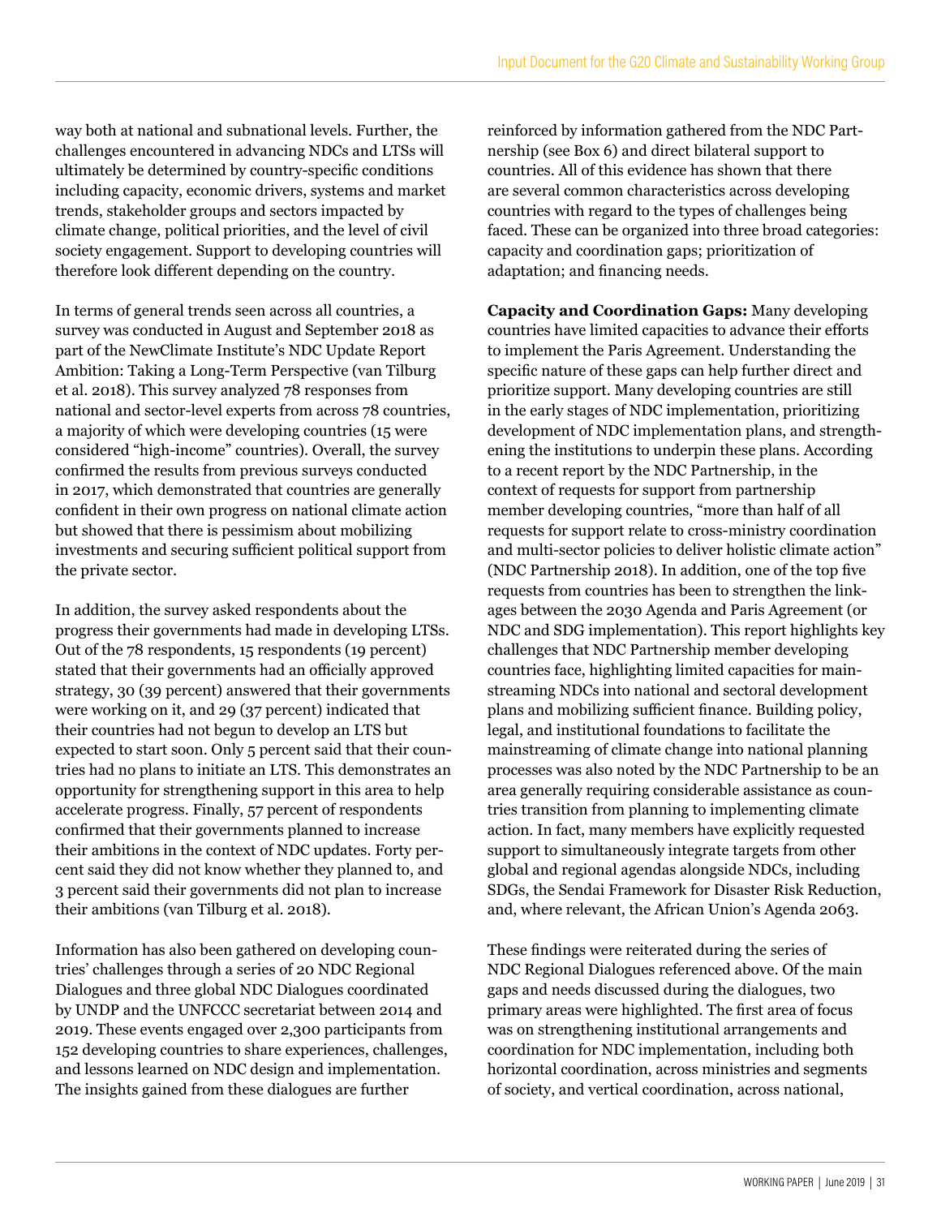way both at national and subnational levels. Further, the challenges encountered in advancing NDCs and LTSs will ultimately be determined by country-specific conditions including capacity, economic drivers, systems and market trends, stakeholder groups and sectors impacted by climate change, political priorities, and the level of civil society engagement. Support to developing countries will therefore look different depending on the country.

In terms of general trends seen across all countries, a survey was conducted in August and September 2018 as part of the NewClimate Institute's NDC Update Report Ambition: Taking a Long-Term Perspective (van Tilburg et al. 2018). This survey analyzed 78 responses from national and sector-level experts from across 78 countries, a majority of which were developing countries (15 were considered "high-income" countries). Overall, the survey confirmed the results from previous surveys conducted in 2017, which demonstrated that countries are generally confident in their own progress on national climate action but showed that there is pessimism about mobilizing investments and securing sufficient political support from the private sector.

In addition, the survey asked respondents about the progress their governments had made in developing LTSs. Out of the 78 respondents, 15 respondents (19 percent) stated that their governments had an officially approved strategy, 30 (39 percent) answered that their governments were working on it, and 29 (37 percent) indicated that their countries had not begun to develop an LTS but expected to start soon. Only 5 percent said that their countries had no plans to initiate an LTS. This demonstrates an opportunity for strengthening support in this area to help accelerate progress. Finally, 57 percent of respondents confirmed that their governments planned to increase their ambitions in the context of NDC updates. Forty percent said they did not know whether they planned to, and 3 percent said their governments did not plan to increase their ambitions (van Tilburg et al. 2018).

Information has also been gathered on developing countries' challenges through a series of 20 NDC Regional Dialogues and three global NDC Dialogues coordinated by UNDP and the UNFCCC secretariat between 2014 and 2019. These events engaged over 2,300 participants from 152 developing countries to share experiences, challenges, and lessons learned on NDC design and implementation. The insights gained from these dialogues are further reinforced by information gathered from the NDC Partnership (see Box 6) and direct bilateral support to countries. All of this evidence has shown that there are several common characteristics across developing countries with regard to the types of challenges being faced. These can be organized into three broad categories: capacity and coordination gaps; prioritization of adaptation; and financing needs.

**Capacity and Coordination Gaps:** Many developing countries have limited capacities to advance their efforts to implement the Paris Agreement. Understanding the specific nature of these gaps can help further direct and prioritize support. Many developing countries are still in the early stages of NDC implementation, prioritizing development of NDC implementation plans, and strengthening the institutions to underpin these plans. According to a recent report by the NDC Partnership, in the context of requests for support from partnership member developing countries, "more than half of all requests for support relate to cross-ministry coordination and multi-sector policies to deliver holistic climate action" (NDC Partnership 2018). In addition, one of the top five requests from countries has been to strengthen the linkages between the 2030 Agenda and Paris Agreement (or NDC and SDG implementation). This report highlights key challenges that NDC Partnership member developing countries face, highlighting limited capacities for mainstreaming NDCs into national and sectoral development plans and mobilizing sufficient finance. Building policy, legal, and institutional foundations to facilitate the mainstreaming of climate change into national planning processes was also noted by the NDC Partnership to be an area generally requiring considerable assistance as countries transition from planning to implementing climate action. In fact, many members have explicitly requested support to simultaneously integrate targets from other global and regional agendas alongside NDCs, including SDGs, the Sendai Framework for Disaster Risk Reduction, and, where relevant, the African Union's Agenda 2063.

These findings were reiterated during the series of NDC Regional Dialogues referenced above. Of the main gaps and needs discussed during the dialogues, two primary areas were highlighted. The first area of focus was on strengthening institutional arrangements and coordination for NDC implementation, including both horizontal coordination, across ministries and segments of society, and vertical coordination, across national,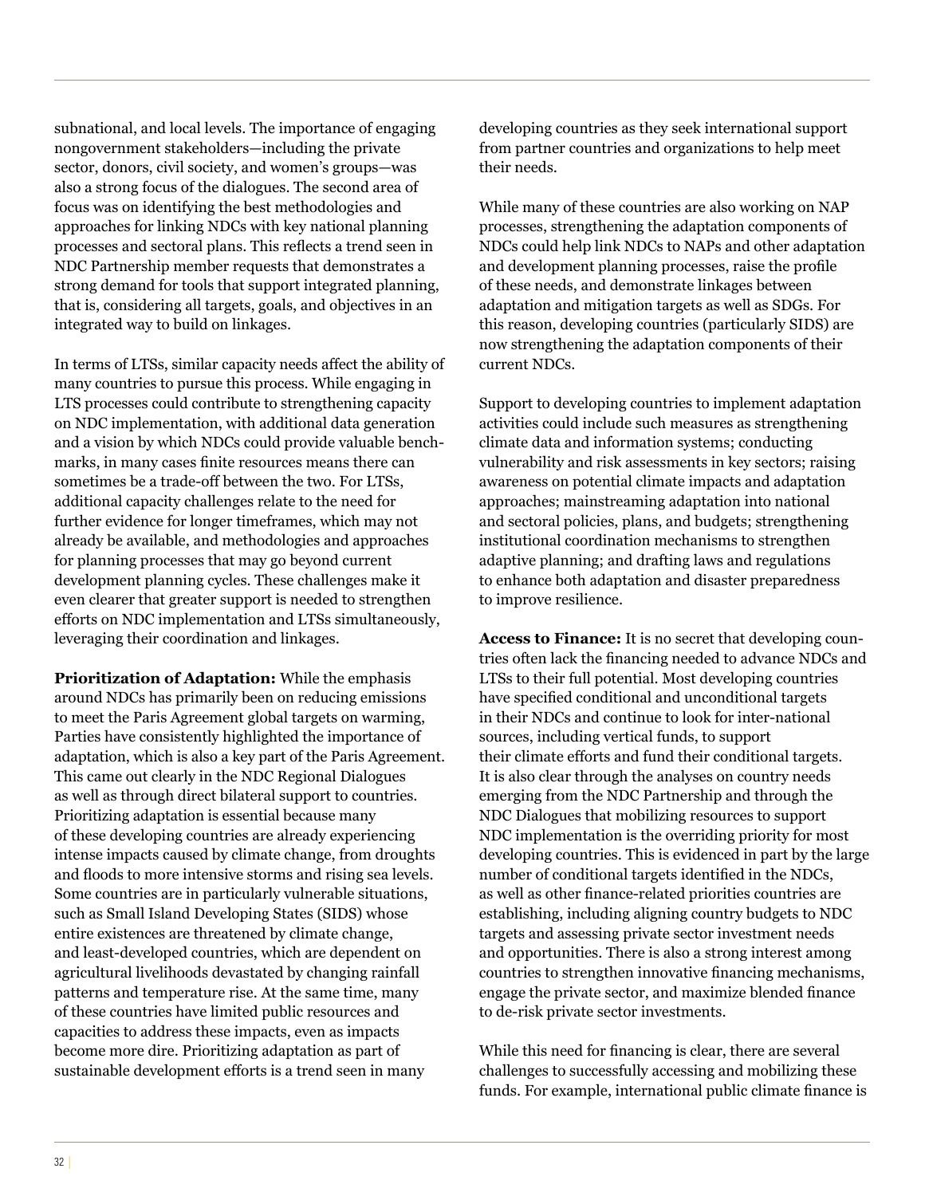subnational, and local levels. The importance of engaging nongovernment stakeholders—including the private sector, donors, civil society, and women's groups—was also a strong focus of the dialogues. The second area of focus was on identifying the best methodologies and approaches for linking NDCs with key national planning processes and sectoral plans. This reflects a trend seen in NDC Partnership member requests that demonstrates a strong demand for tools that support integrated planning, that is, considering all targets, goals, and objectives in an integrated way to build on linkages.

In terms of LTSs, similar capacity needs affect the ability of many countries to pursue this process. While engaging in LTS processes could contribute to strengthening capacity on NDC implementation, with additional data generation and a vision by which NDCs could provide valuable benchmarks, in many cases finite resources means there can sometimes be a trade-off between the two. For LTSs, additional capacity challenges relate to the need for further evidence for longer timeframes, which may not already be available, and methodologies and approaches for planning processes that may go beyond current development planning cycles. These challenges make it even clearer that greater support is needed to strengthen efforts on NDC implementation and LTSs simultaneously, leveraging their coordination and linkages.

**Prioritization of Adaptation:** While the emphasis around NDCs has primarily been on reducing emissions to meet the Paris Agreement global targets on warming, Parties have consistently highlighted the importance of adaptation, which is also a key part of the Paris Agreement. This came out clearly in the NDC Regional Dialogues as well as through direct bilateral support to countries. Prioritizing adaptation is essential because many of these developing countries are already experiencing intense impacts caused by climate change, from droughts and floods to more intensive storms and rising sea levels. Some countries are in particularly vulnerable situations, such as Small Island Developing States (SIDS) whose entire existences are threatened by climate change, and least-developed countries, which are dependent on agricultural livelihoods devastated by changing rainfall patterns and temperature rise. At the same time, many of these countries have limited public resources and capacities to address these impacts, even as impacts become more dire. Prioritizing adaptation as part of sustainable development efforts is a trend seen in many developing countries as they seek international support from partner countries and organizations to help meet their needs.

While many of these countries are also working on NAP processes, strengthening the adaptation components of NDCs could help link NDCs to NAPs and other adaptation and development planning processes, raise the profile of these needs, and demonstrate linkages between adaptation and mitigation targets as well as SDGs. For this reason, developing countries (particularly SIDS) are now strengthening the adaptation components of their current NDCs.

Support to developing countries to implement adaptation activities could include such measures as strengthening climate data and information systems; conducting vulnerability and risk assessments in key sectors; raising awareness on potential climate impacts and adaptation approaches; mainstreaming adaptation into national and sectoral policies, plans, and budgets; strengthening institutional coordination mechanisms to strengthen adaptive planning; and drafting laws and regulations to enhance both adaptation and disaster preparedness to improve resilience.

**Access to Finance:** It is no secret that developing countries often lack the financing needed to advance NDCs and LTSs to their full potential. Most developing countries have specified conditional and unconditional targets in their NDCs and continue to look for inter-national sources, including vertical funds, to support their climate efforts and fund their conditional targets. It is also clear through the analyses on country needs emerging from the NDC Partnership and through the NDC Dialogues that mobilizing resources to support NDC implementation is the overriding priority for most developing countries. This is evidenced in part by the large number of conditional targets identified in the NDCs, as well as other finance-related priorities countries are establishing, including aligning country budgets to NDC targets and assessing private sector investment needs and opportunities. There is also a strong interest among countries to strengthen innovative financing mechanisms, engage the private sector, and maximize blended finance to de-risk private sector investments.

While this need for financing is clear, there are several challenges to successfully accessing and mobilizing these funds. For example, international public climate finance is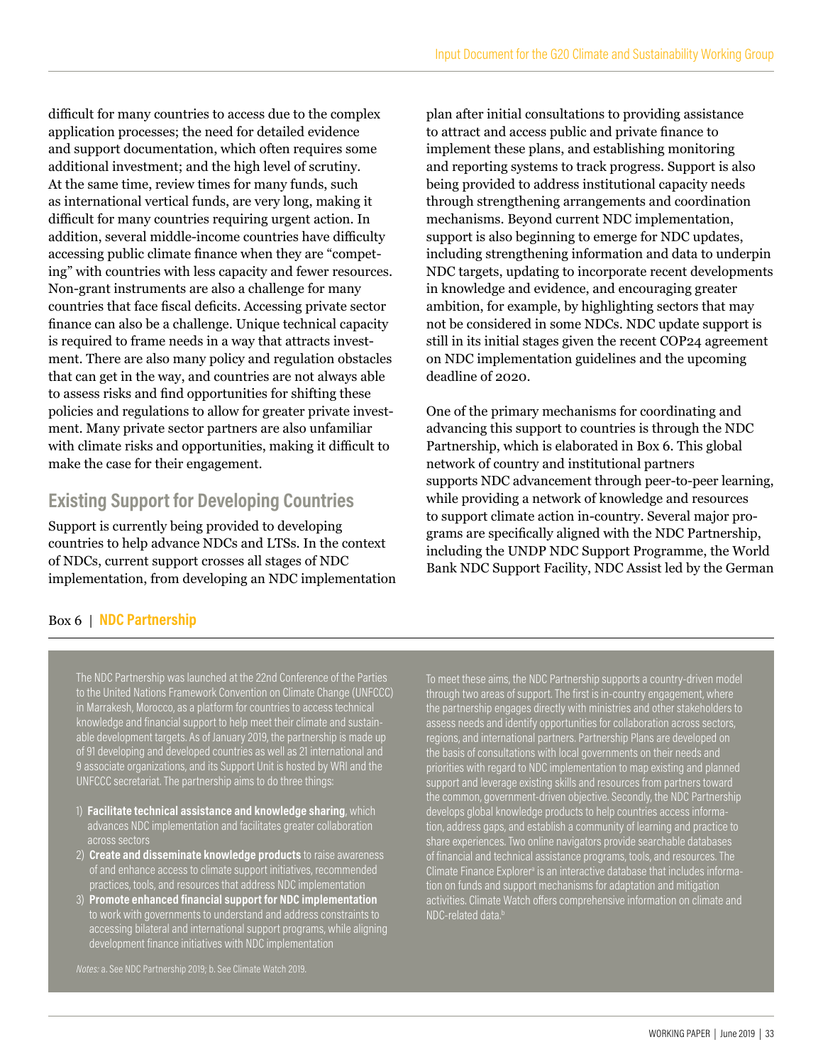difficult for many countries to access due to the complex application processes; the need for detailed evidence and support documentation, which often requires some additional investment; and the high level of scrutiny. At the same time, review times for many funds, such as international vertical funds, are very long, making it difficult for many countries requiring urgent action. In addition, several middle-income countries have difficulty accessing public climate finance when they are "competing" with countries with less capacity and fewer resources. Non-grant instruments are also a challenge for many countries that face fiscal deficits. Accessing private sector finance can also be a challenge. Unique technical capacity is required to frame needs in a way that attracts investment. There are also many policy and regulation obstacles that can get in the way, and countries are not always able to assess risks and find opportunities for shifting these policies and regulations to allow for greater private investment. Many private sector partners are also unfamiliar with climate risks and opportunities, making it difficult to make the case for their engagement.

## Existing Support for Developing Countries

Support is currently being provided to developing countries to help advance NDCs and LTSs. In the context of NDCs, current support crosses all stages of NDC implementation, from developing an NDC implementation plan after initial consultations to providing assistance to attract and access public and private finance to implement these plans, and establishing monitoring and reporting systems to track progress. Support is also being provided to address institutional capacity needs through strengthening arrangements and coordination mechanisms. Beyond current NDC implementation, support is also beginning to emerge for NDC updates, including strengthening information and data to underpin NDC targets, updating to incorporate recent developments in knowledge and evidence, and encouraging greater ambition, for example, by highlighting sectors that may not be considered in some NDCs. NDC update support is still in its initial stages given the recent COP24 agreement on NDC implementation guidelines and the upcoming deadline of 2020.

One of the primary mechanisms for coordinating and advancing this support to countries is through the NDC Partnership, which is elaborated in Box 6. This global network of country and institutional partners supports NDC advancement through peer-to-peer learning, while providing a network of knowledge and resources to support climate action in-country. Several major programs are specifically aligned with the NDC Partnership, including the UNDP NDC Support Programme, the World Bank NDC Support Facility, NDC Assist led by the German

### Box 6 | NDC Partnership

The NDC Partnership was launched at the 22nd Conference of the Parties to the United Nations Framework Convention on Climate Change (UNFCCC) in Marrakesh, Morocco, as a platform for countries to access technical knowledge and financial support to help meet their climate and sustainable development targets. As of January 2019, the partnership is made up of 91 developing and developed countries as well as 21 international and 9 associate organizations, and its Support Unit is hosted by WRI and the UNFCCC secretariat. The partnership aims to do three things:

1) **Facilitate technical assistance and knowledge sharing**, which advances NDC implementation and facilitates greater collaboration across sectors
2) **Create and disseminate knowledge products** to raise awareness of and enhance access to climate support initiatives, recommended practices, tools, and resources that address NDC implementation
3) **Promote enhanced financial support for NDC implementation** to work with governments to understand and address constraints to accessing bilateral and international support programs, while aligning development finance initiatives with NDC implementation

To meet these aims, the NDC Partnership supports a country-driven model through two areas of support. The first is in-country engagement, where the partnership engages directly with ministries and other stakeholders to assess needs and identify opportunities for collaboration across sectors, regions, and international partners. Partnership Plans are developed on the basis of consultations with local governments on their needs and priorities with regard to NDC implementation to map existing and planned support and leverage existing skills and resources from partners toward the common, government-driven objective. Secondly, the NDC Partnership develops global knowledge products to help countries access information, address gaps, and establish a community of learning and practice to share experiences. Two online navigators provide searchable databases of financial and technical assistance programs, tools, and resources. The Climate Finance Explorer[a] is an interactive database that includes information on funds and support mechanisms for adaptation and mitigation activities. Climate Watch offers comprehensive information on climate and NDC-related data.[b]

*Notes:* a. See NDC Partnership 2019; b. See Climate Watch 2019.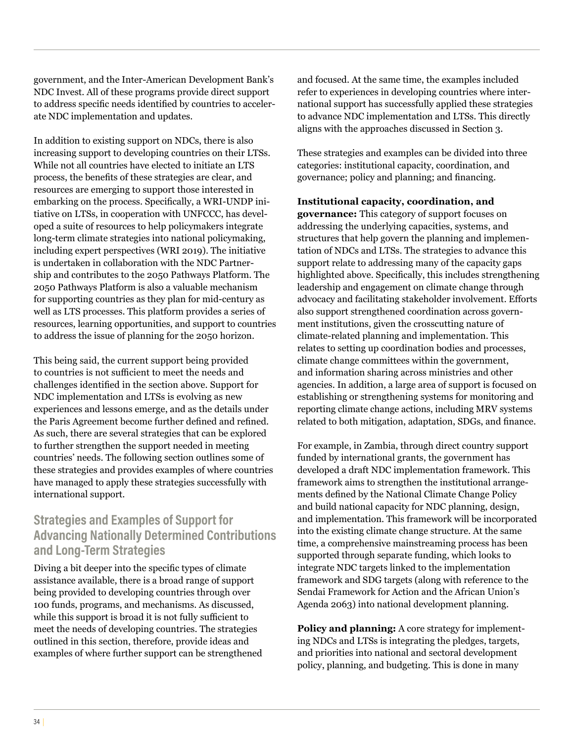government, and the Inter-American Development Bank's NDC Invest. All of these programs provide direct support to address specific needs identified by countries to accelerate NDC implementation and updates.

In addition to existing support on NDCs, there is also increasing support to developing countries on their LTSs. While not all countries have elected to initiate an LTS process, the benefits of these strategies are clear, and resources are emerging to support those interested in embarking on the process. Specifically, a WRI-UNDP initiative on LTSs, in cooperation with UNFCCC, has developed a suite of resources to help policymakers integrate long-term climate strategies into national policymaking, including expert perspectives (WRI 2019). The initiative is undertaken in collaboration with the NDC Partnership and contributes to the 2050 Pathways Platform. The 2050 Pathways Platform is also a valuable mechanism for supporting countries as they plan for mid-century as well as LTS processes. This platform provides a series of resources, learning opportunities, and support to countries to address the issue of planning for the 2050 horizon.

This being said, the current support being provided to countries is not sufficient to meet the needs and challenges identified in the section above. Support for NDC implementation and LTSs is evolving as new experiences and lessons emerge, and as the details under the Paris Agreement become further defined and refined. As such, there are several strategies that can be explored to further strengthen the support needed in meeting countries' needs. The following section outlines some of these strategies and provides examples of where countries have managed to apply these strategies successfully with international support.

## Strategies and Examples of Support for Advancing Nationally Determined Contributions and Long-Term Strategies

Diving a bit deeper into the specific types of climate assistance available, there is a broad range of support being provided to developing countries through over 100 funds, programs, and mechanisms. As discussed, while this support is broad it is not fully sufficient to meet the needs of developing countries. The strategies outlined in this section, therefore, provide ideas and examples of where further support can be strengthened and focused. At the same time, the examples included refer to experiences in developing countries where international support has successfully applied these strategies to advance NDC implementation and LTSs. This directly aligns with the approaches discussed in Section 3.

These strategies and examples can be divided into three categories: institutional capacity, coordination, and governance; policy and planning; and financing.

**Institutional capacity, coordination, and governance:** This category of support focuses on addressing the underlying capacities, systems, and structures that help govern the planning and implementation of NDCs and LTSs. The strategies to advance this support relate to addressing many of the capacity gaps highlighted above. Specifically, this includes strengthening leadership and engagement on climate change through advocacy and facilitating stakeholder involvement. Efforts also support strengthened coordination across government institutions, given the crosscutting nature of climate-related planning and implementation. This relates to setting up coordination bodies and processes, climate change committees within the government, and information sharing across ministries and other agencies. In addition, a large area of support is focused on establishing or strengthening systems for monitoring and reporting climate change actions, including MRV systems related to both mitigation, adaptation, SDGs, and finance.

For example, in Zambia, through direct country support funded by international grants, the government has developed a draft NDC implementation framework. This framework aims to strengthen the institutional arrangements defined by the National Climate Change Policy and build national capacity for NDC planning, design, and implementation. This framework will be incorporated into the existing climate change structure. At the same time, a comprehensive mainstreaming process has been supported through separate funding, which looks to integrate NDC targets linked to the implementation framework and SDG targets (along with reference to the Sendai Framework for Action and the African Union's Agenda 2063) into national development planning.

**Policy and planning:** A core strategy for implementing NDCs and LTSs is integrating the pledges, targets, and priorities into national and sectoral development policy, planning, and budgeting. This is done in many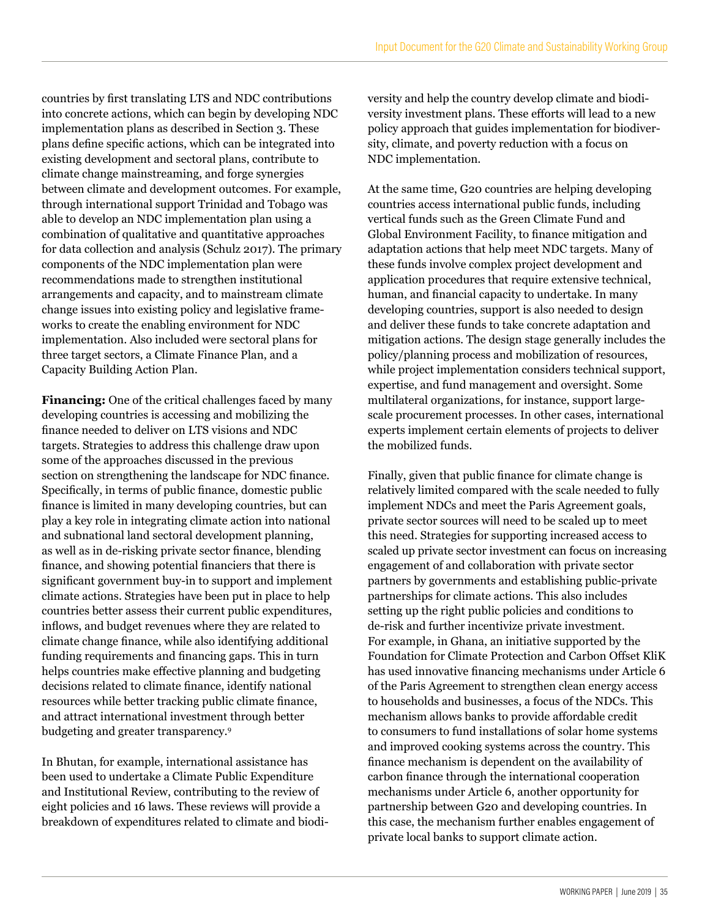countries by first translating LTS and NDC contributions into concrete actions, which can begin by developing NDC implementation plans as described in Section 3. These plans define specific actions, which can be integrated into existing development and sectoral plans, contribute to climate change mainstreaming, and forge synergies between climate and development outcomes. For example, through international support Trinidad and Tobago was able to develop an NDC implementation plan using a combination of qualitative and quantitative approaches for data collection and analysis (Schulz 2017). The primary components of the NDC implementation plan were recommendations made to strengthen institutional arrangements and capacity, and to mainstream climate change issues into existing policy and legislative frameworks to create the enabling environment for NDC implementation. Also included were sectoral plans for three target sectors, a Climate Finance Plan, and a Capacity Building Action Plan.

**Financing:** One of the critical challenges faced by many developing countries is accessing and mobilizing the finance needed to deliver on LTS visions and NDC targets. Strategies to address this challenge draw upon some of the approaches discussed in the previous section on strengthening the landscape for NDC finance. Specifically, in terms of public finance, domestic public finance is limited in many developing countries, but can play a key role in integrating climate action into national and subnational land sectoral development planning, as well as in de-risking private sector finance, blending finance, and showing potential financiers that there is significant government buy-in to support and implement climate actions. Strategies have been put in place to help countries better assess their current public expenditures, inflows, and budget revenues where they are related to climate change finance, while also identifying additional funding requirements and financing gaps. This in turn helps countries make effective planning and budgeting decisions related to climate finance, identify national resources while better tracking public climate finance, and attract international investment through better budgeting and greater transparency.[9]

In Bhutan, for example, international assistance has been used to undertake a Climate Public Expenditure and Institutional Review, contributing to the review of eight policies and 16 laws. These reviews will provide a breakdown of expenditures related to climate and biodiversity and help the country develop climate and biodiversity investment plans. These efforts will lead to a new policy approach that guides implementation for biodiversity, climate, and poverty reduction with a focus on NDC implementation.

At the same time, G20 countries are helping developing countries access international public funds, including vertical funds such as the Green Climate Fund and Global Environment Facility, to finance mitigation and adaptation actions that help meet NDC targets. Many of these funds involve complex project development and application procedures that require extensive technical, human, and financial capacity to undertake. In many developing countries, support is also needed to design and deliver these funds to take concrete adaptation and mitigation actions. The design stage generally includes the policy/planning process and mobilization of resources, while project implementation considers technical support, expertise, and fund management and oversight. Some multilateral organizations, for instance, support large-scale procurement processes. In other cases, international experts implement certain elements of projects to deliver the mobilized funds.

Finally, given that public finance for climate change is relatively limited compared with the scale needed to fully implement NDCs and meet the Paris Agreement goals, private sector sources will need to be scaled up to meet this need. Strategies for supporting increased access to scaled up private sector investment can focus on increasing engagement of and collaboration with private sector partners by governments and establishing public-private partnerships for climate actions. This also includes setting up the right public policies and conditions to de-risk and further incentivize private investment. For example, in Ghana, an initiative supported by the Foundation for Climate Protection and Carbon Offset KliK has used innovative financing mechanisms under Article 6 of the Paris Agreement to strengthen clean energy access to households and businesses, a focus of the NDCs. This mechanism allows banks to provide affordable credit to consumers to fund installations of solar home systems and improved cooking systems across the country. This finance mechanism is dependent on the availability of carbon finance through the international cooperation mechanisms under Article 6, another opportunity for partnership between G20 and developing countries. In this case, the mechanism further enables engagement of private local banks to support climate action.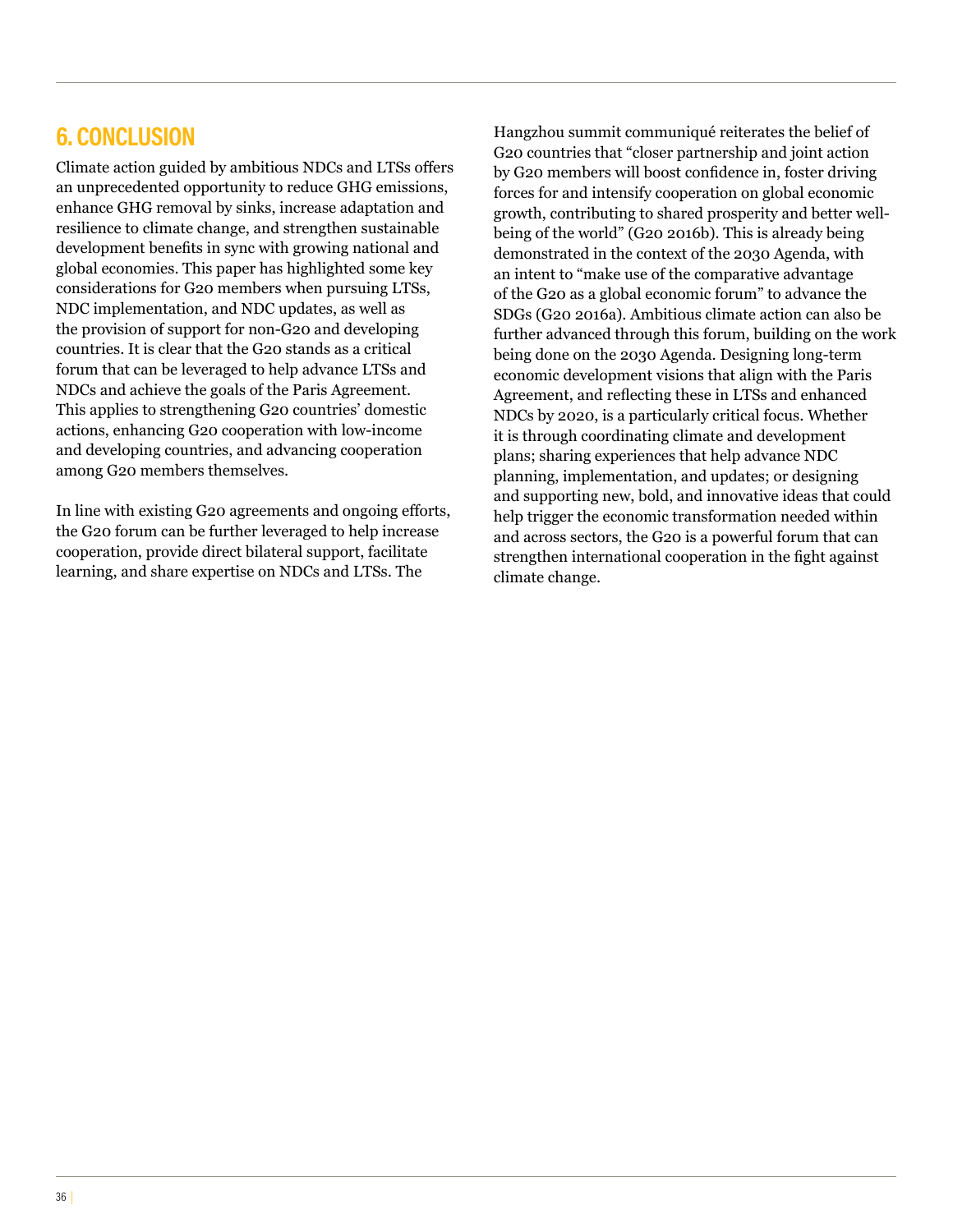## 6. CONCLUSION

Climate action guided by ambitious NDCs and LTSs offers an unprecedented opportunity to reduce GHG emissions, enhance GHG removal by sinks, increase adaptation and resilience to climate change, and strengthen sustainable development benefits in sync with growing national and global economies. This paper has highlighted some key considerations for G20 members when pursuing LTSs, NDC implementation, and NDC updates, as well as the provision of support for non-G20 and developing countries. It is clear that the G20 stands as a critical forum that can be leveraged to help advance LTSs and NDCs and achieve the goals of the Paris Agreement. This applies to strengthening G20 countries' domestic actions, enhancing G20 cooperation with low-income and developing countries, and advancing cooperation among G20 members themselves.

In line with existing G20 agreements and ongoing efforts, the G20 forum can be further leveraged to help increase cooperation, provide direct bilateral support, facilitate learning, and share expertise on NDCs and LTSs. The Hangzhou summit communiqué reiterates the belief of G20 countries that "closer partnership and joint action by G20 members will boost confidence in, foster driving forces for and intensify cooperation on global economic growth, contributing to shared prosperity and better well-being of the world" (G20 2016b). This is already being demonstrated in the context of the 2030 Agenda, with an intent to "make use of the comparative advantage of the G20 as a global economic forum" to advance the SDGs (G20 2016a). Ambitious climate action can also be further advanced through this forum, building on the work being done on the 2030 Agenda. Designing long-term economic development visions that align with the Paris Agreement, and reflecting these in LTSs and enhanced NDCs by 2020, is a particularly critical focus. Whether it is through coordinating climate and development plans; sharing experiences that help advance NDC planning, implementation, and updates; or designing and supporting new, bold, and innovative ideas that could help trigger the economic transformation needed within and across sectors, the G20 is a powerful forum that can strengthen international cooperation in the fight against climate change.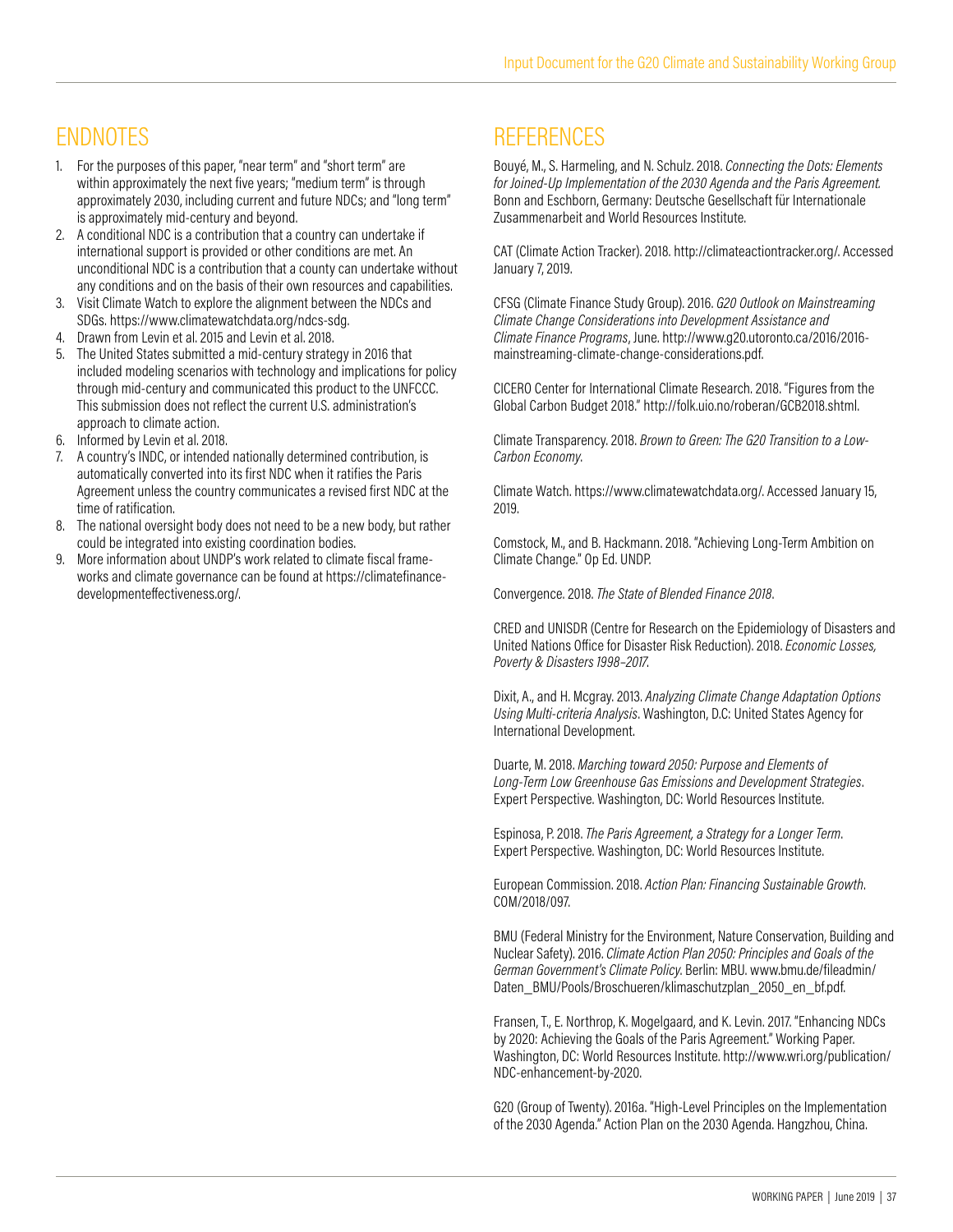## ENDNOTES

1. For the purposes of this paper, "near term" and "short term" are within approximately the next five years; "medium term" is through approximately 2030, including current and future NDCs; and "long term" is approximately mid-century and beyond.
2. A conditional NDC is a contribution that a country can undertake if international support is provided or other conditions are met. An unconditional NDC is a contribution that a county can undertake without any conditions and on the basis of their own resources and capabilities.
3. Visit Climate Watch to explore the alignment between the NDCs and SDGs. https://www.climatewatchdata.org/ndcs-sdg.
4. Drawn from Levin et al. 2015 and Levin et al. 2018.
5. The United States submitted a mid-century strategy in 2016 that included modeling scenarios with technology and implications for policy through mid-century and communicated this product to the UNFCCC. This submission does not reflect the current U.S. administration's approach to climate action.
6. Informed by Levin et al. 2018.
7. A country's INDC, or intended nationally determined contribution, is automatically converted into its first NDC when it ratifies the Paris Agreement unless the country communicates a revised first NDC at the time of ratification.
8. The national oversight body does not need to be a new body, but rather could be integrated into existing coordination bodies.
9. More information about UNDP's work related to climate fiscal frameworks and climate governance can be found at https://climatefinance-developmenteffectiveness.org/.

## REFERENCES

Bouyé, M., S. Harmeling, and N. Schulz. 2018. *Connecting the Dots: Elements for Joined-Up Implementation of the 2030 Agenda and the Paris Agreement.* Bonn and Eschborn, Germany: Deutsche Gesellschaft für Internationale Zusammenarbeit and World Resources Institute.

CAT (Climate Action Tracker). 2018. http://climateactiontracker.org/. Accessed January 7, 2019.

CFSG (Climate Finance Study Group). 2016. *G20 Outlook on Mainstreaming Climate Change Considerations into Development Assistance and Climate Finance Programs*, June. http://www.g20.utoronto.ca/2016/2016-mainstreaming-climate-change-considerations.pdf.

CICERO Center for International Climate Research. 2018. "Figures from the Global Carbon Budget 2018." http://folk.uio.no/roberan/GCB2018.shtml.

Climate Transparency. 2018. *Brown to Green: The G20 Transition to a Low-Carbon Economy*.

Climate Watch. https://www.climatewatchdata.org/. Accessed January 15, 2019.

Comstock, M., and B. Hackmann. 2018. "Achieving Long-Term Ambition on Climate Change." Op Ed. UNDP.

Convergence. 2018. *The State of Blended Finance 2018*.

CRED and UNISDR (Centre for Research on the Epidemiology of Disasters and United Nations Office for Disaster Risk Reduction). 2018. *Economic Losses, Poverty & Disasters 1998–2017*.

Dixit, A., and H. Mcgray. 2013. *Analyzing Climate Change Adaptation Options Using Multi-criteria Analysis*. Washington, D.C: United States Agency for International Development.

Duarte, M. 2018. *Marching toward 2050: Purpose and Elements of Long-Term Low Greenhouse Gas Emissions and Development Strategies*. Expert Perspective. Washington, DC: World Resources Institute.

Espinosa, P. 2018. *The Paris Agreement, a Strategy for a Longer Term*. Expert Perspective. Washington, DC: World Resources Institute.

European Commission. 2018. *Action Plan: Financing Sustainable Growth*. COM/2018/097.

BMU (Federal Ministry for the Environment, Nature Conservation, Building and Nuclear Safety). 2016. *Climate Action Plan 2050: Principles and Goals of the German Government's Climate Policy*. Berlin: MBU. www.bmu.de/fileadmin/Daten_BMU/Pools/Broschueren/klimaschutzplan_2050_en_bf.pdf.

Fransen, T., E. Northrop, K. Mogelgaard, and K. Levin. 2017. "Enhancing NDCs by 2020: Achieving the Goals of the Paris Agreement." Working Paper. Washington, DC: World Resources Institute. http://www.wri.org/publication/NDC-enhancement-by-2020.

G20 (Group of Twenty). 2016a. "High-Level Principles on the Implementation of the 2030 Agenda." Action Plan on the 2030 Agenda. Hangzhou, China.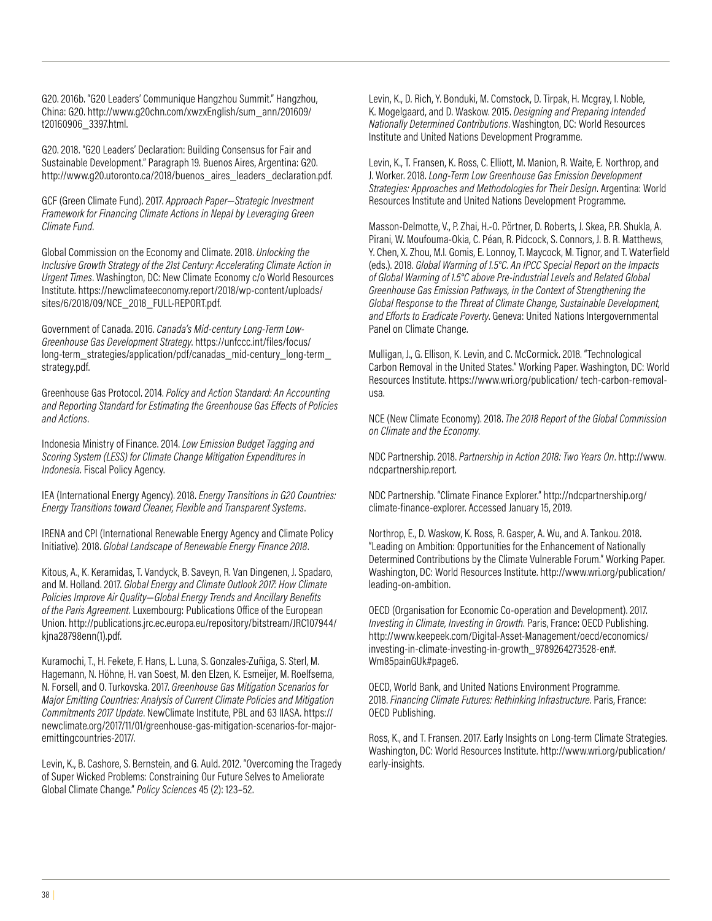G20. 2016b. "G20 Leaders' Communique Hangzhou Summit." Hangzhou, China: G20. http://www.g20chn.com/xwzxEnglish/sum_ann/201609/t20160906_3397.html.

G20. 2018. "G20 Leaders' Declaration: Building Consensus for Fair and Sustainable Development." Paragraph 19. Buenos Aires, Argentina: G20. http://www.g20.utoronto.ca/2018/buenos_aires_leaders_declaration.pdf.

GCF (Green Climate Fund). 2017. *Approach Paper—Strategic Investment Framework for Financing Climate Actions in Nepal by Leveraging Green Climate Fund*.

Global Commission on the Economy and Climate. 2018. *Unlocking the Inclusive Growth Strategy of the 21st Century: Accelerating Climate Action in Urgent Times*. Washington, DC: New Climate Economy c/o World Resources Institute. https://newclimateeconomy.report/2018/wp-content/uploads/sites/6/2018/09/NCE_2018_FULL-REPORT.pdf.

Government of Canada. 2016. *Canada's Mid-century Long-Term Low-Greenhouse Gas Development Strategy*. https://unfccc.int/files/focus/long-term_strategies/application/pdf/canadas_mid-century_long-term_strategy.pdf.

Greenhouse Gas Protocol. 2014. *Policy and Action Standard: An Accounting and Reporting Standard for Estimating the Greenhouse Gas Effects of Policies and Actions*.

Indonesia Ministry of Finance. 2014. *Low Emission Budget Tagging and Scoring System (LESS) for Climate Change Mitigation Expenditures in Indonesia*. Fiscal Policy Agency.

IEA (International Energy Agency). 2018. *Energy Transitions in G20 Countries: Energy Transitions toward Cleaner, Flexible and Transparent Systems*.

IRENA and CPI (International Renewable Energy Agency and Climate Policy Initiative). 2018. *Global Landscape of Renewable Energy Finance 2018*.

Kitous, A., K. Keramidas, T. Vandyck, B. Saveyn, R. Van Dingenen, J. Spadaro, and M. Holland. 2017. *Global Energy and Climate Outlook 2017: How Climate Policies Improve Air Quality—Global Energy Trends and Ancillary Benefits of the Paris Agreement*. Luxembourg: Publications Office of the European Union. http://publications.jrc.ec.europa.eu/repository/bitstream/JRC107944/kjna28798enn(1).pdf.

Kuramochi, T., H. Fekete, F. Hans, L. Luna, S. Gonzales-Zuñiga, S. Sterl, M. Hagemann, N. Höhne, H. van Soest, M. den Elzen, K. Esmeijer, M. Roelfsema, N. Forsell, and O. Turkovska. 2017. *Greenhouse Gas Mitigation Scenarios for Major Emitting Countries: Analysis of Current Climate Policies and Mitigation Commitments 2017 Update*. NewClimate Institute, PBL and 63 IIASA. https://newclimate.org/2017/11/01/greenhouse-gas-mitigation-scenarios-for-major-emittingcountries-2017/.

Levin, K., B. Cashore, S. Bernstein, and G. Auld. 2012. "Overcoming the Tragedy of Super Wicked Problems: Constraining Our Future Selves to Ameliorate Global Climate Change." *Policy Sciences* 45 (2): 123–52.

Levin, K., D. Rich, Y. Bonduki, M. Comstock, D. Tirpak, H. Mcgray, I. Noble, K. Mogelgaard, and D. Waskow. 2015. *Designing and Preparing Intended Nationally Determined Contributions*. Washington, DC: World Resources Institute and United Nations Development Programme.

Levin, K., T. Fransen, K. Ross, C. Elliott, M. Manion, R. Waite, E. Northrop, and J. Worker. 2018. *Long-Term Low Greenhouse Gas Emission Development Strategies: Approaches and Methodologies for Their Design*. Argentina: World Resources Institute and United Nations Development Programme.

Masson-Delmotte, V., P. Zhai, H.-O. Pörtner, D. Roberts, J. Skea, P.R. Shukla, A. Pirani, W. Moufouma-Okia, C. Péan, R. Pidcock, S. Connors, J. B. R. Matthews, Y. Chen, X. Zhou, M.I. Gomis, E. Lonnoy, T. Maycock, M. Tignor, and T. Waterfield (eds.). 2018. *Global Warming of 1.5°C. An IPCC Special Report on the Impacts of Global Warming of 1.5°C above Pre-industrial Levels and Related Global Greenhouse Gas Emission Pathways, in the Context of Strengthening the Global Response to the Threat of Climate Change, Sustainable Development, and Efforts to Eradicate Poverty*. Geneva: United Nations Intergovernmental Panel on Climate Change.

Mulligan, J., G. Ellison, K. Levin, and C. McCormick. 2018. "Technological Carbon Removal in the United States." Working Paper. Washington, DC: World Resources Institute. https://www.wri.org/publication/ tech-carbon-removal-usa.

NCE (New Climate Economy). 2018. *The 2018 Report of the Global Commission on Climate and the Economy*.

NDC Partnership. 2018. *Partnership in Action 2018: Two Years On*. http://www.ndcpartnership.report.

NDC Partnership. "Climate Finance Explorer." http://ndcpartnership.org/climate-finance-explorer. Accessed January 15, 2019.

Northrop, E., D. Waskow, K. Ross, R. Gasper, A. Wu, and A. Tankou. 2018. "Leading on Ambition: Opportunities for the Enhancement of Nationally Determined Contributions by the Climate Vulnerable Forum." Working Paper. Washington, DC: World Resources Institute. http://www.wri.org/publication/leading-on-ambition.

OECD (Organisation for Economic Co-operation and Development). 2017. *Investing in Climate, Investing in Growth*. Paris, France: OECD Publishing. http://www.keepeek.com/Digital-Asset-Management/oecd/economics/investing-in-climate-investing-in-growth_9789264273528-en#.Wm85painGUk#page6.

OECD, World Bank, and United Nations Environment Programme. 2018. *Financing Climate Futures: Rethinking Infrastructure*. Paris, France: OECD Publishing.

Ross, K., and T. Fransen. 2017. Early Insights on Long-term Climate Strategies. Washington, DC: World Resources Institute. http://www.wri.org/publication/early-insights.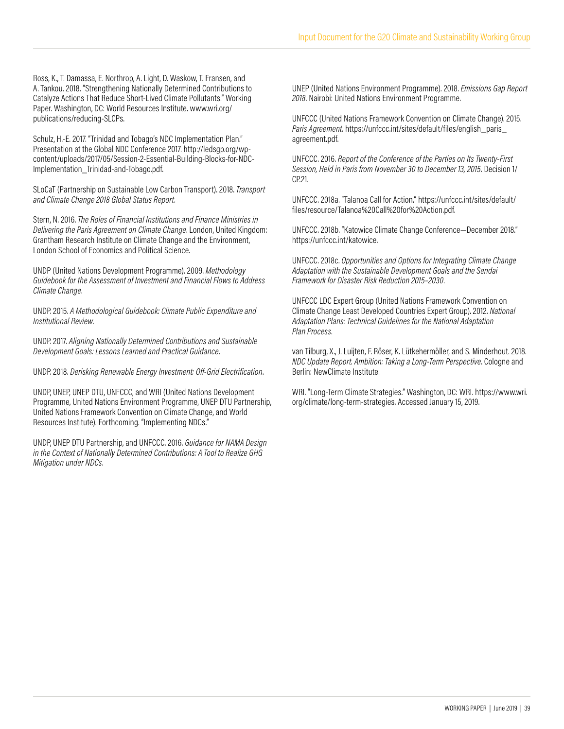Ross, K., T. Damassa, E. Northrop, A. Light, D. Waskow, T. Fransen, and A. Tankou. 2018. "Strengthening Nationally Determined Contributions to Catalyze Actions That Reduce Short-Lived Climate Pollutants." Working Paper. Washington, DC: World Resources Institute. www.wri.org/publications/reducing-SLCPs.

Schulz, H.-E. 2017. "Trinidad and Tobago's NDC Implementation Plan." Presentation at the Global NDC Conference 2017. http://ledsgp.org/wp-content/uploads/2017/05/Session-2-Essential-Building-Blocks-for-NDC-Implementation_Trinidad-and-Tobago.pdf.

SLoCaT (Partnership on Sustainable Low Carbon Transport). 2018. *Transport and Climate Change 2018 Global Status Report*.

Stern, N. 2016. *The Roles of Financial Institutions and Finance Ministries in Delivering the Paris Agreement on Climate Change*. London, United Kingdom: Grantham Research Institute on Climate Change and the Environment, London School of Economics and Political Science.

UNDP (United Nations Development Programme). 2009. *Methodology Guidebook for the Assessment of Investment and Financial Flows to Address Climate Change*.

UNDP. 2015. *A Methodological Guidebook: Climate Public Expenditure and Institutional Review*.

UNDP. 2017. *Aligning Nationally Determined Contributions and Sustainable Development Goals: Lessons Learned and Practical Guidance*.

UNDP. 2018. *Derisking Renewable Energy Investment: Off-Grid Electrification*.

UNDP, UNEP, UNEP DTU, UNFCCC, and WRI (United Nations Development Programme, United Nations Environment Programme, UNEP DTU Partnership, United Nations Framework Convention on Climate Change, and World Resources Institute). Forthcoming. "Implementing NDCs."

UNDP, UNEP DTU Partnership, and UNFCCC. 2016. *Guidance for NAMA Design in the Context of Nationally Determined Contributions: A Tool to Realize GHG Mitigation under NDCs*.

UNEP (United Nations Environment Programme). 2018. *Emissions Gap Report 2018*. Nairobi: United Nations Environment Programme.

UNFCCC (United Nations Framework Convention on Climate Change). 2015. *Paris Agreement*. https://unfccc.int/sites/default/files/english_paris_agreement.pdf.

UNFCCC. 2016. *Report of the Conference of the Parties on Its Twenty-First Session, Held in Paris from November 30 to December 13, 2015*. Decision 1/CP.21.

UNFCCC. 2018a. "Talanoa Call for Action." https://unfccc.int/sites/default/files/resource/Talanoa%20Call%20for%20Action.pdf.

UNFCCC. 2018b. "Katowice Climate Change Conference—December 2018." https://unfccc.int/katowice.

UNFCCC. 2018c. *Opportunities and Options for Integrating Climate Change Adaptation with the Sustainable Development Goals and the Sendai Framework for Disaster Risk Reduction 2015–2030*.

UNFCCC LDC Expert Group (United Nations Framework Convention on Climate Change Least Developed Countries Expert Group). 2012. *National Adaptation Plans: Technical Guidelines for the National Adaptation Plan Process*.

van Tilburg, X., J. Luijten, F. Röser, K. Lütkehermöller, and S. Minderhout. 2018. *NDC Update Report. Ambition: Taking a Long-Term Perspective*. Cologne and Berlin: NewClimate Institute.

WRI. "Long-Term Climate Strategies." Washington, DC: WRI. https://www.wri.org/climate/long-term-strategies. Accessed January 15, 2019.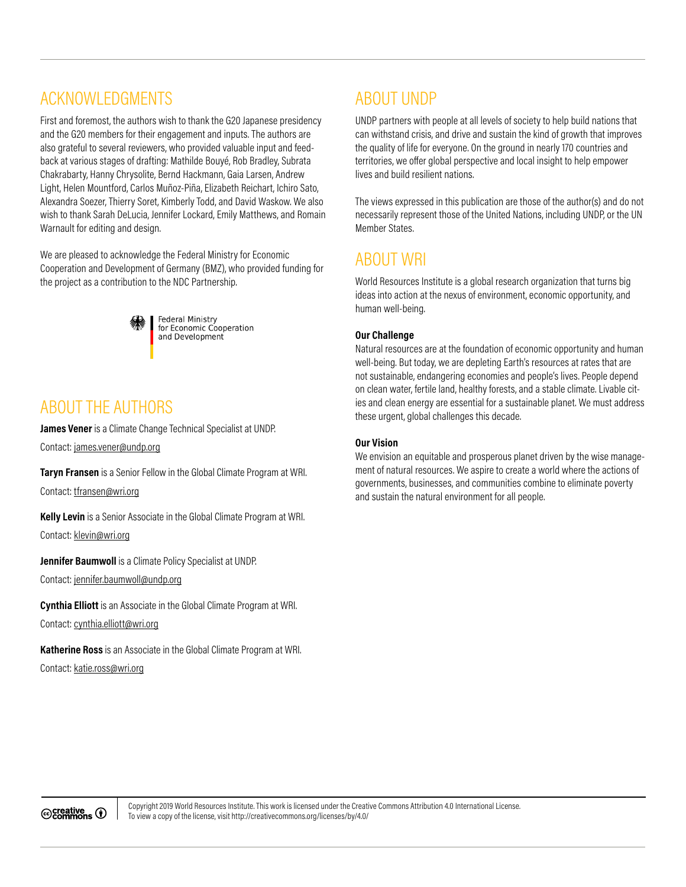## ACKNOWLEDGMENTS

First and foremost, the authors wish to thank the G20 Japanese presidency and the G20 members for their engagement and inputs. The authors are also grateful to several reviewers, who provided valuable input and feedback at various stages of drafting: Mathilde Bouyé, Rob Bradley, Subrata Chakrabarty, Hanny Chrysolite, Bernd Hackmann, Gaia Larsen, Andrew Light, Helen Mountford, Carlos Muñoz-Piña, Elizabeth Reichart, Ichiro Sato, Alexandra Soezer, Thierry Soret, Kimberly Todd, and David Waskow. We also wish to thank Sarah DeLucia, Jennifer Lockard, Emily Matthews, and Romain Warnault for editing and design.

We are pleased to acknowledge the Federal Ministry for Economic Cooperation and Development of Germany (BMZ), who provided funding for the project as a contribution to the NDC Partnership.

Federal Ministry
for Economic Cooperation
and Development

## ABOUT THE AUTHORS

**James Vener** is a Climate Change Technical Specialist at UNDP.

Contact: james.vener@undp.org

**Taryn Fransen** is a Senior Fellow in the Global Climate Program at WRI.

Contact: tfransen@wri.org

**Kelly Levin** is a Senior Associate in the Global Climate Program at WRI.

Contact: klevin@wri.org

**Jennifer Baumwoll** is a Climate Policy Specialist at UNDP.

Contact: jennifer.baumwoll@undp.org

**Cynthia Elliott** is an Associate in the Global Climate Program at WRI.

Contact: cynthia.elliott@wri.org

**Katherine Ross** is an Associate in the Global Climate Program at WRI.

Contact: katie.ross@wri.org

## ABOUT UNDP

UNDP partners with people at all levels of society to help build nations that can withstand crisis, and drive and sustain the kind of growth that improves the quality of life for everyone. On the ground in nearly 170 countries and territories, we offer global perspective and local insight to help empower lives and build resilient nations.

The views expressed in this publication are those of the author(s) and do not necessarily represent those of the United Nations, including UNDP, or the UN Member States.

## ABOUT WRI

World Resources Institute is a global research organization that turns big ideas into action at the nexus of environment, economic opportunity, and human well-being.

**Our Challenge**

Natural resources are at the foundation of economic opportunity and human well-being. But today, we are depleting Earth's resources at rates that are not sustainable, endangering economies and people's lives. People depend on clean water, fertile land, healthy forests, and a stable climate. Livable cities and clean energy are essential for a sustainable planet. We must address these urgent, global challenges this decade.

**Our Vision**

We envision an equitable and prosperous planet driven by the wise management of natural resources. We aspire to create a world where the actions of governments, businesses, and communities combine to eliminate poverty and sustain the natural environment for all people.

Copyright 2019 World Resources Institute. This work is licensed under the Creative Commons Attribution 4.0 International License. To view a copy of the license, visit http://creativecommons.org/licenses/by/4.0/